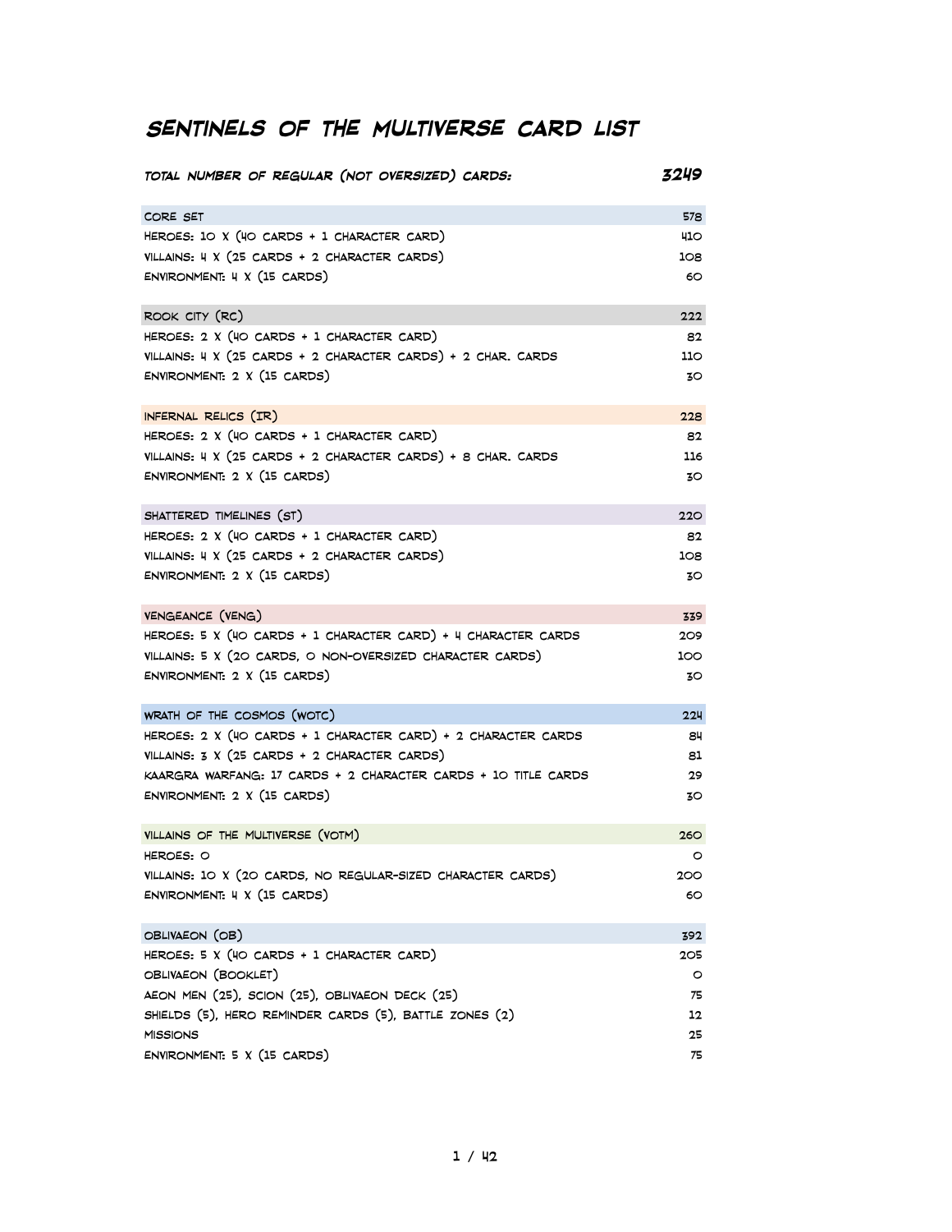# Sentinels of the Multiverse Card List

| *Total number of regular (not oversized) cards:* | ***3249*** |
| --- | --- |
| **Core Set** | **578** |
| Heroes: 10 x (40 cards + 1 character card) | 410 |
| Villains: 4 x (25 cards + 2 character cards) | 108 |
| Environment: 4 x (15 cards) | 60 |
| | |
| **Rook City (RC)** | **222** |
| Heroes: 2 x (40 cards + 1 character card) | 82 |
| Villains: 4 x (25 cards + 2 character cards) + 2 char. cards | 110 |
| Environment: 2 x (15 cards) | 30 |
| | |
| **Infernal Relics (IR)** | **228** |
| Heroes: 2 x (40 cards + 1 character card) | 82 |
| Villains: 4 x (25 cards + 2 character cards) + 8 char. cards | 116 |
| Environment: 2 x (15 cards) | 30 |
| | |
| **Shattered Timelines (ST)** | **220** |
| Heroes: 2 x (40 cards + 1 character card) | 82 |
| Villains: 4 x (25 cards + 2 character cards) | 108 |
| Environment: 2 x (15 cards) | 30 |
| | |
| **Vengeance (VENG)** | **339** |
| Heroes: 5 x (40 cards + 1 character card) + 4 character cards | 209 |
| Villains: 5 x (20 cards, 0 non-oversized character cards) | 100 |
| Environment: 2 x (15 cards) | 30 |
| | |
| **Wrath of the Cosmos (WotC)** | **224** |
| Heroes: 2 x (40 cards + 1 character card) + 2 character cards | 84 |
| Villains: 3 x (25 cards + 2 character cards) | 81 |
| Kaargra Warfang: 17 cards + 2 character cards + 10 title cards | 29 |
| Environment: 2 x (15 cards) | 30 |
| | |
| **Villains of the Multiverse (VotM)** | **260** |
| Heroes: 0 | 0 |
| Villains: 10 x (20 cards, no regular-sized character cards) | 200 |
| Environment: 4 x (15 cards) | 60 |
| | |
| **OblivAeon (OB)** | **392** |
| Heroes: 5 x (40 cards + 1 character card) | 205 |
| OblivAeon (booklet) | 0 |
| Aeon Men (25), Scion (25), OblivAeon deck (25) | 75 |
| Shields (5), Hero reminder cards (5), Battle Zones (2) | 12 |
| Missions | 25 |
| Environment: 5 x (15 cards) | 75 |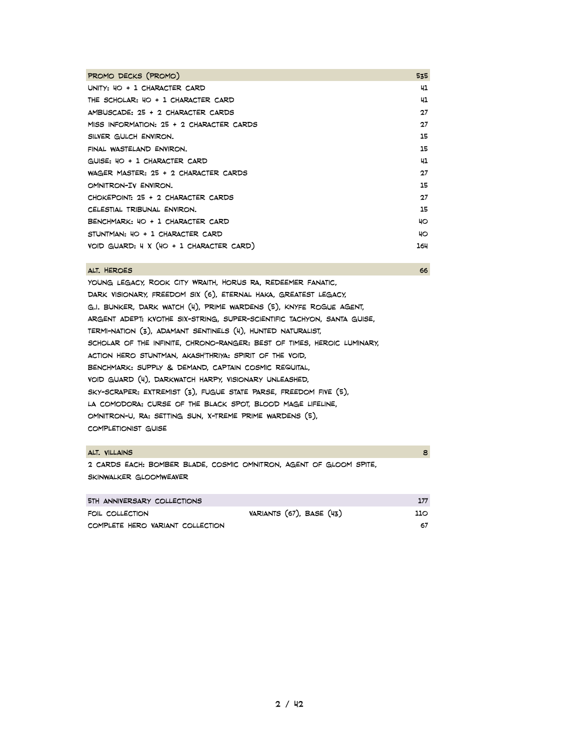| Promo Decks (Promo) | 535 |
| --- | --- |
| Unity: 40 + 1 character card | 41 |
| The Scholar: 40 + 1 character card | 41 |
| Ambuscade: 25 + 2 character cards | 27 |
| Miss Information: 25 + 2 character cards | 27 |
| Silver Gulch Environ. | 15 |
| Final Wasteland Environ. | 15 |
| Guise: 40 + 1 character card | 41 |
| Wager Master: 25 + 2 character cards | 27 |
| Omnitron-IV Environ. | 15 |
| Chokepoint: 25 + 2 character cards | 27 |
| Celestial Tribunal Environ. | 15 |
| Benchmark: 40 + 1 character card | 40 |
| Stuntman: 40 + 1 character card | 40 |
| Void Guard: 4 x (40 + 1 character card) | 164 |

| Alt. Heroes | 66 |
| --- | --- |

Young Legacy, Rook City Wraith, Horus Ra, Redeemer Fanatic, Dark Visionary, Freedom Six (6), Eternal Haka, Greatest Legacy, G.I. Bunker, Dark Watch (4), Prime Wardens (5), Knyfe Rogue Agent, Argent Adept: Kvothe Six-String, Super-Scientific Tachyon, Santa Guise, Termi-Nation (3), Adamant Sentinels (4), Hunted Naturalist, Scholar of the Infinite, Chrono-Ranger: Best of Times, Heroic Luminary, Action Hero Stuntman, Akash'Thriya: Spirit of the Void, Benchmark: Supply & Demand, Captain Cosmic Requital, Void Guard (4), Darkwatch Harpy, Visionary Unleashed, Sky-Scraper: Extremist (3), Fugue State Parse, Freedom Five (5), La Comodora: Curse of the Black Spot, Blood Mage Lifeline, Omnitron-U, Ra: Setting Sun, X-treme Prime Wardens (5), Completionist Guise

| Alt. Villains | 8 |
| --- | --- |

2 cards each: Bomber Blade, Cosmic Omnitron, Agent of Gloom Spite, Skinwalker Gloomweaver

| 5th Anniversary Collections | | 177 |
| --- | --- | --- |
| Foil Collection | Variants (67), Base (43) | 110 |
| Complete Hero Variant Collection | | 67 |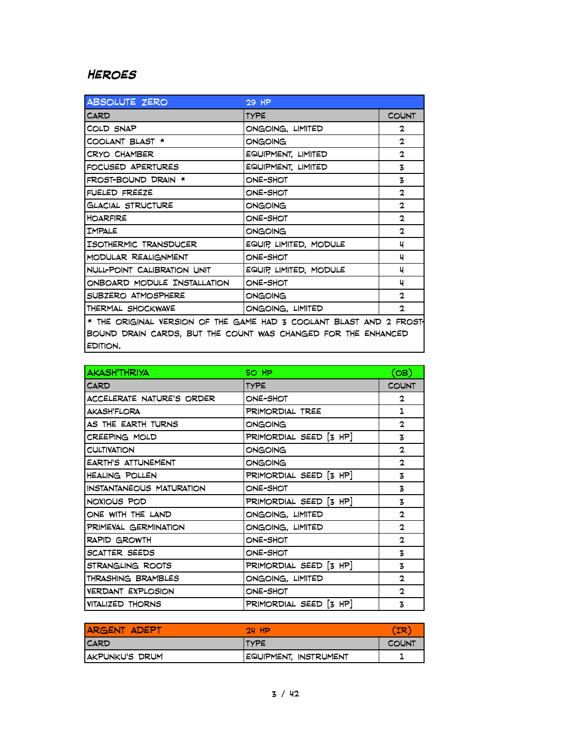## HEROES

| ABSOLUTE ZERO | 29 HP | |
|---|---|---|
| CARD | TYPE | COUNT |
| COLD SNAP | ONGOING, LIMITED | 2 |
| COOLANT BLAST * | ONGOING | 2 |
| CRYO CHAMBER | EQUIPMENT, LIMITED | 2 |
| FOCUSED APERTURES | EQUIPMENT, LIMITED | 3 |
| FROST-BOUND DRAIN * | ONE-SHOT | 3 |
| FUELED FREEZE | ONE-SHOT | 2 |
| GLACIAL STRUCTURE | ONGOING | 2 |
| HOARFIRE | ONE-SHOT | 2 |
| IMPALE | ONGOING | 2 |
| ISOTHERMIC TRANSDUCER | EQUIP, LIMITED, MODULE | 4 |
| MODULAR REALIGNMENT | ONE-SHOT | 4 |
| NULL-POINT CALIBRATION UNIT | EQUIP, LIMITED, MODULE | 4 |
| ONBOARD MODULE INSTALLATION | ONE-SHOT | 4 |
| SUBZERO ATMOSPHERE | ONGOING | 2 |
| THERMAL SHOCKWAVE | ONGOING, LIMITED | 2 |

* THE ORIGINAL VERSION OF THE GAME HAD 3 COOLANT BLAST AND 2 FROST-BOUND DRAIN CARDS, BUT THE COUNT WAS CHANGED FOR THE ENHANCED EDITION.

| AKASH'THRIYA | 50 HP | (OB) |
|---|---|---|
| CARD | TYPE | COUNT |
| ACCELERATE NATURE'S ORDER | ONE-SHOT | 2 |
| AKASH'FLORA | PRIMORDIAL TREE | 1 |
| AS THE EARTH TURNS | ONGOING | 2 |
| CREEPING MOLD | PRIMORDIAL SEED [3 HP] | 3 |
| CULTIVATION | ONGOING | 2 |
| EARTH'S ATTUNEMENT | ONGOING | 2 |
| HEALING POLLEN | PRIMORDIAL SEED [3 HP] | 3 |
| INSTANTANEOUS MATURATION | ONE-SHOT | 3 |
| NOXIOUS POD | PRIMORDIAL SEED [3 HP] | 3 |
| ONE WITH THE LAND | ONGOING, LIMITED | 2 |
| PRIMEVAL GERMINATION | ONGOING, LIMITED | 2 |
| RAPID GROWTH | ONE-SHOT | 2 |
| SCATTER SEEDS | ONE-SHOT | 3 |
| STRANGLING ROOTS | PRIMORDIAL SEED [3 HP] | 3 |
| THRASHING BRAMBLES | ONGOING, LIMITED | 2 |
| VERDANT EXPLOSION | ONE-SHOT | 2 |
| VITALIZED THORNS | PRIMORDIAL SEED [3 HP] | 3 |

| ARGENT ADEPT | 24 HP | (IR) |
|---|---|---|
| CARD | TYPE | COUNT |
| AKPUNKU'S DRUM | EQUIPMENT, INSTRUMENT | 1 |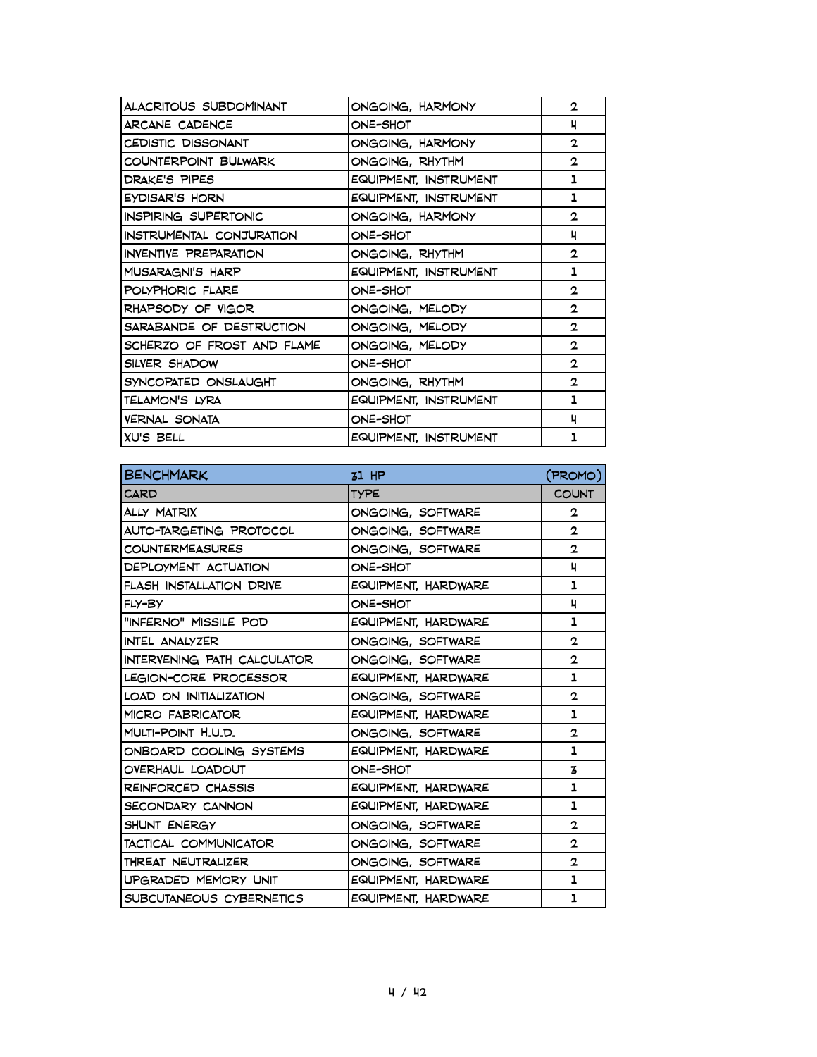| | | |
|---|---|---|
| ALACRITOUS SUBDOMINANT | ONGOING, HARMONY | 2 |
| ARCANE CADENCE | ONE-SHOT | 4 |
| CEDISTIC DISSONANT | ONGOING, HARMONY | 2 |
| COUNTERPOINT BULWARK | ONGOING, RHYTHM | 2 |
| DRAKE'S PIPES | EQUIPMENT, INSTRUMENT | 1 |
| EYDISAR'S HORN | EQUIPMENT, INSTRUMENT | 1 |
| INSPIRING SUPERTONIC | ONGOING, HARMONY | 2 |
| INSTRUMENTAL CONJURATION | ONE-SHOT | 4 |
| INVENTIVE PREPARATION | ONGOING, RHYTHM | 2 |
| MUSARAGNI'S HARP | EQUIPMENT, INSTRUMENT | 1 |
| POLYPHORIC FLARE | ONE-SHOT | 2 |
| RHAPSODY OF VIGOR | ONGOING, MELODY | 2 |
| SARABANDE OF DESTRUCTION | ONGOING, MELODY | 2 |
| SCHERZO OF FROST AND FLAME | ONGOING, MELODY | 2 |
| SILVER SHADOW | ONE-SHOT | 2 |
| SYNCOPATED ONSLAUGHT | ONGOING, RHYTHM | 2 |
| TELAMON'S LYRA | EQUIPMENT, INSTRUMENT | 1 |
| VERNAL SONATA | ONE-SHOT | 4 |
| XU'S BELL | EQUIPMENT, INSTRUMENT | 1 |

| BENCHMARK | 31 HP | (PROMO) |
|---|---|---|
| CARD | TYPE | COUNT |
| ALLY MATRIX | ONGOING, SOFTWARE | 2 |
| AUTO-TARGETING PROTOCOL | ONGOING, SOFTWARE | 2 |
| COUNTERMEASURES | ONGOING, SOFTWARE | 2 |
| DEPLOYMENT ACTUATION | ONE-SHOT | 4 |
| FLASH INSTALLATION DRIVE | EQUIPMENT, HARDWARE | 1 |
| FLY-BY | ONE-SHOT | 4 |
| "INFERNO" MISSILE POD | EQUIPMENT, HARDWARE | 1 |
| INTEL ANALYZER | ONGOING, SOFTWARE | 2 |
| INTERVENING PATH CALCULATOR | ONGOING, SOFTWARE | 2 |
| LEGION-CORE PROCESSOR | EQUIPMENT, HARDWARE | 1 |
| LOAD ON INITIALIZATION | ONGOING, SOFTWARE | 2 |
| MICRO FABRICATOR | EQUIPMENT, HARDWARE | 1 |
| MULTI-POINT H.U.D. | ONGOING, SOFTWARE | 2 |
| ONBOARD COOLING SYSTEMS | EQUIPMENT, HARDWARE | 1 |
| OVERHAUL LOADOUT | ONE-SHOT | 3 |
| REINFORCED CHASSIS | EQUIPMENT, HARDWARE | 1 |
| SECONDARY CANNON | EQUIPMENT, HARDWARE | 1 |
| SHUNT ENERGY | ONGOING, SOFTWARE | 2 |
| TACTICAL COMMUNICATOR | ONGOING, SOFTWARE | 2 |
| THREAT NEUTRALIZER | ONGOING, SOFTWARE | 2 |
| UPGRADED MEMORY UNIT | EQUIPMENT, HARDWARE | 1 |
| SUBCUTANEOUS CYBERNETICS | EQUIPMENT, HARDWARE | 1 |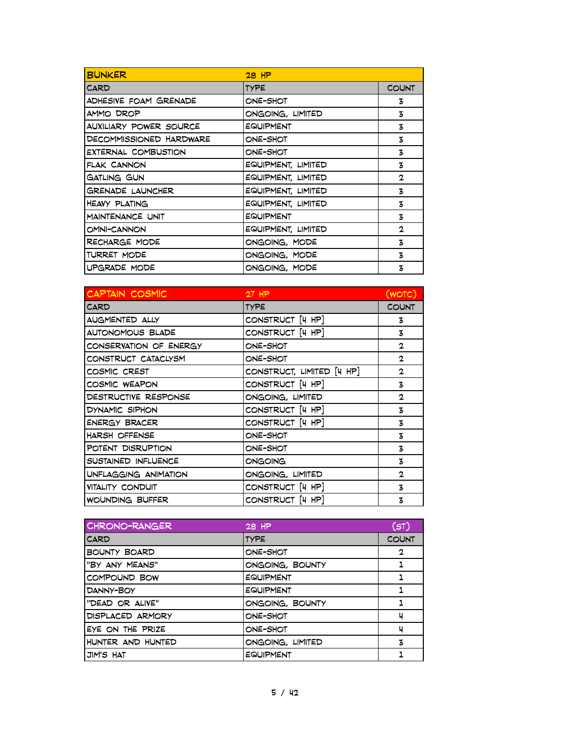| BUNKER | 28 HP | |
|---|---|---|
| CARD | TYPE | COUNT |
| ADHESIVE FOAM GRENADE | ONE-SHOT | 3 |
| AMMO DROP | ONGOING, LIMITED | 3 |
| AUXILIARY POWER SOURCE | EQUIPMENT | 3 |
| DECOMMISSIONED HARDWARE | ONE-SHOT | 3 |
| EXTERNAL COMBUSTION | ONE-SHOT | 3 |
| FLAK CANNON | EQUIPMENT, LIMITED | 3 |
| GATLING GUN | EQUIPMENT, LIMITED | 2 |
| GRENADE LAUNCHER | EQUIPMENT, LIMITED | 3 |
| HEAVY PLATING | EQUIPMENT, LIMITED | 3 |
| MAINTENANCE UNIT | EQUIPMENT | 3 |
| OMNI-CANNON | EQUIPMENT, LIMITED | 2 |
| RECHARGE MODE | ONGOING, MODE | 3 |
| TURRET MODE | ONGOING, MODE | 3 |
| UPGRADE MODE | ONGOING, MODE | 3 |

| CAPTAIN COSMIC | 27 HP | (WOTC) |
|---|---|---|
| CARD | TYPE | COUNT |
| AUGMENTED ALLY | CONSTRUCT [4 HP] | 3 |
| AUTONOMOUS BLADE | CONSTRUCT [4 HP] | 3 |
| CONSERVATION OF ENERGY | ONE-SHOT | 2 |
| CONSTRUCT CATACLYSM | ONE-SHOT | 2 |
| COSMIC CREST | CONSTRUCT, LIMITED [4 HP] | 2 |
| COSMIC WEAPON | CONSTRUCT [4 HP] | 3 |
| DESTRUCTIVE RESPONSE | ONGOING, LIMITED | 2 |
| DYNAMIC SIPHON | CONSTRUCT [4 HP] | 3 |
| ENERGY BRACER | CONSTRUCT [4 HP] | 3 |
| HARSH OFFENSE | ONE-SHOT | 3 |
| POTENT DISRUPTION | ONE-SHOT | 3 |
| SUSTAINED INFLUENCE | ONGOING | 3 |
| UNFLAGGING ANIMATION | ONGOING, LIMITED | 2 |
| VITALITY CONDUIT | CONSTRUCT [4 HP] | 3 |
| WOUNDING BUFFER | CONSTRUCT [4 HP] | 3 |

| CHRONO-RANGER | 28 HP | (ST) |
|---|---|---|
| CARD | TYPE | COUNT |
| BOUNTY BOARD | ONE-SHOT | 2 |
| "BY ANY MEANS" | ONGOING, BOUNTY | 1 |
| COMPOUND BOW | EQUIPMENT | 1 |
| DANNY-BOY | EQUIPMENT | 1 |
| "DEAD OR ALIVE" | ONGOING, BOUNTY | 1 |
| DISPLACED ARMORY | ONE-SHOT | 4 |
| EYE ON THE PRIZE | ONE-SHOT | 4 |
| HUNTER AND HUNTED | ONGOING, LIMITED | 3 |
| JIM'S HAT | EQUIPMENT | 1 |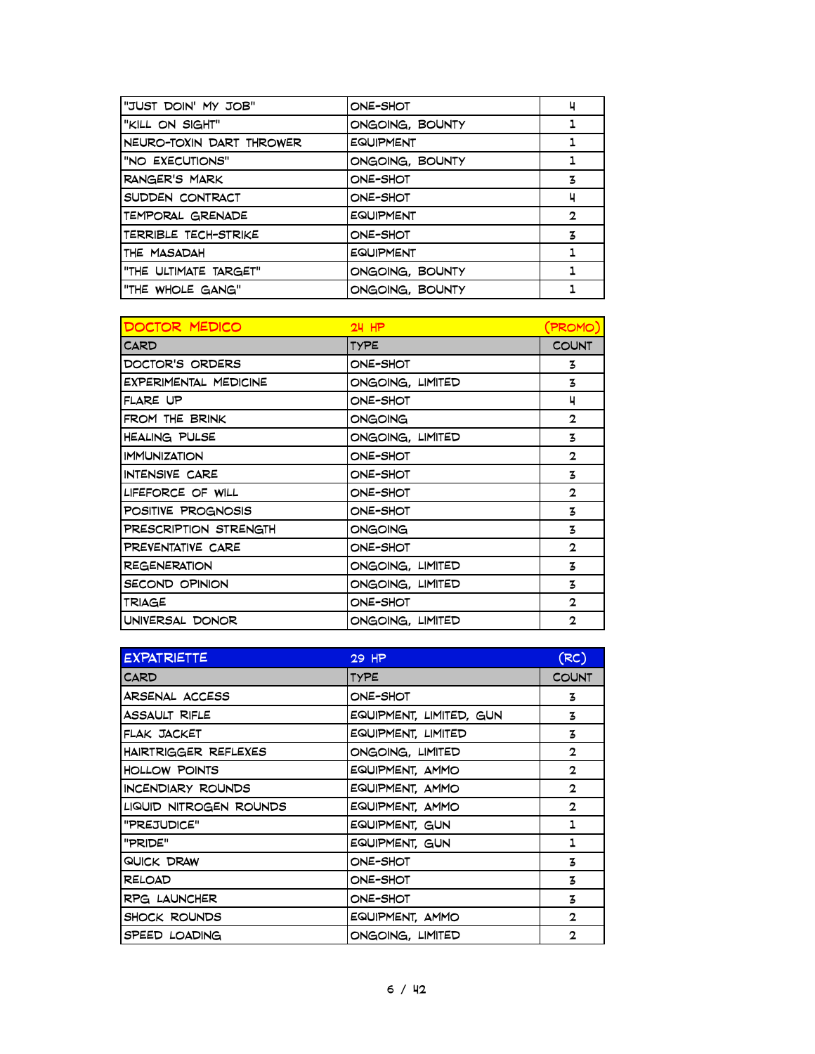| "JUST DOIN' MY JOB" | ONE-SHOT | 4 |
|---|---|---|
| "KILL ON SIGHT" | ONGOING, BOUNTY | 1 |
| NEURO-TOXIN DART THROWER | EQUIPMENT | 1 |
| "NO EXECUTIONS" | ONGOING, BOUNTY | 1 |
| RANGER'S MARK | ONE-SHOT | 3 |
| SUDDEN CONTRACT | ONE-SHOT | 4 |
| TEMPORAL GRENADE | EQUIPMENT | 2 |
| TERRIBLE TECH-STRIKE | ONE-SHOT | 3 |
| THE MASADAH | EQUIPMENT | 1 |
| "THE ULTIMATE TARGET" | ONGOING, BOUNTY | 1 |
| "THE WHOLE GANG" | ONGOING, BOUNTY | 1 |

| DOCTOR MEDICO | 24 HP | (PROMO) |
|---|---|---|
| CARD | TYPE | COUNT |
| DOCTOR'S ORDERS | ONE-SHOT | 3 |
| EXPERIMENTAL MEDICINE | ONGOING, LIMITED | 3 |
| FLARE UP | ONE-SHOT | 4 |
| FROM THE BRINK | ONGOING | 2 |
| HEALING PULSE | ONGOING, LIMITED | 3 |
| IMMUNIZATION | ONE-SHOT | 2 |
| INTENSIVE CARE | ONE-SHOT | 3 |
| LIFEFORCE OF WILL | ONE-SHOT | 2 |
| POSITIVE PROGNOSIS | ONE-SHOT | 3 |
| PRESCRIPTION STRENGTH | ONGOING | 3 |
| PREVENTATIVE CARE | ONE-SHOT | 2 |
| REGENERATION | ONGOING, LIMITED | 3 |
| SECOND OPINION | ONGOING, LIMITED | 3 |
| TRIAGE | ONE-SHOT | 2 |
| UNIVERSAL DONOR | ONGOING, LIMITED | 2 |

| EXPATRIETTE | 29 HP | (RC) |
|---|---|---|
| CARD | TYPE | COUNT |
| ARSENAL ACCESS | ONE-SHOT | 3 |
| ASSAULT RIFLE | EQUIPMENT, LIMITED, GUN | 3 |
| FLAK JACKET | EQUIPMENT, LIMITED | 3 |
| HAIRTRIGGER REFLEXES | ONGOING, LIMITED | 2 |
| HOLLOW POINTS | EQUIPMENT, AMMO | 2 |
| INCENDIARY ROUNDS | EQUIPMENT, AMMO | 2 |
| LIQUID NITROGEN ROUNDS | EQUIPMENT, AMMO | 2 |
| "PREJUDICE" | EQUIPMENT, GUN | 1 |
| "PRIDE" | EQUIPMENT, GUN | 1 |
| QUICK DRAW | ONE-SHOT | 3 |
| RELOAD | ONE-SHOT | 3 |
| RPG LAUNCHER | ONE-SHOT | 3 |
| SHOCK ROUNDS | EQUIPMENT, AMMO | 2 |
| SPEED LOADING | ONGOING, LIMITED | 2 |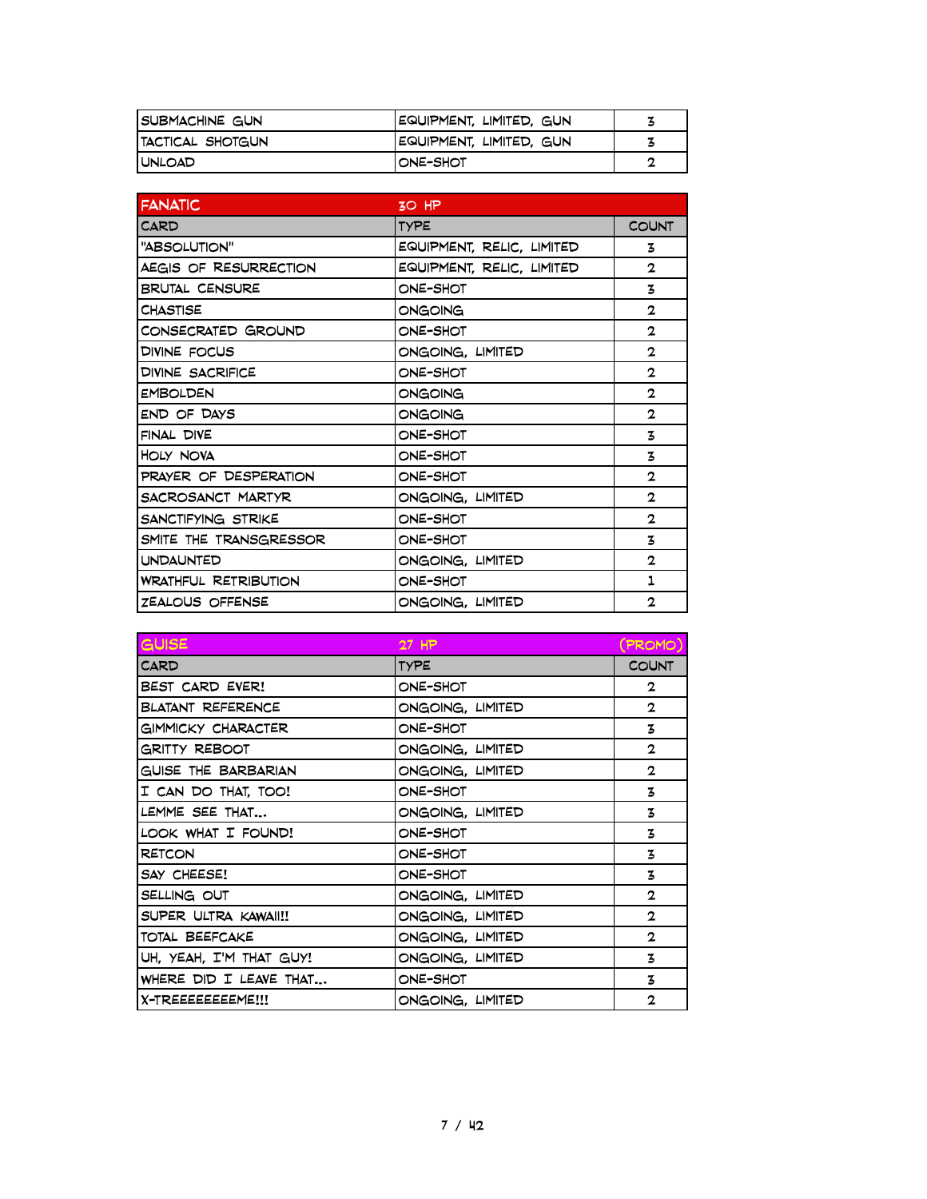| SUBMACHINE GUN | EQUIPMENT, LIMITED, GUN | 3 |
|---|---|---|
| TACTICAL SHOTGUN | EQUIPMENT, LIMITED, GUN | 3 |
| UNLOAD | ONE-SHOT | 2 |

| FANATIC | 30 HP | |
|---|---|---|
| CARD | TYPE | COUNT |
| "ABSOLUTION" | EQUIPMENT, RELIC, LIMITED | 3 |
| AEGIS OF RESURRECTION | EQUIPMENT, RELIC, LIMITED | 2 |
| BRUTAL CENSURE | ONE-SHOT | 3 |
| CHASTISE | ONGOING | 2 |
| CONSECRATED GROUND | ONE-SHOT | 2 |
| DIVINE FOCUS | ONGOING, LIMITED | 2 |
| DIVINE SACRIFICE | ONE-SHOT | 2 |
| EMBOLDEN | ONGOING | 2 |
| END OF DAYS | ONGOING | 2 |
| FINAL DIVE | ONE-SHOT | 3 |
| HOLY NOVA | ONE-SHOT | 3 |
| PRAYER OF DESPERATION | ONE-SHOT | 2 |
| SACROSANCT MARTYR | ONGOING, LIMITED | 2 |
| SANCTIFYING STRIKE | ONE-SHOT | 2 |
| SMITE THE TRANSGRESSOR | ONE-SHOT | 3 |
| UNDAUNTED | ONGOING, LIMITED | 2 |
| WRATHFUL RETRIBUTION | ONE-SHOT | 1 |
| ZEALOUS OFFENSE | ONGOING, LIMITED | 2 |

| GUISE | 27 HP | (PROMO) |
|---|---|---|
| CARD | TYPE | COUNT |
| BEST CARD EVER! | ONE-SHOT | 2 |
| BLATANT REFERENCE | ONGOING, LIMITED | 2 |
| GIMMICKY CHARACTER | ONE-SHOT | 3 |
| GRITTY REBOOT | ONGOING, LIMITED | 2 |
| GUISE THE BARBARIAN | ONGOING, LIMITED | 2 |
| I CAN DO THAT, TOO! | ONE-SHOT | 3 |
| LEMME SEE THAT... | ONGOING, LIMITED | 3 |
| LOOK WHAT I FOUND! | ONE-SHOT | 3 |
| RETCON | ONE-SHOT | 3 |
| SAY CHEESE! | ONE-SHOT | 3 |
| SELLING OUT | ONGOING, LIMITED | 2 |
| SUPER ULTRA KAWAII!! | ONGOING, LIMITED | 2 |
| TOTAL BEEFCAKE | ONGOING, LIMITED | 2 |
| UH, YEAH, I'M THAT GUY! | ONGOING, LIMITED | 3 |
| WHERE DID I LEAVE THAT... | ONE-SHOT | 3 |
| X-TREEEEEEEEME!!! | ONGOING, LIMITED | 2 |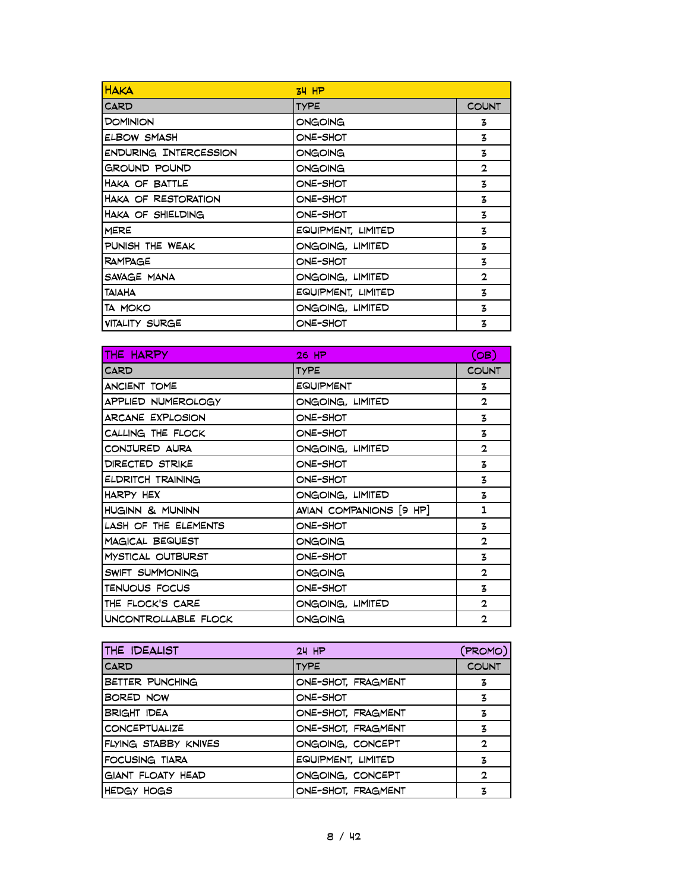| HAKA | 34 HP | |
|---|---|---|
| CARD | TYPE | COUNT |
| DOMINION | ONGOING | 3 |
| ELBOW SMASH | ONE-SHOT | 3 |
| ENDURING INTERCESSION | ONGOING | 3 |
| GROUND POUND | ONGOING | 2 |
| HAKA OF BATTLE | ONE-SHOT | 3 |
| HAKA OF RESTORATION | ONE-SHOT | 3 |
| HAKA OF SHIELDING | ONE-SHOT | 3 |
| MERE | EQUIPMENT, LIMITED | 3 |
| PUNISH THE WEAK | ONGOING, LIMITED | 3 |
| RAMPAGE | ONE-SHOT | 3 |
| SAVAGE MANA | ONGOING, LIMITED | 2 |
| TAIAHA | EQUIPMENT, LIMITED | 3 |
| TA MOKO | ONGOING, LIMITED | 3 |
| VITALITY SURGE | ONE-SHOT | 3 |

| THE HARPY | 26 HP | (OB) |
|---|---|---|
| CARD | TYPE | COUNT |
| ANCIENT TOME | EQUIPMENT | 3 |
| APPLIED NUMEROLOGY | ONGOING, LIMITED | 2 |
| ARCANE EXPLOSION | ONE-SHOT | 3 |
| CALLING THE FLOCK | ONE-SHOT | 3 |
| CONJURED AURA | ONGOING, LIMITED | 2 |
| DIRECTED STRIKE | ONE-SHOT | 3 |
| ELDRITCH TRAINING | ONE-SHOT | 3 |
| HARPY HEX | ONGOING, LIMITED | 3 |
| HUGINN & MUNINN | AVIAN COMPANIONS [9 HP] | 1 |
| LASH OF THE ELEMENTS | ONE-SHOT | 3 |
| MAGICAL BEQUEST | ONGOING | 2 |
| MYSTICAL OUTBURST | ONE-SHOT | 3 |
| SWIFT SUMMONING | ONGOING | 2 |
| TENUOUS FOCUS | ONE-SHOT | 3 |
| THE FLOCK'S CARE | ONGOING, LIMITED | 2 |
| UNCONTROLLABLE FLOCK | ONGOING | 2 |

| THE IDEALIST | 24 HP | (PROMO) |
|---|---|---|
| CARD | TYPE | COUNT |
| BETTER PUNCHING | ONE-SHOT, FRAGMENT | 3 |
| BORED NOW | ONE-SHOT | 3 |
| BRIGHT IDEA | ONE-SHOT, FRAGMENT | 3 |
| CONCEPTUALIZE | ONE-SHOT, FRAGMENT | 3 |
| FLYING STABBY KNIVES | ONGOING, CONCEPT | 2 |
| FOCUSING TIARA | EQUIPMENT, LIMITED | 3 |
| GIANT FLOATY HEAD | ONGOING, CONCEPT | 2 |
| HEDGY HOGS | ONE-SHOT, FRAGMENT | 3 |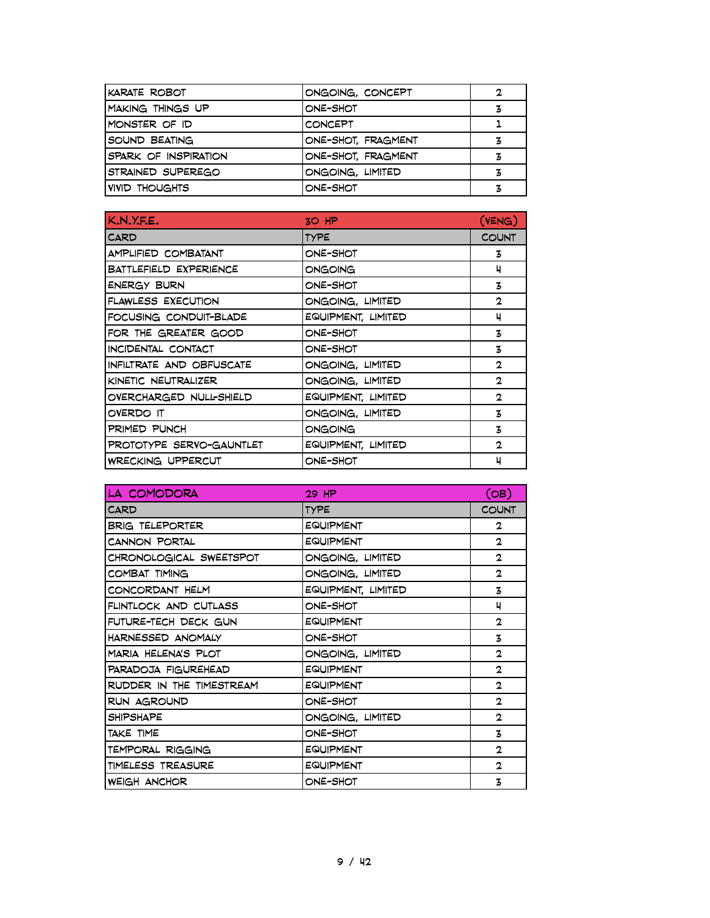| | | |
|---|---|---|
| KARATE ROBOT | ONGOING, CONCEPT | 2 |
| MAKING THINGS UP | ONE-SHOT | 3 |
| MONSTER OF ID | CONCEPT | 1 |
| SOUND BEATING | ONE-SHOT, FRAGMENT | 3 |
| SPARK OF INSPIRATION | ONE-SHOT, FRAGMENT | 3 |
| STRAINED SUPEREGO | ONGOING, LIMITED | 3 |
| VIVID THOUGHTS | ONE-SHOT | 3 |

| K.N.Y.F.E. | 30 HP | (VENG) |
|---|---|---|
| CARD | TYPE | COUNT |
| AMPLIFIED COMBATANT | ONE-SHOT | 3 |
| BATTLEFIELD EXPERIENCE | ONGOING | 4 |
| ENERGY BURN | ONE-SHOT | 3 |
| FLAWLESS EXECUTION | ONGOING, LIMITED | 2 |
| FOCUSING CONDUIT-BLADE | EQUIPMENT, LIMITED | 4 |
| FOR THE GREATER GOOD | ONE-SHOT | 3 |
| INCIDENTAL CONTACT | ONE-SHOT | 3 |
| INFILTRATE AND OBFUSCATE | ONGOING, LIMITED | 2 |
| KINETIC NEUTRALIZER | ONGOING, LIMITED | 2 |
| OVERCHARGED NULL-SHIELD | EQUIPMENT, LIMITED | 2 |
| OVERDO IT | ONGOING, LIMITED | 3 |
| PRIMED PUNCH | ONGOING | 3 |
| PROTOTYPE SERVO-GAUNTLET | EQUIPMENT, LIMITED | 2 |
| WRECKING UPPERCUT | ONE-SHOT | 4 |

| LA COMODORA | 29 HP | (OB) |
|---|---|---|
| CARD | TYPE | COUNT |
| BRIG TELEPORTER | EQUIPMENT | 2 |
| CANNON PORTAL | EQUIPMENT | 2 |
| CHRONOLOGICAL SWEETSPOT | ONGOING, LIMITED | 2 |
| COMBAT TIMING | ONGOING, LIMITED | 2 |
| CONCORDANT HELM | EQUIPMENT, LIMITED | 3 |
| FLINTLOCK AND CUTLASS | ONE-SHOT | 4 |
| FUTURE-TECH DECK GUN | EQUIPMENT | 2 |
| HARNESSED ANOMALY | ONE-SHOT | 3 |
| MARIA HELENA'S PLOT | ONGOING, LIMITED | 2 |
| PARADOJA FIGUREHEAD | EQUIPMENT | 2 |
| RUDDER IN THE TIMESTREAM | EQUIPMENT | 2 |
| RUN AGROUND | ONE-SHOT | 2 |
| SHIPSHAPE | ONGOING, LIMITED | 2 |
| TAKE TIME | ONE-SHOT | 3 |
| TEMPORAL RIGGING | EQUIPMENT | 2 |
| TIMELESS TREASURE | EQUIPMENT | 2 |
| WEIGH ANCHOR | ONE-SHOT | 3 |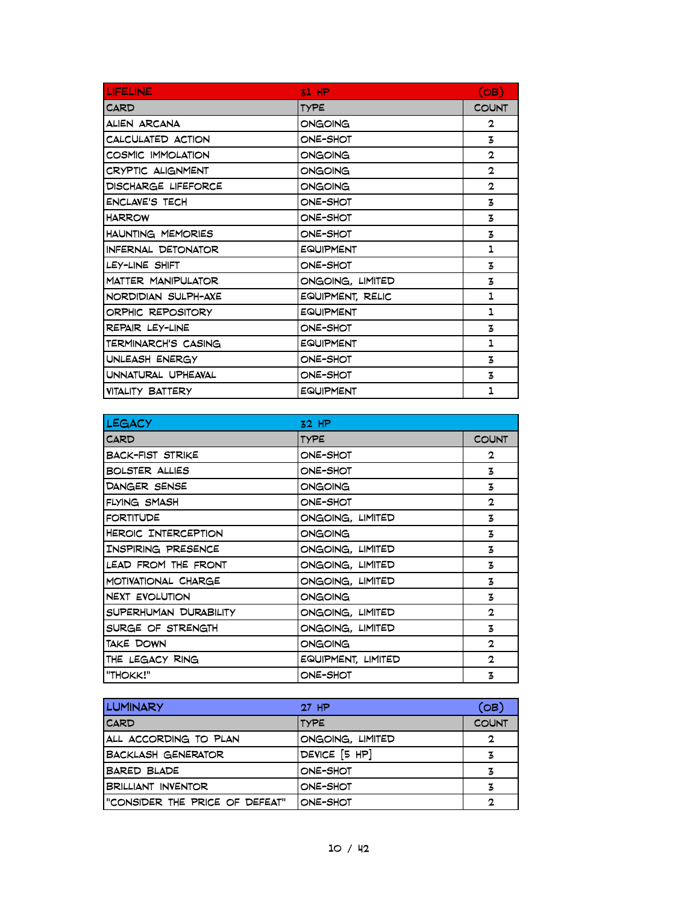| LIFELINE | 31 HP | (OB) |
| --- | --- | --- |
| CARD | TYPE | COUNT |
| ALIEN ARCANA | ONGOING | 2 |
| CALCULATED ACTION | ONE-SHOT | 3 |
| COSMIC IMMOLATION | ONGOING | 2 |
| CRYPTIC ALIGNMENT | ONGOING | 2 |
| DISCHARGE LIFEFORCE | ONGOING | 2 |
| ENCLAVE'S TECH | ONE-SHOT | 3 |
| HARROW | ONE-SHOT | 3 |
| HAUNTING MEMORIES | ONE-SHOT | 3 |
| INFERNAL DETONATOR | EQUIPMENT | 1 |
| LEY-LINE SHIFT | ONE-SHOT | 3 |
| MATTER MANIPULATOR | ONGOING, LIMITED | 3 |
| NORDIDIAN SULPH-AXE | EQUIPMENT, RELIC | 1 |
| ORPHIC REPOSITORY | EQUIPMENT | 1 |
| REPAIR LEY-LINE | ONE-SHOT | 3 |
| TERMINARCH'S CASING | EQUIPMENT | 1 |
| UNLEASH ENERGY | ONE-SHOT | 3 |
| UNNATURAL UPHEAVAL | ONE-SHOT | 3 |
| VITALITY BATTERY | EQUIPMENT | 1 |

| LEGACY | 32 HP | |
| --- | --- | --- |
| CARD | TYPE | COUNT |
| BACK-FIST STRIKE | ONE-SHOT | 2 |
| BOLSTER ALLIES | ONE-SHOT | 3 |
| DANGER SENSE | ONGOING | 3 |
| FLYING SMASH | ONE-SHOT | 2 |
| FORTITUDE | ONGOING, LIMITED | 3 |
| HEROIC INTERCEPTION | ONGOING | 3 |
| INSPIRING PRESENCE | ONGOING, LIMITED | 3 |
| LEAD FROM THE FRONT | ONGOING, LIMITED | 3 |
| MOTIVATIONAL CHARGE | ONGOING, LIMITED | 3 |
| NEXT EVOLUTION | ONGOING | 3 |
| SUPERHUMAN DURABILITY | ONGOING, LIMITED | 2 |
| SURGE OF STRENGTH | ONGOING, LIMITED | 3 |
| TAKE DOWN | ONGOING | 2 |
| THE LEGACY RING | EQUIPMENT, LIMITED | 2 |
| "THOKK!" | ONE-SHOT | 3 |

| LUMINARY | 27 HP | (OB) |
| --- | --- | --- |
| CARD | TYPE | COUNT |
| ALL ACCORDING TO PLAN | ONGOING, LIMITED | 2 |
| BACKLASH GENERATOR | DEVICE [5 HP] | 3 |
| BARED BLADE | ONE-SHOT | 3 |
| BRILLIANT INVENTOR | ONE-SHOT | 3 |
| "CONSIDER THE PRICE OF DEFEAT" | ONE-SHOT | 2 |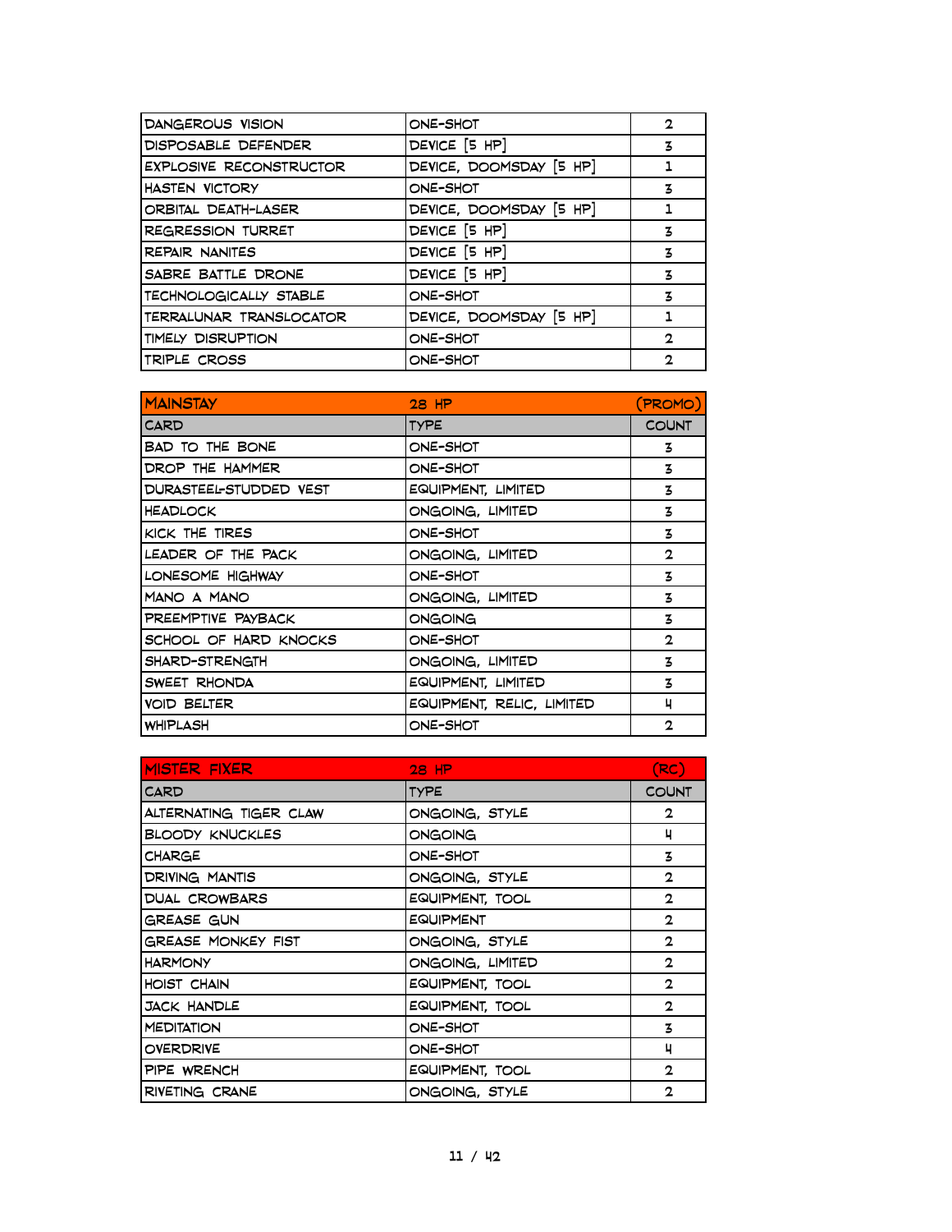| | | |
|---|---|---|
| DANGEROUS VISION | ONE-SHOT | 2 |
| DISPOSABLE DEFENDER | DEVICE [5 HP] | 3 |
| EXPLOSIVE RECONSTRUCTOR | DEVICE, DOOMSDAY [5 HP] | 1 |
| HASTEN VICTORY | ONE-SHOT | 3 |
| ORBITAL DEATH-LASER | DEVICE, DOOMSDAY [5 HP] | 1 |
| REGRESSION TURRET | DEVICE [5 HP] | 3 |
| REPAIR NANITES | DEVICE [5 HP] | 3 |
| SABRE BATTLE DRONE | DEVICE [5 HP] | 3 |
| TECHNOLOGICALLY STABLE | ONE-SHOT | 3 |
| TERRALUNAR TRANSLOCATOR | DEVICE, DOOMSDAY [5 HP] | 1 |
| TIMELY DISRUPTION | ONE-SHOT | 2 |
| TRIPLE CROSS | ONE-SHOT | 2 |

| MAINSTAY | 28 HP | (PROMO) |
|---|---|---|
| CARD | TYPE | COUNT |
| BAD TO THE BONE | ONE-SHOT | 3 |
| DROP THE HAMMER | ONE-SHOT | 3 |
| DURASTEEL-STUDDED VEST | EQUIPMENT, LIMITED | 3 |
| HEADLOCK | ONGOING, LIMITED | 3 |
| KICK THE TIRES | ONE-SHOT | 3 |
| LEADER OF THE PACK | ONGOING, LIMITED | 2 |
| LONESOME HIGHWAY | ONE-SHOT | 3 |
| MANO A MANO | ONGOING, LIMITED | 3 |
| PREEMPTIVE PAYBACK | ONGOING | 3 |
| SCHOOL OF HARD KNOCKS | ONE-SHOT | 2 |
| SHARD-STRENGTH | ONGOING, LIMITED | 3 |
| SWEET RHONDA | EQUIPMENT, LIMITED | 3 |
| VOID BELTER | EQUIPMENT, RELIC, LIMITED | 4 |
| WHIPLASH | ONE-SHOT | 2 |

| MISTER FIXER | 28 HP | (RC) |
|---|---|---|
| CARD | TYPE | COUNT |
| ALTERNATING TIGER CLAW | ONGOING, STYLE | 2 |
| BLOODY KNUCKLES | ONGOING | 4 |
| CHARGE | ONE-SHOT | 3 |
| DRIVING MANTIS | ONGOING, STYLE | 2 |
| DUAL CROWBARS | EQUIPMENT, TOOL | 2 |
| GREASE GUN | EQUIPMENT | 2 |
| GREASE MONKEY FIST | ONGOING, STYLE | 2 |
| HARMONY | ONGOING, LIMITED | 2 |
| HOIST CHAIN | EQUIPMENT, TOOL | 2 |
| JACK HANDLE | EQUIPMENT, TOOL | 2 |
| MEDITATION | ONE-SHOT | 3 |
| OVERDRIVE | ONE-SHOT | 4 |
| PIPE WRENCH | EQUIPMENT, TOOL | 2 |
| RIVETING CRANE | ONGOING, STYLE | 2 |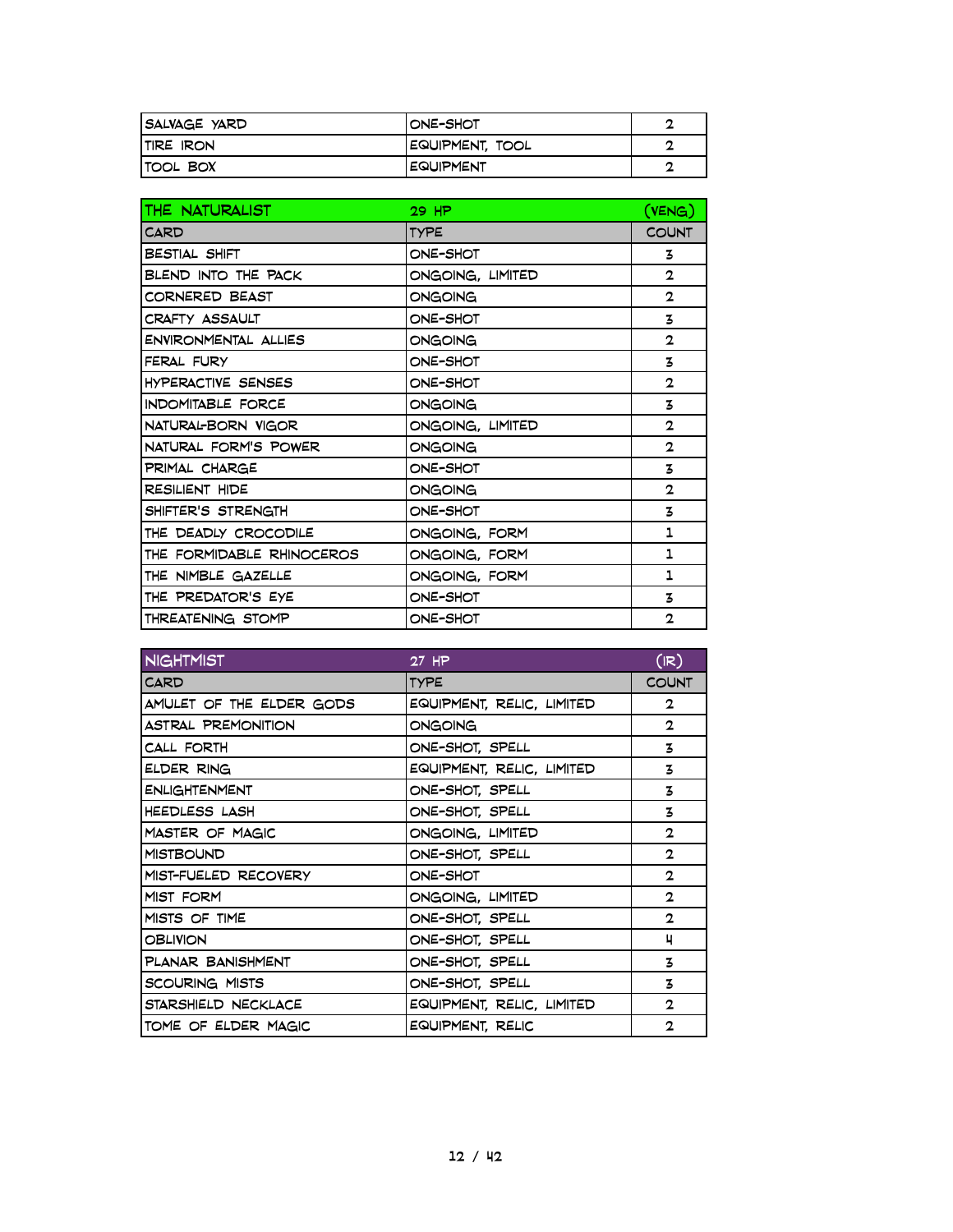| SALVAGE YARD | ONE-SHOT | 2 |
| --- | --- | --- |
| TIRE IRON | EQUIPMENT, TOOL | 2 |
| TOOL BOX | EQUIPMENT | 2 |

| THE NATURALIST | 29 HP | (VENG) |
| --- | --- | --- |
| CARD | TYPE | COUNT |
| BESTIAL SHIFT | ONE-SHOT | 3 |
| BLEND INTO THE PACK | ONGOING, LIMITED | 2 |
| CORNERED BEAST | ONGOING | 2 |
| CRAFTY ASSAULT | ONE-SHOT | 3 |
| ENVIRONMENTAL ALLIES | ONGOING | 2 |
| FERAL FURY | ONE-SHOT | 3 |
| HYPERACTIVE SENSES | ONE-SHOT | 2 |
| INDOMITABLE FORCE | ONGOING | 3 |
| NATURAL-BORN VIGOR | ONGOING, LIMITED | 2 |
| NATURAL FORM'S POWER | ONGOING | 2 |
| PRIMAL CHARGE | ONE-SHOT | 3 |
| RESILIENT HIDE | ONGOING | 2 |
| SHIFTER'S STRENGTH | ONE-SHOT | 3 |
| THE DEADLY CROCODILE | ONGOING, FORM | 1 |
| THE FORMIDABLE RHINOCEROS | ONGOING, FORM | 1 |
| THE NIMBLE GAZELLE | ONGOING, FORM | 1 |
| THE PREDATOR'S EYE | ONE-SHOT | 3 |
| THREATENING STOMP | ONE-SHOT | 2 |

| NIGHTMIST | 27 HP | (IR) |
| --- | --- | --- |
| CARD | TYPE | COUNT |
| AMULET OF THE ELDER GODS | EQUIPMENT, RELIC, LIMITED | 2 |
| ASTRAL PREMONITION | ONGOING | 2 |
| CALL FORTH | ONE-SHOT, SPELL | 3 |
| ELDER RING | EQUIPMENT, RELIC, LIMITED | 3 |
| ENLIGHTENMENT | ONE-SHOT, SPELL | 3 |
| HEEDLESS LASH | ONE-SHOT, SPELL | 3 |
| MASTER OF MAGIC | ONGOING, LIMITED | 2 |
| MISTBOUND | ONE-SHOT, SPELL | 2 |
| MIST-FUELED RECOVERY | ONE-SHOT | 2 |
| MIST FORM | ONGOING, LIMITED | 2 |
| MISTS OF TIME | ONE-SHOT, SPELL | 2 |
| OBLIVION | ONE-SHOT, SPELL | 4 |
| PLANAR BANISHMENT | ONE-SHOT, SPELL | 3 |
| SCOURING MISTS | ONE-SHOT, SPELL | 3 |
| STARSHIELD NECKLACE | EQUIPMENT, RELIC, LIMITED | 2 |
| TOME OF ELDER MAGIC | EQUIPMENT, RELIC | 2 |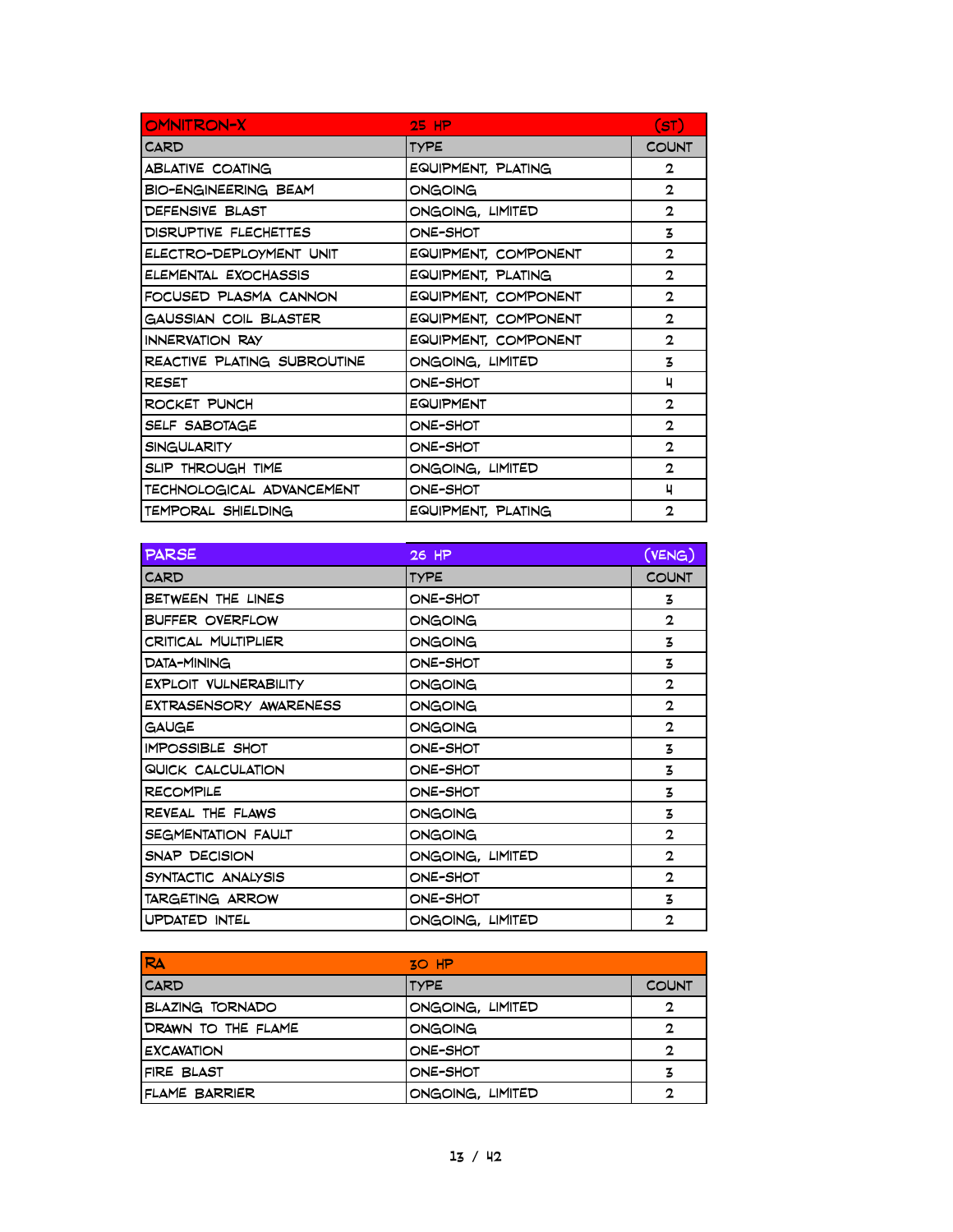| OMNITRON-X | 25 HP | (ST) |
| --- | --- | --- |
| CARD | TYPE | COUNT |
| ABLATIVE COATING | EQUIPMENT, PLATING | 2 |
| BIO-ENGINEERING BEAM | ONGOING | 2 |
| DEFENSIVE BLAST | ONGOING, LIMITED | 2 |
| DISRUPTIVE FLECHETTES | ONE-SHOT | 3 |
| ELECTRO-DEPLOYMENT UNIT | EQUIPMENT, COMPONENT | 2 |
| ELEMENTAL EXOCHASSIS | EQUIPMENT, PLATING | 2 |
| FOCUSED PLASMA CANNON | EQUIPMENT, COMPONENT | 2 |
| GAUSSIAN COIL BLASTER | EQUIPMENT, COMPONENT | 2 |
| INNERVATION RAY | EQUIPMENT, COMPONENT | 2 |
| REACTIVE PLATING SUBROUTINE | ONGOING, LIMITED | 3 |
| RESET | ONE-SHOT | 4 |
| ROCKET PUNCH | EQUIPMENT | 2 |
| SELF SABOTAGE | ONE-SHOT | 2 |
| SINGULARITY | ONE-SHOT | 2 |
| SLIP THROUGH TIME | ONGOING, LIMITED | 2 |
| TECHNOLOGICAL ADVANCEMENT | ONE-SHOT | 4 |
| TEMPORAL SHIELDING | EQUIPMENT, PLATING | 2 |

| PARSE | 26 HP | (VENG) |
| --- | --- | --- |
| CARD | TYPE | COUNT |
| BETWEEN THE LINES | ONE-SHOT | 3 |
| BUFFER OVERFLOW | ONGOING | 2 |
| CRITICAL MULTIPLIER | ONGOING | 3 |
| DATA-MINING | ONE-SHOT | 3 |
| EXPLOIT VULNERABILITY | ONGOING | 2 |
| EXTRASENSORY AWARENESS | ONGOING | 2 |
| GAUGE | ONGOING | 2 |
| IMPOSSIBLE SHOT | ONE-SHOT | 3 |
| QUICK CALCULATION | ONE-SHOT | 3 |
| RECOMPILE | ONE-SHOT | 3 |
| REVEAL THE FLAWS | ONGOING | 3 |
| SEGMENTATION FAULT | ONGOING | 2 |
| SNAP DECISION | ONGOING, LIMITED | 2 |
| SYNTACTIC ANALYSIS | ONE-SHOT | 2 |
| TARGETING ARROW | ONE-SHOT | 3 |
| UPDATED INTEL | ONGOING, LIMITED | 2 |

| RA | 30 HP | |
| --- | --- | --- |
| CARD | TYPE | COUNT |
| BLAZING TORNADO | ONGOING, LIMITED | 2 |
| DRAWN TO THE FLAME | ONGOING | 2 |
| EXCAVATION | ONE-SHOT | 2 |
| FIRE BLAST | ONE-SHOT | 3 |
| FLAME BARRIER | ONGOING, LIMITED | 2 |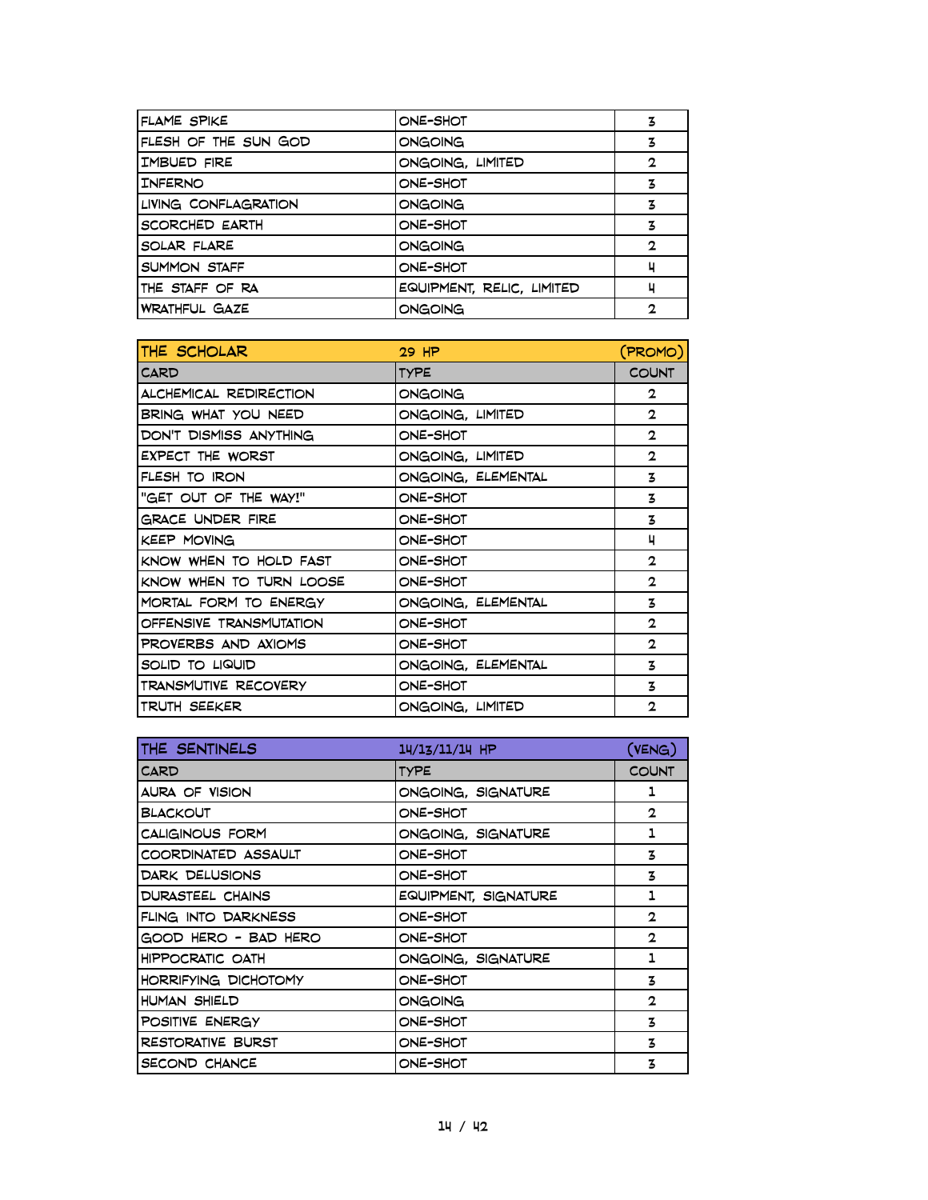| | | |
|---|---|---|
| FLAME SPIKE | ONE-SHOT | 3 |
| FLESH OF THE SUN GOD | ONGOING | 3 |
| IMBUED FIRE | ONGOING, LIMITED | 2 |
| INFERNO | ONE-SHOT | 3 |
| LIVING CONFLAGRATION | ONGOING | 3 |
| SCORCHED EARTH | ONE-SHOT | 3 |
| SOLAR FLARE | ONGOING | 2 |
| SUMMON STAFF | ONE-SHOT | 4 |
| THE STAFF OF RA | EQUIPMENT, RELIC, LIMITED | 4 |
| WRATHFUL GAZE | ONGOING | 2 |

| THE SCHOLAR | 29 HP | (PROMO) |
|---|---|---|
| CARD | TYPE | COUNT |
| ALCHEMICAL REDIRECTION | ONGOING | 2 |
| BRING WHAT YOU NEED | ONGOING, LIMITED | 2 |
| DON'T DISMISS ANYTHING | ONE-SHOT | 2 |
| EXPECT THE WORST | ONGOING, LIMITED | 2 |
| FLESH TO IRON | ONGOING, ELEMENTAL | 3 |
| "GET OUT OF THE WAY!" | ONE-SHOT | 3 |
| GRACE UNDER FIRE | ONE-SHOT | 3 |
| KEEP MOVING | ONE-SHOT | 4 |
| KNOW WHEN TO HOLD FAST | ONE-SHOT | 2 |
| KNOW WHEN TO TURN LOOSE | ONE-SHOT | 2 |
| MORTAL FORM TO ENERGY | ONGOING, ELEMENTAL | 3 |
| OFFENSIVE TRANSMUTATION | ONE-SHOT | 2 |
| PROVERBS AND AXIOMS | ONE-SHOT | 2 |
| SOLID TO LIQUID | ONGOING, ELEMENTAL | 3 |
| TRANSMUTIVE RECOVERY | ONE-SHOT | 3 |
| TRUTH SEEKER | ONGOING, LIMITED | 2 |

| THE SENTINELS | 14/13/11/14 HP | (VENG) |
|---|---|---|
| CARD | TYPE | COUNT |
| AURA OF VISION | ONGOING, SIGNATURE | 1 |
| BLACKOUT | ONE-SHOT | 2 |
| CALIGINOUS FORM | ONGOING, SIGNATURE | 1 |
| COORDINATED ASSAULT | ONE-SHOT | 3 |
| DARK DELUSIONS | ONE-SHOT | 3 |
| DURASTEEL CHAINS | EQUIPMENT, SIGNATURE | 1 |
| FLING INTO DARKNESS | ONE-SHOT | 2 |
| GOOD HERO - BAD HERO | ONE-SHOT | 2 |
| HIPPOCRATIC OATH | ONGOING, SIGNATURE | 1 |
| HORRIFYING DICHOTOMY | ONE-SHOT | 3 |
| HUMAN SHIELD | ONGOING | 2 |
| POSITIVE ENERGY | ONE-SHOT | 3 |
| RESTORATIVE BURST | ONE-SHOT | 3 |
| SECOND CHANCE | ONE-SHOT | 3 |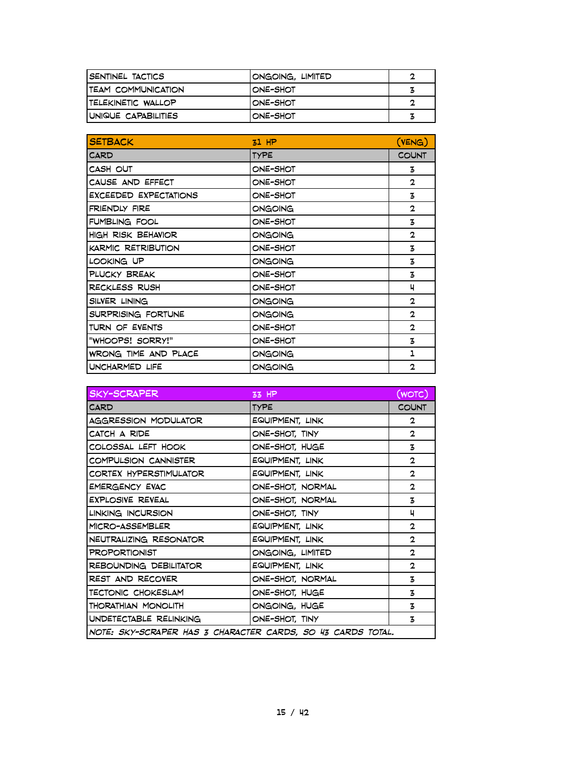| SENTINEL TACTICS | ONGOING, LIMITED | 2 |
|---|---|---|
| TEAM COMMUNICATION | ONE-SHOT | 3 |
| TELEKINETIC WALLOP | ONE-SHOT | 2 |
| UNIQUE CAPABILITIES | ONE-SHOT | 3 |

| SETBACK | 31 HP | (VENG) |
|---|---|---|
| CARD | TYPE | COUNT |
| CASH OUT | ONE-SHOT | 3 |
| CAUSE AND EFFECT | ONE-SHOT | 2 |
| EXCEEDED EXPECTATIONS | ONE-SHOT | 3 |
| FRIENDLY FIRE | ONGOING | 2 |
| FUMBLING FOOL | ONE-SHOT | 3 |
| HIGH RISK BEHAVIOR | ONGOING | 2 |
| KARMIC RETRIBUTION | ONE-SHOT | 3 |
| LOOKING UP | ONGOING | 3 |
| PLUCKY BREAK | ONE-SHOT | 3 |
| RECKLESS RUSH | ONE-SHOT | 4 |
| SILVER LINING | ONGOING | 2 |
| SURPRISING FORTUNE | ONGOING | 2 |
| TURN OF EVENTS | ONE-SHOT | 2 |
| "WHOOPS! SORRY!" | ONE-SHOT | 3 |
| WRONG TIME AND PLACE | ONGOING | 1 |
| UNCHARMED LIFE | ONGOING | 2 |

| SKY-SCRAPER | 33 HP | (WOTC) |
|---|---|---|
| CARD | TYPE | COUNT |
| AGGRESSION MODULATOR | EQUIPMENT, LINK | 2 |
| CATCH A RIDE | ONE-SHOT, TINY | 2 |
| COLOSSAL LEFT HOOK | ONE-SHOT, HUGE | 3 |
| COMPULSION CANNISTER | EQUIPMENT, LINK | 2 |
| CORTEX HYPERSTIMULATOR | EQUIPMENT, LINK | 2 |
| EMERGENCY EVAC | ONE-SHOT, NORMAL | 2 |
| EXPLOSIVE REVEAL | ONE-SHOT, NORMAL | 3 |
| LINKING INCURSION | ONE-SHOT, TINY | 4 |
| MICRO-ASSEMBLER | EQUIPMENT, LINK | 2 |
| NEUTRALIZING RESONATOR | EQUIPMENT, LINK | 2 |
| PROPORTIONIST | ONGOING, LIMITED | 2 |
| REBOUNDING DEBILITATOR | EQUIPMENT, LINK | 2 |
| REST AND RECOVER | ONE-SHOT, NORMAL | 3 |
| TECTONIC CHOKESLAM | ONE-SHOT, HUGE | 3 |
| THORATHIAN MONOLITH | ONGOING, HUGE | 3 |
| UNDETECTABLE RELINKING | ONE-SHOT, TINY | 3 |
| *NOTE: SKY-SCRAPER HAS 3 CHARACTER CARDS, SO 43 CARDS TOTAL.* | | |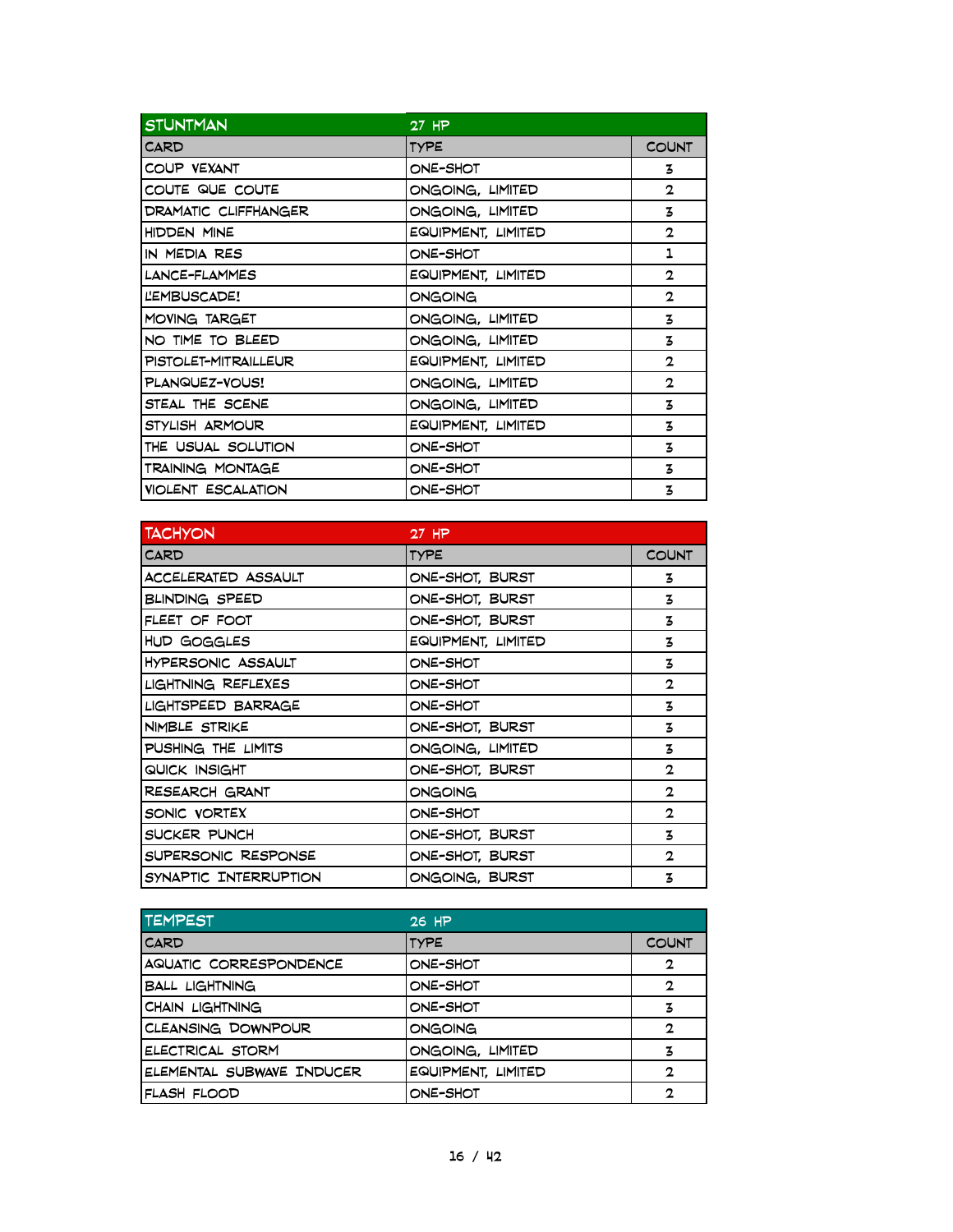| STUNTMAN | 27 HP | |
|---|---|---|
| CARD | TYPE | COUNT |
| COUP VEXANT | ONE-SHOT | 3 |
| COUTE QUE COUTE | ONGOING, LIMITED | 2 |
| DRAMATIC CLIFFHANGER | ONGOING, LIMITED | 3 |
| HIDDEN MINE | EQUIPMENT, LIMITED | 2 |
| IN MEDIA RES | ONE-SHOT | 1 |
| LANCE-FLAMMES | EQUIPMENT, LIMITED | 2 |
| L'EMBUSCADE! | ONGOING | 2 |
| MOVING TARGET | ONGOING, LIMITED | 3 |
| NO TIME TO BLEED | ONGOING, LIMITED | 3 |
| PISTOLET-MITRAILLEUR | EQUIPMENT, LIMITED | 2 |
| PLANQUEZ-VOUS! | ONGOING, LIMITED | 2 |
| STEAL THE SCENE | ONGOING, LIMITED | 3 |
| STYLISH ARMOUR | EQUIPMENT, LIMITED | 3 |
| THE USUAL SOLUTION | ONE-SHOT | 3 |
| TRAINING MONTAGE | ONE-SHOT | 3 |
| VIOLENT ESCALATION | ONE-SHOT | 3 |

| TACHYON | 27 HP | |
|---|---|---|
| CARD | TYPE | COUNT |
| ACCELERATED ASSAULT | ONE-SHOT, BURST | 3 |
| BLINDING SPEED | ONE-SHOT, BURST | 3 |
| FLEET OF FOOT | ONE-SHOT, BURST | 3 |
| HUD GOGGLES | EQUIPMENT, LIMITED | 3 |
| HYPERSONIC ASSAULT | ONE-SHOT | 3 |
| LIGHTNING REFLEXES | ONE-SHOT | 2 |
| LIGHTSPEED BARRAGE | ONE-SHOT | 3 |
| NIMBLE STRIKE | ONE-SHOT, BURST | 3 |
| PUSHING THE LIMITS | ONGOING, LIMITED | 3 |
| QUICK INSIGHT | ONE-SHOT, BURST | 2 |
| RESEARCH GRANT | ONGOING | 2 |
| SONIC VORTEX | ONE-SHOT | 2 |
| SUCKER PUNCH | ONE-SHOT, BURST | 3 |
| SUPERSONIC RESPONSE | ONE-SHOT, BURST | 2 |
| SYNAPTIC INTERRUPTION | ONGOING, BURST | 3 |

| TEMPEST | 26 HP | |
|---|---|---|
| CARD | TYPE | COUNT |
| AQUATIC CORRESPONDENCE | ONE-SHOT | 2 |
| BALL LIGHTNING | ONE-SHOT | 2 |
| CHAIN LIGHTNING | ONE-SHOT | 3 |
| CLEANSING DOWNPOUR | ONGOING | 2 |
| ELECTRICAL STORM | ONGOING, LIMITED | 3 |
| ELEMENTAL SUBWAVE INDUCER | EQUIPMENT, LIMITED | 2 |
| FLASH FLOOD | ONE-SHOT | 2 |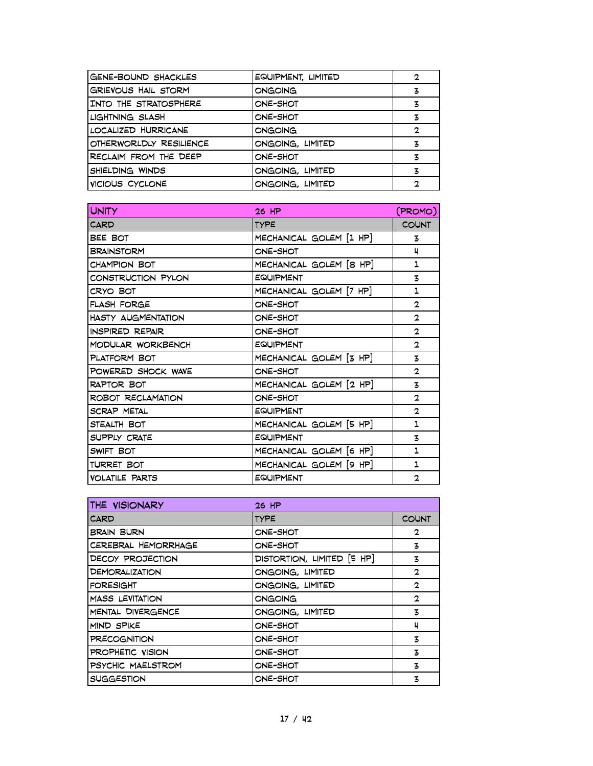| | | |
|---|---|---|
| GENE-BOUND SHACKLES | EQUIPMENT, LIMITED | 2 |
| GRIEVOUS HAIL STORM | ONGOING | 3 |
| INTO THE STRATOSPHERE | ONE-SHOT | 3 |
| LIGHTNING SLASH | ONE-SHOT | 3 |
| LOCALIZED HURRICANE | ONGOING | 2 |
| OTHERWORLDLY RESILIENCE | ONGOING, LIMITED | 3 |
| RECLAIM FROM THE DEEP | ONE-SHOT | 3 |
| SHIELDING WINDS | ONGOING, LIMITED | 3 |
| VICIOUS CYCLONE | ONGOING, LIMITED | 2 |

| UNITY | 26 HP | (PROMO) |
|---|---|---|
| CARD | TYPE | COUNT |
| BEE BOT | MECHANICAL GOLEM [1 HP] | 3 |
| BRAINSTORM | ONE-SHOT | 4 |
| CHAMPION BOT | MECHANICAL GOLEM [8 HP] | 1 |
| CONSTRUCTION PYLON | EQUIPMENT | 3 |
| CRYO BOT | MECHANICAL GOLEM [7 HP] | 1 |
| FLASH FORGE | ONE-SHOT | 2 |
| HASTY AUGMENTATION | ONE-SHOT | 2 |
| INSPIRED REPAIR | ONE-SHOT | 2 |
| MODULAR WORKBENCH | EQUIPMENT | 2 |
| PLATFORM BOT | MECHANICAL GOLEM [3 HP] | 3 |
| POWERED SHOCK WAVE | ONE-SHOT | 2 |
| RAPTOR BOT | MECHANICAL GOLEM [2 HP] | 3 |
| ROBOT RECLAMATION | ONE-SHOT | 2 |
| SCRAP METAL | EQUIPMENT | 2 |
| STEALTH BOT | MECHANICAL GOLEM [5 HP] | 1 |
| SUPPLY CRATE | EQUIPMENT | 3 |
| SWIFT BOT | MECHANICAL GOLEM [6 HP] | 1 |
| TURRET BOT | MECHANICAL GOLEM [9 HP] | 1 |
| VOLATILE PARTS | EQUIPMENT | 2 |

| THE VISIONARY | 26 HP | |
|---|---|---|
| CARD | TYPE | COUNT |
| BRAIN BURN | ONE-SHOT | 2 |
| CEREBRAL HEMORRHAGE | ONE-SHOT | 3 |
| DECOY PROJECTION | DISTORTION, LIMITED [5 HP] | 3 |
| DEMORALIZATION | ONGOING, LIMITED | 2 |
| FORESIGHT | ONGOING, LIMITED | 2 |
| MASS LEVITATION | ONGOING | 2 |
| MENTAL DIVERGENCE | ONGOING, LIMITED | 3 |
| MIND SPIKE | ONE-SHOT | 4 |
| PRECOGNITION | ONE-SHOT | 3 |
| PROPHETIC VISION | ONE-SHOT | 3 |
| PSYCHIC MAELSTROM | ONE-SHOT | 3 |
| SUGGESTION | ONE-SHOT | 3 |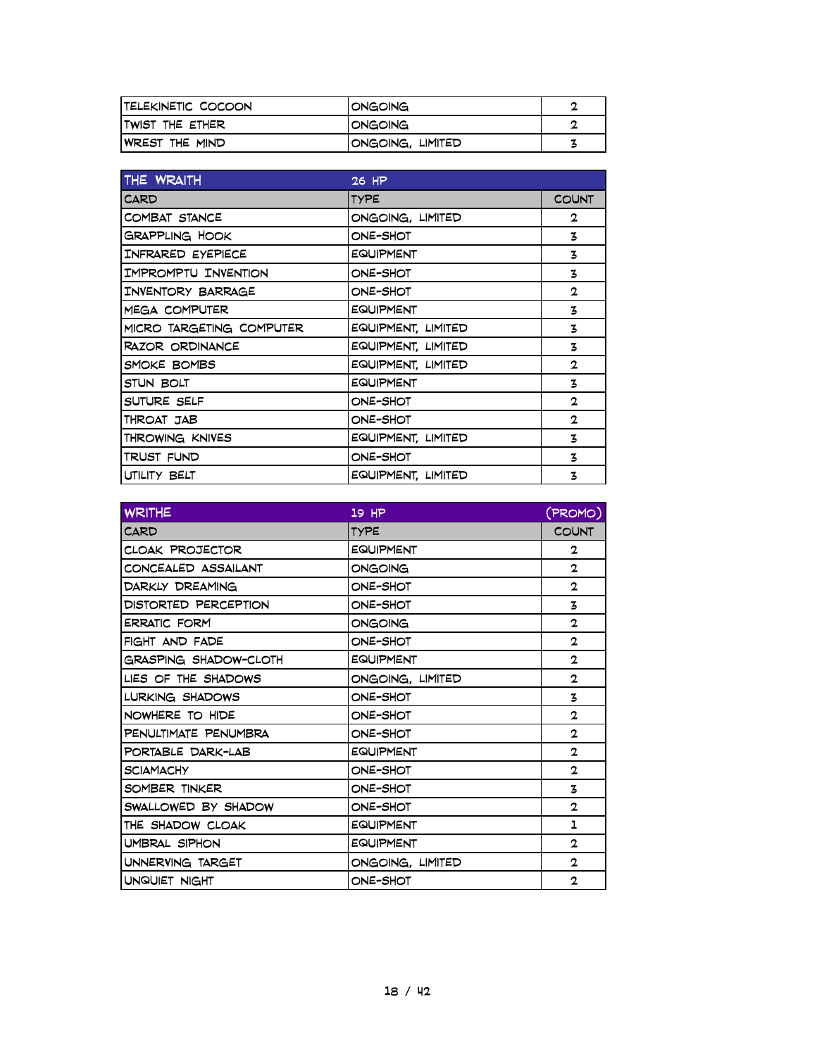| TELEKINETIC COCOON | ONGOING | 2 |
| --- | --- | --- |
| TWIST THE ETHER | ONGOING | 2 |
| WREST THE MIND | ONGOING, LIMITED | 3 |

| THE WRAITH | 26 HP | |
| --- | --- | --- |
| CARD | TYPE | COUNT |
| COMBAT STANCE | ONGOING, LIMITED | 2 |
| GRAPPLING HOOK | ONE-SHOT | 3 |
| INFRARED EYEPIECE | EQUIPMENT | 3 |
| IMPROMPTU INVENTION | ONE-SHOT | 3 |
| INVENTORY BARRAGE | ONE-SHOT | 2 |
| MEGA COMPUTER | EQUIPMENT | 3 |
| MICRO TARGETING COMPUTER | EQUIPMENT, LIMITED | 3 |
| RAZOR ORDINANCE | EQUIPMENT, LIMITED | 3 |
| SMOKE BOMBS | EQUIPMENT, LIMITED | 2 |
| STUN BOLT | EQUIPMENT | 3 |
| SUTURE SELF | ONE-SHOT | 2 |
| THROAT JAB | ONE-SHOT | 2 |
| THROWING KNIVES | EQUIPMENT, LIMITED | 3 |
| TRUST FUND | ONE-SHOT | 3 |
| UTILITY BELT | EQUIPMENT, LIMITED | 3 |

| WRITHE | 19 HP | (PROMO) |
| --- | --- | --- |
| CARD | TYPE | COUNT |
| CLOAK PROJECTOR | EQUIPMENT | 2 |
| CONCEALED ASSAILANT | ONGOING | 2 |
| DARKLY DREAMING | ONE-SHOT | 2 |
| DISTORTED PERCEPTION | ONE-SHOT | 3 |
| ERRATIC FORM | ONGOING | 2 |
| FIGHT AND FADE | ONE-SHOT | 2 |
| GRASPING SHADOW-CLOTH | EQUIPMENT | 2 |
| LIES OF THE SHADOWS | ONGOING, LIMITED | 2 |
| LURKING SHADOWS | ONE-SHOT | 3 |
| NOWHERE TO HIDE | ONE-SHOT | 2 |
| PENULTIMATE PENUMBRA | ONE-SHOT | 2 |
| PORTABLE DARK-LAB | EQUIPMENT | 2 |
| SCIAMACHY | ONE-SHOT | 2 |
| SOMBER TINKER | ONE-SHOT | 3 |
| SWALLOWED BY SHADOW | ONE-SHOT | 2 |
| THE SHADOW CLOAK | EQUIPMENT | 1 |
| UMBRAL SIPHON | EQUIPMENT | 2 |
| UNNERVING TARGET | ONGOING, LIMITED | 2 |
| UNQUIET NIGHT | ONE-SHOT | 2 |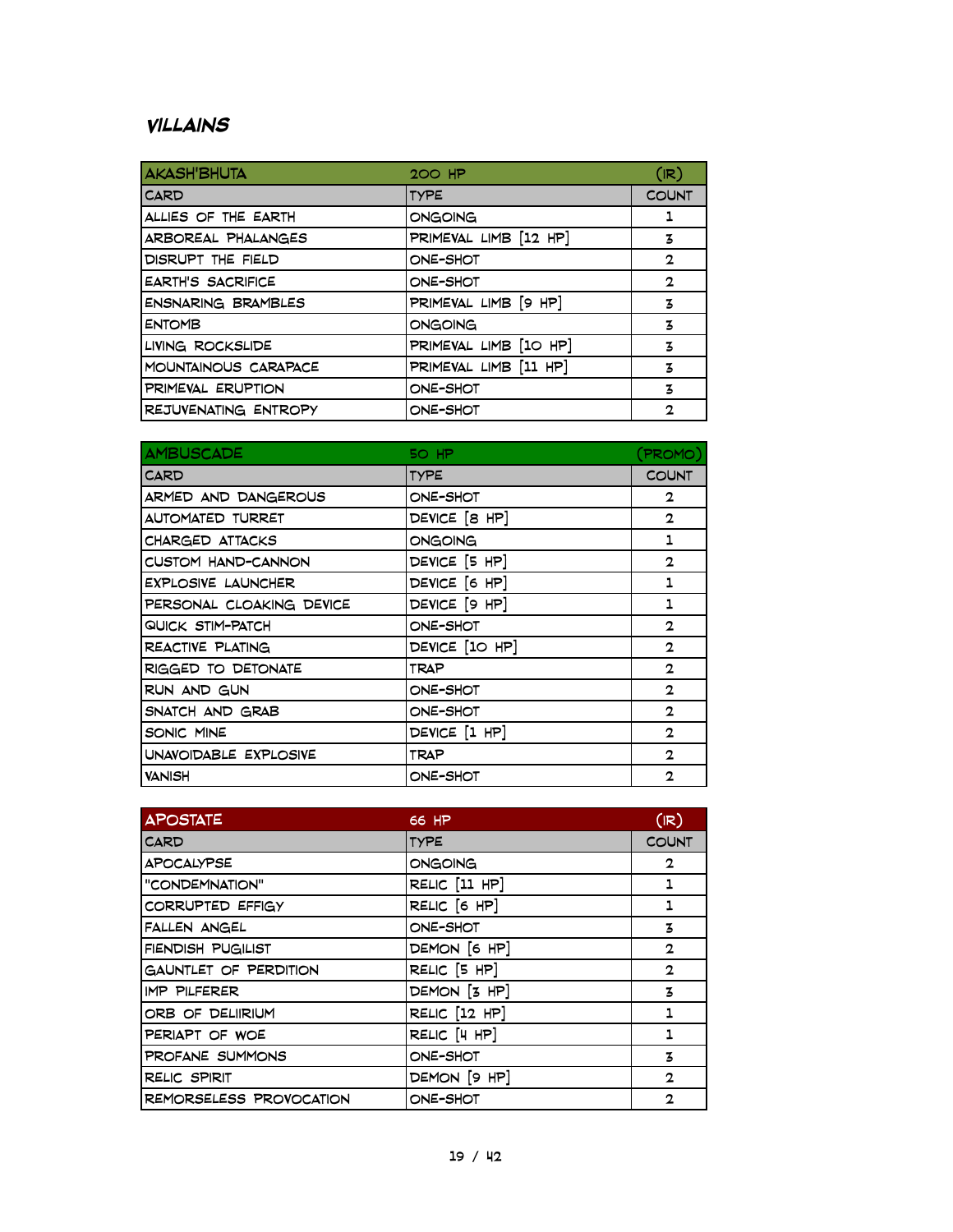## VILLAINS

| AKASH'BHUTA | 200 HP | (IR) |
|---|---|---|
| CARD | TYPE | COUNT |
| ALLIES OF THE EARTH | ONGOING | 1 |
| ARBOREAL PHALANGES | PRIMEVAL LIMB [12 HP] | 3 |
| DISRUPT THE FIELD | ONE-SHOT | 2 |
| EARTH'S SACRIFICE | ONE-SHOT | 2 |
| ENSNARING BRAMBLES | PRIMEVAL LIMB [9 HP] | 3 |
| ENTOMB | ONGOING | 3 |
| LIVING ROCKSLIDE | PRIMEVAL LIMB [10 HP] | 3 |
| MOUNTAINOUS CARAPACE | PRIMEVAL LIMB [11 HP] | 3 |
| PRIMEVAL ERUPTION | ONE-SHOT | 3 |
| REJUVENATING ENTROPY | ONE-SHOT | 2 |

| AMBUSCADE | 50 HP | (PROMO) |
|---|---|---|
| CARD | TYPE | COUNT |
| ARMED AND DANGEROUS | ONE-SHOT | 2 |
| AUTOMATED TURRET | DEVICE [8 HP] | 2 |
| CHARGED ATTACKS | ONGOING | 1 |
| CUSTOM HAND-CANNON | DEVICE [5 HP] | 2 |
| EXPLOSIVE LAUNCHER | DEVICE [6 HP] | 1 |
| PERSONAL CLOAKING DEVICE | DEVICE [9 HP] | 1 |
| QUICK STIM-PATCH | ONE-SHOT | 2 |
| REACTIVE PLATING | DEVICE [10 HP] | 2 |
| RIGGED TO DETONATE | TRAP | 2 |
| RUN AND GUN | ONE-SHOT | 2 |
| SNATCH AND GRAB | ONE-SHOT | 2 |
| SONIC MINE | DEVICE [1 HP] | 2 |
| UNAVOIDABLE EXPLOSIVE | TRAP | 2 |
| VANISH | ONE-SHOT | 2 |

| APOSTATE | 66 HP | (IR) |
|---|---|---|
| CARD | TYPE | COUNT |
| APOCALYPSE | ONGOING | 2 |
| "CONDEMNATION" | RELIC [11 HP] | 1 |
| CORRUPTED EFFIGY | RELIC [6 HP] | 1 |
| FALLEN ANGEL | ONE-SHOT | 3 |
| FIENDISH PUGILIST | DEMON [6 HP] | 2 |
| GAUNTLET OF PERDITION | RELIC [5 HP] | 2 |
| IMP PILFERER | DEMON [3 HP] | 3 |
| ORB OF DELIIRIUM | RELIC [12 HP] | 1 |
| PERIAPT OF WOE | RELIC [4 HP] | 1 |
| PROFANE SUMMONS | ONE-SHOT | 3 |
| RELIC SPIRIT | DEMON [9 HP] | 2 |
| REMORSELESS PROVOCATION | ONE-SHOT | 2 |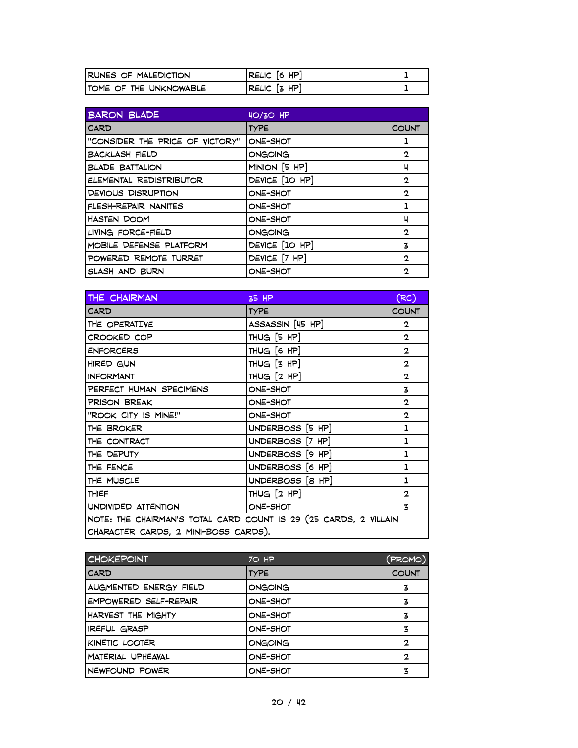| | | |
|---|---|---|
| RUNES OF MALEDICTION | RELIC [6 HP] | 1 |
| TOME OF THE UNKNOWABLE | RELIC [3 HP] | 1 |

| BARON BLADE | 40/30 HP | |
|---|---|---|
| CARD | TYPE | COUNT |
| "CONSIDER THE PRICE OF VICTORY" | ONE-SHOT | 1 |
| BACKLASH FIELD | ONGOING | 2 |
| BLADE BATTALION | MINION [5 HP] | 4 |
| ELEMENTAL REDISTRIBUTOR | DEVICE [10 HP] | 2 |
| DEVIOUS DISRUPTION | ONE-SHOT | 2 |
| FLESH-REPAIR NANITES | ONE-SHOT | 1 |
| HASTEN DOOM | ONE-SHOT | 4 |
| LIVING FORCE-FIELD | ONGOING | 2 |
| MOBILE DEFENSE PLATFORM | DEVICE [10 HP] | 3 |
| POWERED REMOTE TURRET | DEVICE [7 HP] | 2 |
| SLASH AND BURN | ONE-SHOT | 2 |

| THE CHAIRMAN | 35 HP | (RC) |
|---|---|---|
| CARD | TYPE | COUNT |
| THE OPERATIVE | ASSASSIN [45 HP] | 2 |
| CROOKED COP | THUG [5 HP] | 2 |
| ENFORCERS | THUG [6 HP] | 2 |
| HIRED GUN | THUG [3 HP] | 2 |
| INFORMANT | THUG [2 HP] | 2 |
| PERFECT HUMAN SPECIMENS | ONE-SHOT | 3 |
| PRISON BREAK | ONE-SHOT | 2 |
| "ROOK CITY IS MINE!" | ONE-SHOT | 2 |
| THE BROKER | UNDERBOSS [5 HP] | 1 |
| THE CONTRACT | UNDERBOSS [7 HP] | 1 |
| THE DEPUTY | UNDERBOSS [9 HP] | 1 |
| THE FENCE | UNDERBOSS [6 HP] | 1 |
| THE MUSCLE | UNDERBOSS [8 HP] | 1 |
| THIEF | THUG [2 HP] | 2 |
| UNDIVIDED ATTENTION | ONE-SHOT | 3 |
| NOTE: THE CHAIRMAN'S TOTAL CARD COUNT IS 29 (25 CARDS, 2 VILLAIN CHARACTER CARDS, 2 MINI-BOSS CARDS). | | |

| CHOKEPOINT | 70 HP | (PROMO) |
|---|---|---|
| CARD | TYPE | COUNT |
| AUGMENTED ENERGY FIELD | ONGOING | 3 |
| EMPOWERED SELF-REPAIR | ONE-SHOT | 3 |
| HARVEST THE MIGHTY | ONE-SHOT | 3 |
| IREFUL GRASP | ONE-SHOT | 3 |
| KINETIC LOOTER | ONGOING | 2 |
| MATERIAL UPHEAVAL | ONE-SHOT | 2 |
| NEWFOUND POWER | ONE-SHOT | 3 |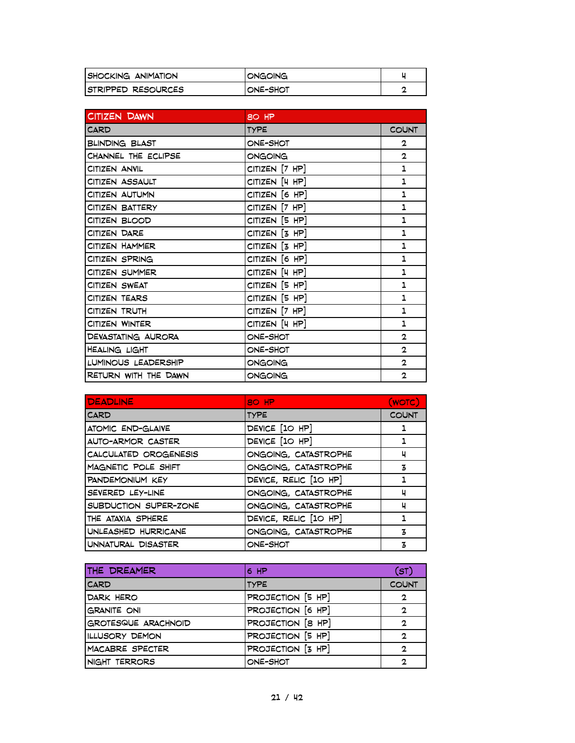| SHOCKING ANIMATION | ONGOING | 4 |
|---|---|---|
| STRIPPED RESOURCES | ONE-SHOT | 2 |

| CITIZEN DAWN | 80 HP | |
|---|---|---|
| CARD | TYPE | COUNT |
| BLINDING BLAST | ONE-SHOT | 2 |
| CHANNEL THE ECLIPSE | ONGOING | 2 |
| CITIZEN ANVIL | CITIZEN [7 HP] | 1 |
| CITIZEN ASSAULT | CITIZEN [4 HP] | 1 |
| CITIZEN AUTUMN | CITIZEN [6 HP] | 1 |
| CITIZEN BATTERY | CITIZEN [7 HP] | 1 |
| CITIZEN BLOOD | CITIZEN [5 HP] | 1 |
| CITIZEN DARE | CITIZEN [3 HP] | 1 |
| CITIZEN HAMMER | CITIZEN [3 HP] | 1 |
| CITIZEN SPRING | CITIZEN [6 HP] | 1 |
| CITIZEN SUMMER | CITIZEN [4 HP] | 1 |
| CITIZEN SWEAT | CITIZEN [5 HP] | 1 |
| CITIZEN TEARS | CITIZEN [5 HP] | 1 |
| CITIZEN TRUTH | CITIZEN [7 HP] | 1 |
| CITIZEN WINTER | CITIZEN [4 HP] | 1 |
| DEVASTATING AURORA | ONE-SHOT | 2 |
| HEALING LIGHT | ONE-SHOT | 2 |
| LUMINOUS LEADERSHIP | ONGOING | 2 |
| RETURN WITH THE DAWN | ONGOING | 2 |

| DEADLINE | 80 HP | (WOTC) |
|---|---|---|
| CARD | TYPE | COUNT |
| ATOMIC END-GLAIVE | DEVICE [10 HP] | 1 |
| AUTO-ARMOR CASTER | DEVICE [10 HP] | 1 |
| CALCULATED OROGENESIS | ONGOING, CATASTROPHE | 4 |
| MAGNETIC POLE SHIFT | ONGOING, CATASTROPHE | 3 |
| PANDEMONIUM KEY | DEVICE, RELIC [10 HP] | 1 |
| SEVERED LEY-LINE | ONGOING, CATASTROPHE | 4 |
| SUBDUCTION SUPER-ZONE | ONGOING, CATASTROPHE | 4 |
| THE ATAXIA SPHERE | DEVICE, RELIC [10 HP] | 1 |
| UNLEASHED HURRICANE | ONGOING, CATASTROPHE | 3 |
| UNNATURAL DISASTER | ONE-SHOT | 3 |

| THE DREAMER | 6 HP | (ST) |
|---|---|---|
| CARD | TYPE | COUNT |
| DARK HERO | PROJECTION [5 HP] | 2 |
| GRANITE ONI | PROJECTION [6 HP] | 2 |
| GROTESQUE ARACHNOID | PROJECTION [8 HP] | 2 |
| ILLUSORY DEMON | PROJECTION [5 HP] | 2 |
| MACABRE SPECTER | PROJECTION [3 HP] | 2 |
| NIGHT TERRORS | ONE-SHOT | 2 |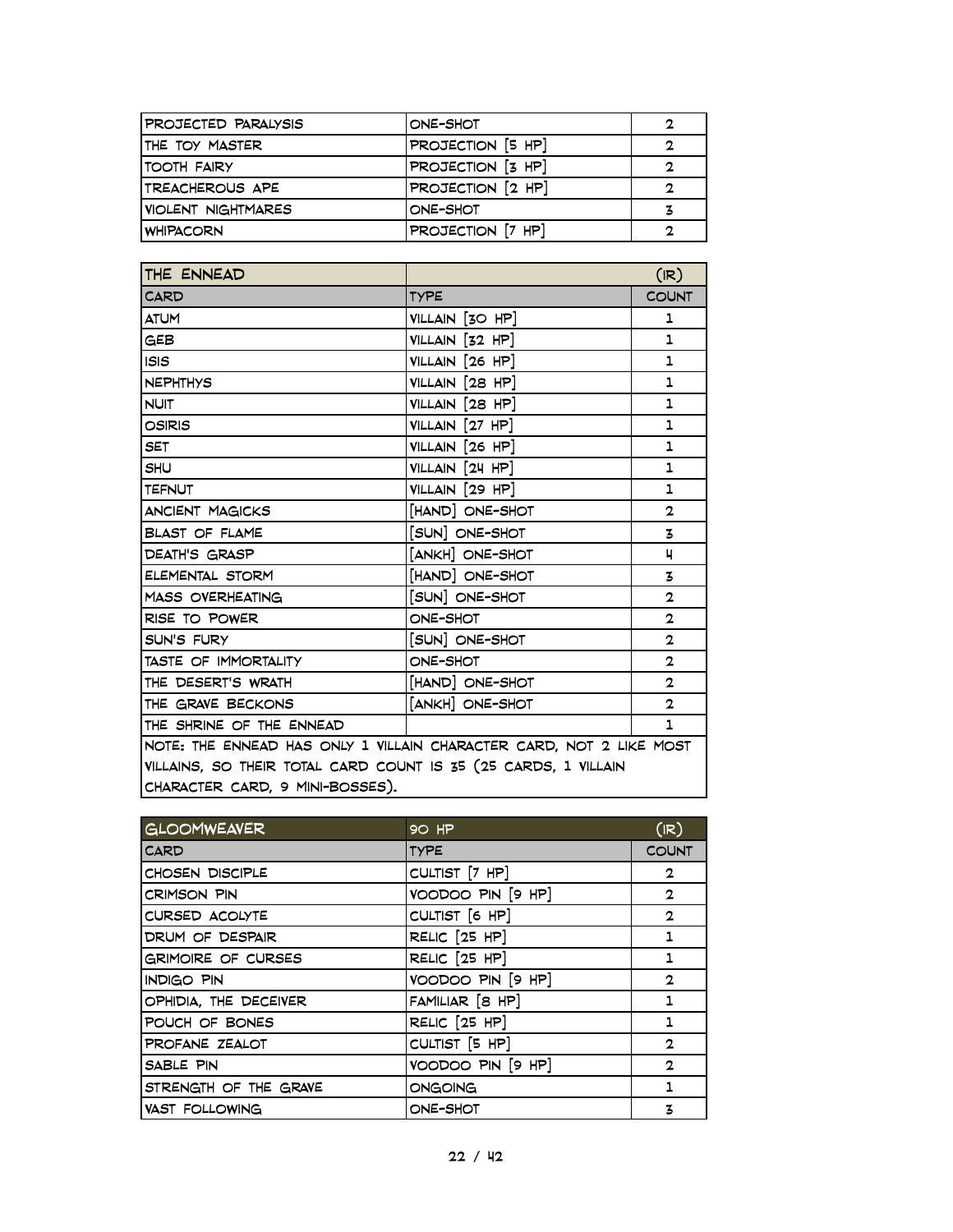| | | |
|---|---|---|
| PROJECTED PARALYSIS | ONE-SHOT | 2 |
| THE TOY MASTER | PROJECTION [5 HP] | 2 |
| TOOTH FAIRY | PROJECTION [3 HP] | 2 |
| TREACHEROUS APE | PROJECTION [2 HP] | 2 |
| VIOLENT NIGHTMARES | ONE-SHOT | 3 |
| WHIPACORN | PROJECTION [7 HP] | 2 |

| THE ENNEAD | | (IR) |
|---|---|---|
| CARD | TYPE | COUNT |
| ATUM | VILLAIN [30 HP] | 1 |
| GEB | VILLAIN [32 HP] | 1 |
| ISIS | VILLAIN [26 HP] | 1 |
| NEPHTHYS | VILLAIN [28 HP] | 1 |
| NUIT | VILLAIN [28 HP] | 1 |
| OSIRIS | VILLAIN [27 HP] | 1 |
| SET | VILLAIN [26 HP] | 1 |
| SHU | VILLAIN [24 HP] | 1 |
| TEFNUT | VILLAIN [29 HP] | 1 |
| ANCIENT MAGICKS | [HAND] ONE-SHOT | 2 |
| BLAST OF FLAME | [SUN] ONE-SHOT | 3 |
| DEATH'S GRASP | [ANKH] ONE-SHOT | 4 |
| ELEMENTAL STORM | [HAND] ONE-SHOT | 3 |
| MASS OVERHEATING | [SUN] ONE-SHOT | 2 |
| RISE TO POWER | ONE-SHOT | 2 |
| SUN'S FURY | [SUN] ONE-SHOT | 2 |
| TASTE OF IMMORTALITY | ONE-SHOT | 2 |
| THE DESERT'S WRATH | [HAND] ONE-SHOT | 2 |
| THE GRAVE BECKONS | [ANKH] ONE-SHOT | 2 |
| THE SHRINE OF THE ENNEAD | | 1 |
| NOTE: THE ENNEAD HAS ONLY 1 VILLAIN CHARACTER CARD, NOT 2 LIKE MOST VILLAINS, SO THEIR TOTAL CARD COUNT IS 35 (25 CARDS, 1 VILLAIN CHARACTER CARD, 9 MINI-BOSSES). | | |

| GLOOMWEAVER | 90 HP | (IR) |
|---|---|---|
| CARD | TYPE | COUNT |
| CHOSEN DISCIPLE | CULTIST [7 HP] | 2 |
| CRIMSON PIN | VOODOO PIN [9 HP] | 2 |
| CURSED ACOLYTE | CULTIST [6 HP] | 2 |
| DRUM OF DESPAIR | RELIC [25 HP] | 1 |
| GRIMOIRE OF CURSES | RELIC [25 HP] | 1 |
| INDIGO PIN | VOODOO PIN [9 HP] | 2 |
| OPHIDIA, THE DECEIVER | FAMILIAR [8 HP] | 1 |
| POUCH OF BONES | RELIC [25 HP] | 1 |
| PROFANE ZEALOT | CULTIST [5 HP] | 2 |
| SABLE PIN | VOODOO PIN [9 HP] | 2 |
| STRENGTH OF THE GRAVE | ONGOING | 1 |
| VAST FOLLOWING | ONE-SHOT | 3 |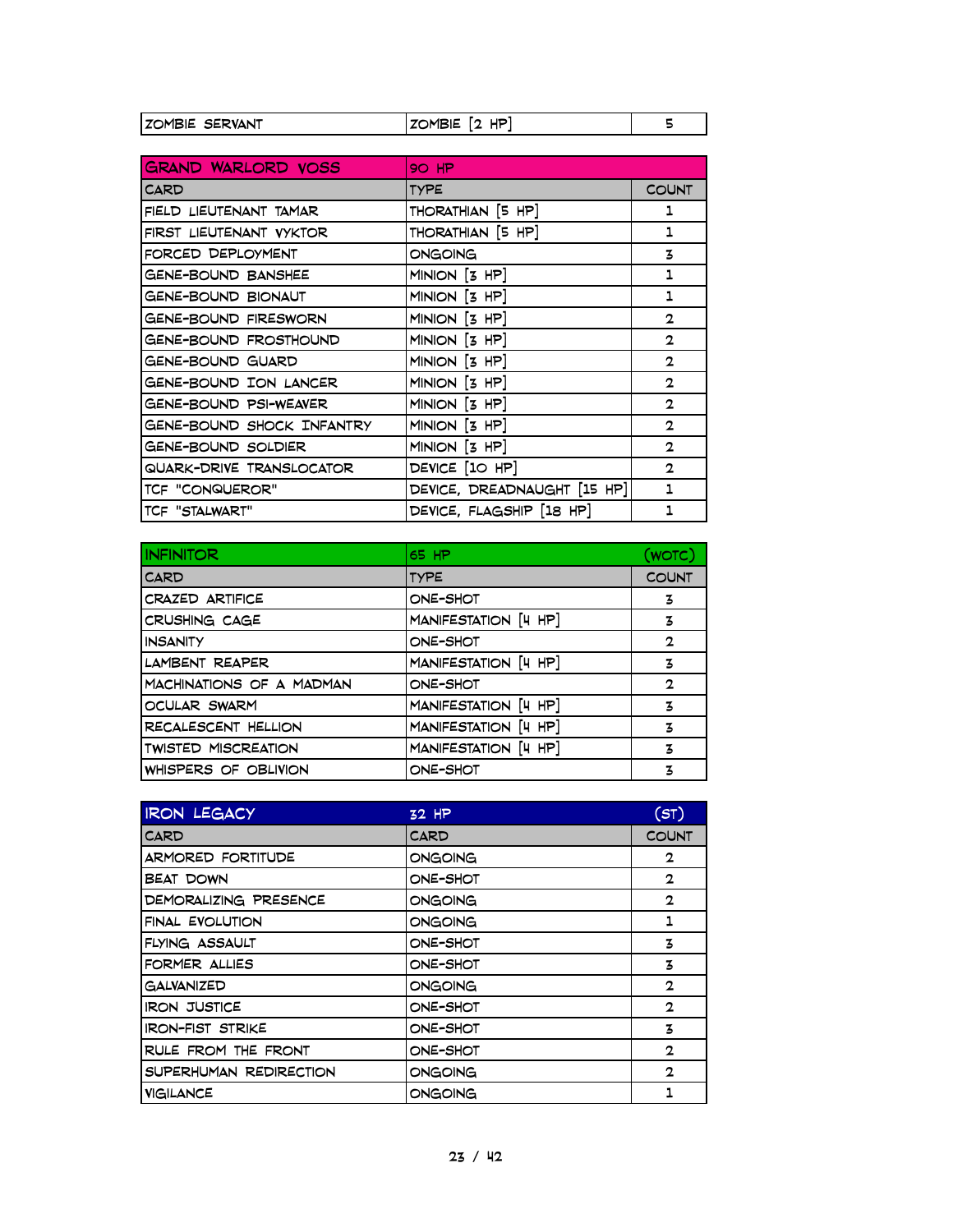| ZOMBIE SERVANT | ZOMBIE [2 HP] | 5 |
|---|---|---|

| GRAND WARLORD VOSS | 90 HP | |
|---|---|---|
| CARD | TYPE | COUNT |
| FIELD LIEUTENANT TAMAR | THORATHIAN [5 HP] | 1 |
| FIRST LIEUTENANT VYKTOR | THORATHIAN [5 HP] | 1 |
| FORCED DEPLOYMENT | ONGOING | 3 |
| GENE-BOUND BANSHEE | MINION [3 HP] | 1 |
| GENE-BOUND BIONAUT | MINION [3 HP] | 1 |
| GENE-BOUND FIRESWORN | MINION [3 HP] | 2 |
| GENE-BOUND FROSTHOUND | MINION [3 HP] | 2 |
| GENE-BOUND GUARD | MINION [3 HP] | 2 |
| GENE-BOUND ION LANCER | MINION [3 HP] | 2 |
| GENE-BOUND PSI-WEAVER | MINION [3 HP] | 2 |
| GENE-BOUND SHOCK INFANTRY | MINION [3 HP] | 2 |
| GENE-BOUND SOLDIER | MINION [3 HP] | 2 |
| QUARK-DRIVE TRANSLOCATOR | DEVICE [10 HP] | 2 |
| TCF "CONQUEROR" | DEVICE, DREADNAUGHT [15 HP] | 1 |
| TCF "STALWART" | DEVICE, FLAGSHIP [18 HP] | 1 |

| INFINITOR | 65 HP | (WOTC) |
|---|---|---|
| CARD | TYPE | COUNT |
| CRAZED ARTIFICE | ONE-SHOT | 3 |
| CRUSHING CAGE | MANIFESTATION [4 HP] | 3 |
| INSANITY | ONE-SHOT | 2 |
| LAMBENT REAPER | MANIFESTATION [4 HP] | 3 |
| MACHINATIONS OF A MADMAN | ONE-SHOT | 2 |
| OCULAR SWARM | MANIFESTATION [4 HP] | 3 |
| RECALESCENT HELLION | MANIFESTATION [4 HP] | 3 |
| TWISTED MISCREATION | MANIFESTATION [4 HP] | 3 |
| WHISPERS OF OBLIVION | ONE-SHOT | 3 |

| IRON LEGACY | 32 HP | (ST) |
|---|---|---|
| CARD | CARD | COUNT |
| ARMORED FORTITUDE | ONGOING | 2 |
| BEAT DOWN | ONE-SHOT | 2 |
| DEMORALIZING PRESENCE | ONGOING | 2 |
| FINAL EVOLUTION | ONGOING | 1 |
| FLYING ASSAULT | ONE-SHOT | 3 |
| FORMER ALLIES | ONE-SHOT | 3 |
| GALVANIZED | ONGOING | 2 |
| IRON JUSTICE | ONE-SHOT | 2 |
| IRON-FIST STRIKE | ONE-SHOT | 3 |
| RULE FROM THE FRONT | ONE-SHOT | 2 |
| SUPERHUMAN REDIRECTION | ONGOING | 2 |
| VIGILANCE | ONGOING | 1 |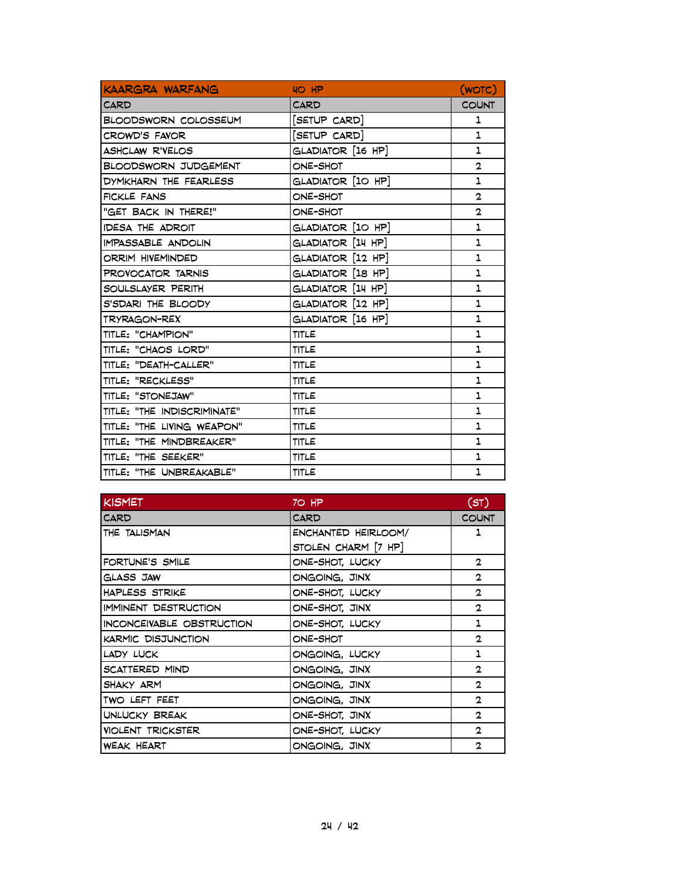| KAARGRA WARFANG | 40 HP | (WOTC) |
|---|---|---|
| CARD | CARD | COUNT |
| BLOODSWORN COLOSSEUM | [SETUP CARD] | 1 |
| CROWD'S FAVOR | [SETUP CARD] | 1 |
| ASHCLAW R'VELOS | GLADIATOR [16 HP] | 1 |
| BLOODSWORN JUDGEMENT | ONE-SHOT | 2 |
| DYMKHARN THE FEARLESS | GLADIATOR [10 HP] | 1 |
| FICKLE FANS | ONE-SHOT | 2 |
| "GET BACK IN THERE!" | ONE-SHOT | 2 |
| IDESA THE ADROIT | GLADIATOR [10 HP] | 1 |
| IMPASSABLE ANDOLIN | GLADIATOR [14 HP] | 1 |
| ORRIM HIVEMINDED | GLADIATOR [12 HP] | 1 |
| PROVOCATOR TARNIS | GLADIATOR [18 HP] | 1 |
| SOULSLAYER PERITH | GLADIATOR [14 HP] | 1 |
| S'SDARI THE BLOODY | GLADIATOR [12 HP] | 1 |
| TRYRAGON-REX | GLADIATOR [16 HP] | 1 |
| TITLE: "CHAMPION" | TITLE | 1 |
| TITLE: "CHAOS LORD" | TITLE | 1 |
| TITLE: "DEATH-CALLER" | TITLE | 1 |
| TITLE: "RECKLESS" | TITLE | 1 |
| TITLE: "STONEJAW" | TITLE | 1 |
| TITLE: "THE INDISCRIMINATE" | TITLE | 1 |
| TITLE: "THE LIVING WEAPON" | TITLE | 1 |
| TITLE: "THE MINDBREAKER" | TITLE | 1 |
| TITLE: "THE SEEKER" | TITLE | 1 |
| TITLE: "THE UNBREAKABLE" | TITLE | 1 |

| KISMET | 70 HP | (ST) |
|---|---|---|
| CARD | CARD | COUNT |
| THE TALISMAN | ENCHANTED HEIRLOOM/ STOLEN CHARM [7 HP] | 1 |
| FORTUNE'S SMILE | ONE-SHOT, LUCKY | 2 |
| GLASS JAW | ONGOING, JINX | 2 |
| HAPLESS STRIKE | ONE-SHOT, LUCKY | 2 |
| IMMINENT DESTRUCTION | ONE-SHOT, JINX | 2 |
| INCONCEIVABLE OBSTRUCTION | ONE-SHOT, LUCKY | 1 |
| KARMIC DISJUNCTION | ONE-SHOT | 2 |
| LADY LUCK | ONGOING, LUCKY | 1 |
| SCATTERED MIND | ONGOING, JINX | 2 |
| SHAKY ARM | ONGOING, JINX | 2 |
| TWO LEFT FEET | ONGOING, JINX | 2 |
| UNLUCKY BREAK | ONE-SHOT, JINX | 2 |
| VIOLENT TRICKSTER | ONE-SHOT, LUCKY | 2 |
| WEAK HEART | ONGOING, JINX | 2 |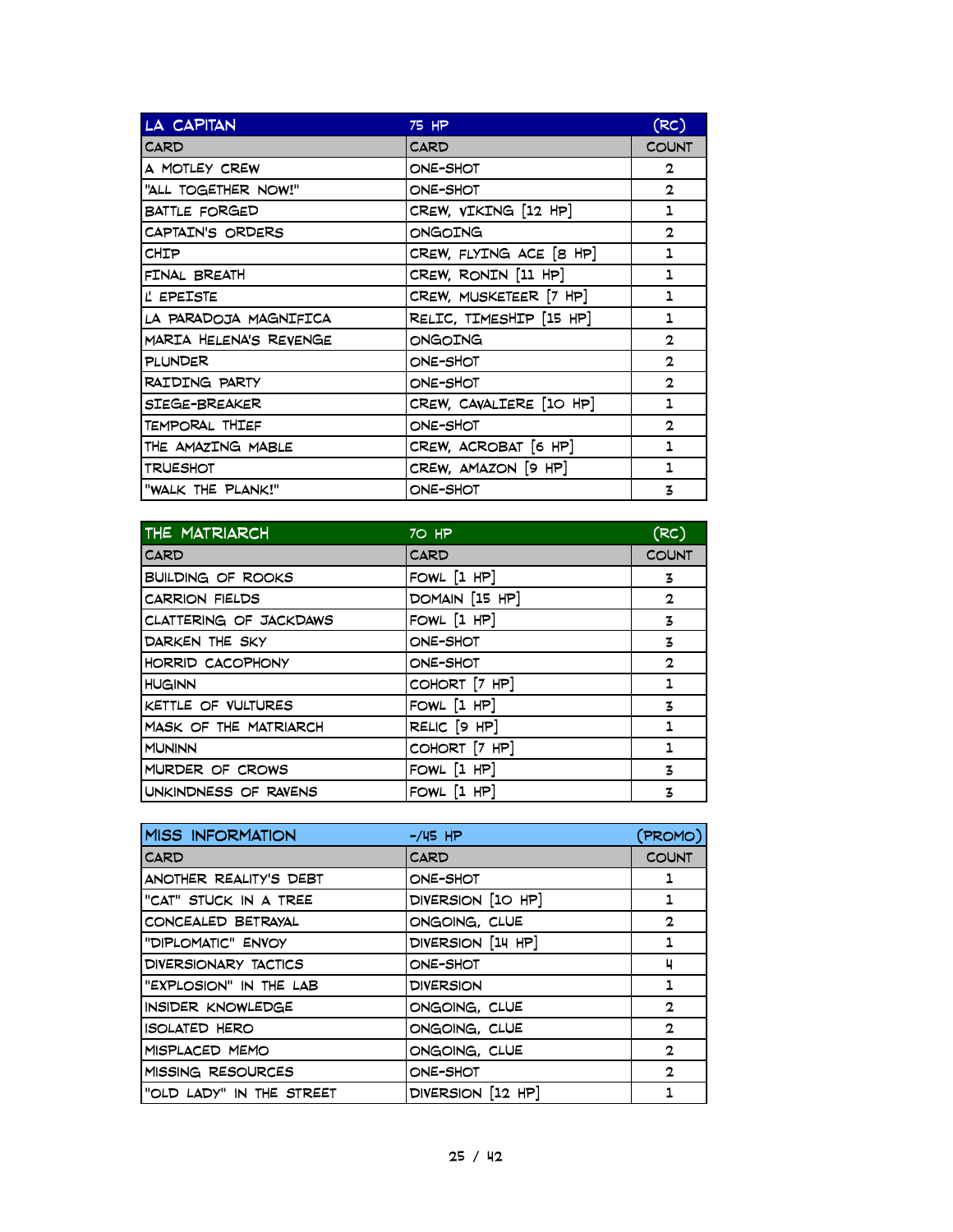| LA CAPITAN | 75 HP | (RC) |
|---|---|---|
| CARD | CARD | COUNT |
| A MOTLEY CREW | ONE-SHOT | 2 |
| "ALL TOGETHER NOW!" | ONE-SHOT | 2 |
| BATTLE FORGED | CREW, VIKING [12 HP] | 1 |
| CAPTAIN'S ORDERS | ONGOING | 2 |
| CHIP | CREW, FLYING ACE [8 HP] | 1 |
| FINAL BREATH | CREW, RONIN [11 HP] | 1 |
| L' EPEISTE | CREW, MUSKETEER [7 HP] | 1 |
| LA PARADOJA MAGNIFICA | RELIC, TIMESHIP [15 HP] | 1 |
| MARIA HELENA'S REVENGE | ONGOING | 2 |
| PLUNDER | ONE-SHOT | 2 |
| RAIDING PARTY | ONE-SHOT | 2 |
| SIEGE-BREAKER | CREW, CAVALIERE [10 HP] | 1 |
| TEMPORAL THIEF | ONE-SHOT | 2 |
| THE AMAZING MABLE | CREW, ACROBAT [6 HP] | 1 |
| TRUESHOT | CREW, AMAZON [9 HP] | 1 |
| "WALK THE PLANK!" | ONE-SHOT | 3 |

| THE MATRIARCH | 70 HP | (RC) |
|---|---|---|
| CARD | CARD | COUNT |
| BUILDING OF ROOKS | FOWL [1 HP] | 3 |
| CARRION FIELDS | DOMAIN [15 HP] | 2 |
| CLATTERING OF JACKDAWS | FOWL [1 HP] | 3 |
| DARKEN THE SKY | ONE-SHOT | 3 |
| HORRID CACOPHONY | ONE-SHOT | 2 |
| HUGINN | COHORT [7 HP] | 1 |
| KETTLE OF VULTURES | FOWL [1 HP] | 3 |
| MASK OF THE MATRIARCH | RELIC [9 HP] | 1 |
| MUNINN | COHORT [7 HP] | 1 |
| MURDER OF CROWS | FOWL [1 HP] | 3 |
| UNKINDNESS OF RAVENS | FOWL [1 HP] | 3 |

| MISS INFORMATION | -/45 HP | (PROMO) |
|---|---|---|
| CARD | CARD | COUNT |
| ANOTHER REALITY'S DEBT | ONE-SHOT | 1 |
| "CAT" STUCK IN A TREE | DIVERSION [10 HP] | 1 |
| CONCEALED BETRAYAL | ONGOING, CLUE | 2 |
| "DIPLOMATIC" ENVOY | DIVERSION [14 HP] | 1 |
| DIVERSIONARY TACTICS | ONE-SHOT | 4 |
| "EXPLOSION" IN THE LAB | DIVERSION | 1 |
| INSIDER KNOWLEDGE | ONGOING, CLUE | 2 |
| ISOLATED HERO | ONGOING, CLUE | 2 |
| MISPLACED MEMO | ONGOING, CLUE | 2 |
| MISSING RESOURCES | ONE-SHOT | 2 |
| "OLD LADY" IN THE STREET | DIVERSION [12 HP] | 1 |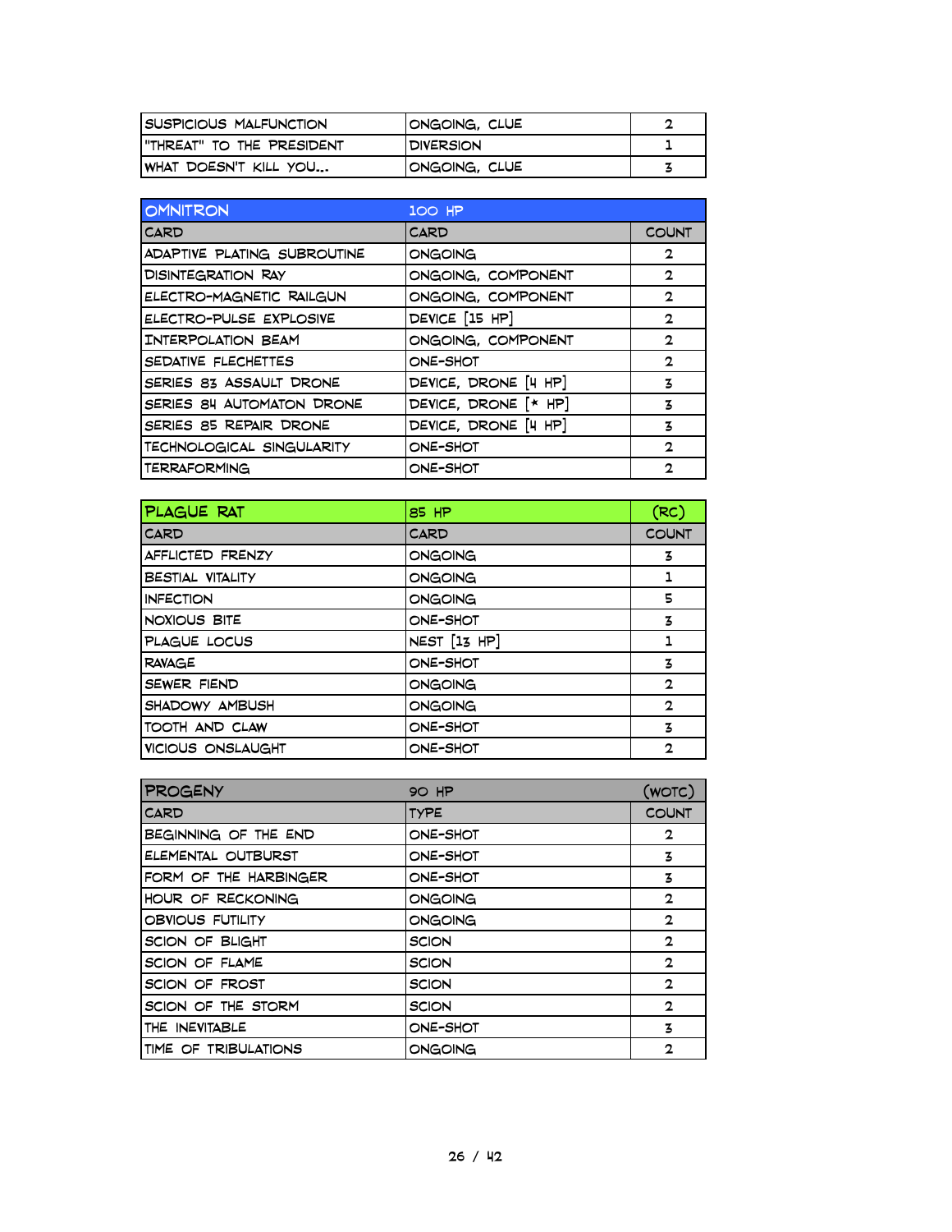| | | |
|---|---|---|
| SUSPICIOUS MALFUNCTION | ONGOING, CLUE | 2 |
| "THREAT" TO THE PRESIDENT | DIVERSION | 1 |
| WHAT DOESN'T KILL YOU... | ONGOING, CLUE | 3 |

| OMNITRON | 100 HP | |
|---|---|---|
| CARD | CARD | COUNT |
| ADAPTIVE PLATING SUBROUTINE | ONGOING | 2 |
| DISINTEGRATION RAY | ONGOING, COMPONENT | 2 |
| ELECTRO-MAGNETIC RAILGUN | ONGOING, COMPONENT | 2 |
| ELECTRO-PULSE EXPLOSIVE | DEVICE [15 HP] | 2 |
| INTERPOLATION BEAM | ONGOING, COMPONENT | 2 |
| SEDATIVE FLECHETTES | ONE-SHOT | 2 |
| SERIES 83 ASSAULT DRONE | DEVICE, DRONE [4 HP] | 3 |
| SERIES 84 AUTOMATON DRONE | DEVICE, DRONE [* HP] | 3 |
| SERIES 85 REPAIR DRONE | DEVICE, DRONE [4 HP] | 3 |
| TECHNOLOGICAL SINGULARITY | ONE-SHOT | 2 |
| TERRAFORMING | ONE-SHOT | 2 |

| PLAGUE RAT | 85 HP | (RC) |
|---|---|---|
| CARD | CARD | COUNT |
| AFFLICTED FRENZY | ONGOING | 3 |
| BESTIAL VITALITY | ONGOING | 1 |
| INFECTION | ONGOING | 5 |
| NOXIOUS BITE | ONE-SHOT | 3 |
| PLAGUE LOCUS | NEST [13 HP] | 1 |
| RAVAGE | ONE-SHOT | 3 |
| SEWER FIEND | ONGOING | 2 |
| SHADOWY AMBUSH | ONGOING | 2 |
| TOOTH AND CLAW | ONE-SHOT | 3 |
| VICIOUS ONSLAUGHT | ONE-SHOT | 2 |

| PROGENY | 90 HP | (WOTC) |
|---|---|---|
| CARD | TYPE | COUNT |
| BEGINNING OF THE END | ONE-SHOT | 2 |
| ELEMENTAL OUTBURST | ONE-SHOT | 3 |
| FORM OF THE HARBINGER | ONE-SHOT | 3 |
| HOUR OF RECKONING | ONGOING | 2 |
| OBVIOUS FUTILITY | ONGOING | 2 |
| SCION OF BLIGHT | SCION | 2 |
| SCION OF FLAME | SCION | 2 |
| SCION OF FROST | SCION | 2 |
| SCION OF THE STORM | SCION | 2 |
| THE INEVITABLE | ONE-SHOT | 3 |
| TIME OF TRIBULATIONS | ONGOING | 2 |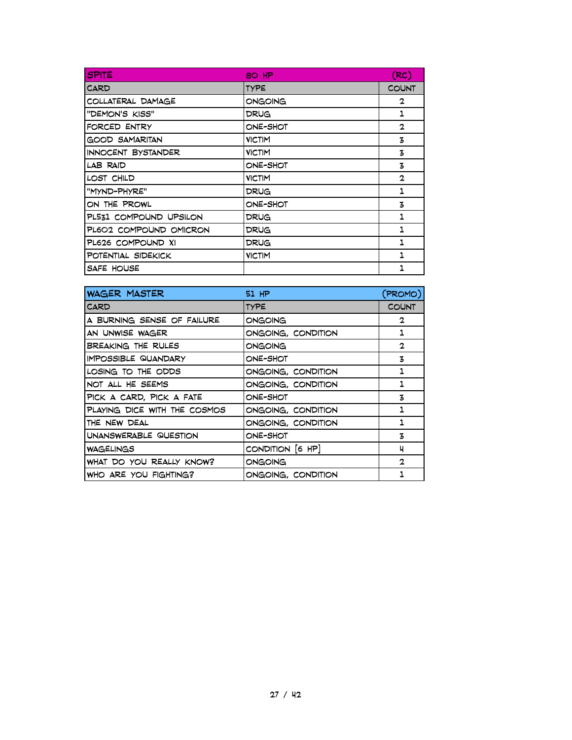| SPITE | 80 HP | (RC) |
| --- | --- | --- |
| CARD | TYPE | COUNT |
| COLLATERAL DAMAGE | ONGOING | 2 |
| "DEMON'S KISS" | DRUG | 1 |
| FORCED ENTRY | ONE-SHOT | 2 |
| GOOD SAMARITAN | VICTIM | 3 |
| INNOCENT BYSTANDER | VICTIM | 3 |
| LAB RAID | ONE-SHOT | 3 |
| LOST CHILD | VICTIM | 2 |
| "MYND-PHYRE" | DRUG | 1 |
| ON THE PROWL | ONE-SHOT | 3 |
| PL531 COMPOUND UPSILON | DRUG | 1 |
| PL602 COMPOUND OMICRON | DRUG | 1 |
| PL626 COMPOUND XI | DRUG | 1 |
| POTENTIAL SIDEKICK | VICTIM | 1 |
| SAFE HOUSE | | 1 |

| WAGER MASTER | 51 HP | (PROMO) |
| --- | --- | --- |
| CARD | TYPE | COUNT |
| A BURNING SENSE OF FAILURE | ONGOING | 2 |
| AN UNWISE WAGER | ONGOING, CONDITION | 1 |
| BREAKING THE RULES | ONGOING | 2 |
| IMPOSSIBLE QUANDARY | ONE-SHOT | 3 |
| LOSING TO THE ODDS | ONGOING, CONDITION | 1 |
| NOT ALL HE SEEMS | ONGOING, CONDITION | 1 |
| PICK A CARD, PICK A FATE | ONE-SHOT | 3 |
| PLAYING DICE WITH THE COSMOS | ONGOING, CONDITION | 1 |
| THE NEW DEAL | ONGOING, CONDITION | 1 |
| UNANSWERABLE QUESTION | ONE-SHOT | 3 |
| WAGELINGS | CONDITION [6 HP] | 4 |
| WHAT DO YOU REALLY KNOW? | ONGOING | 2 |
| WHO ARE YOU FIGHTING? | ONGOING, CONDITION | 1 |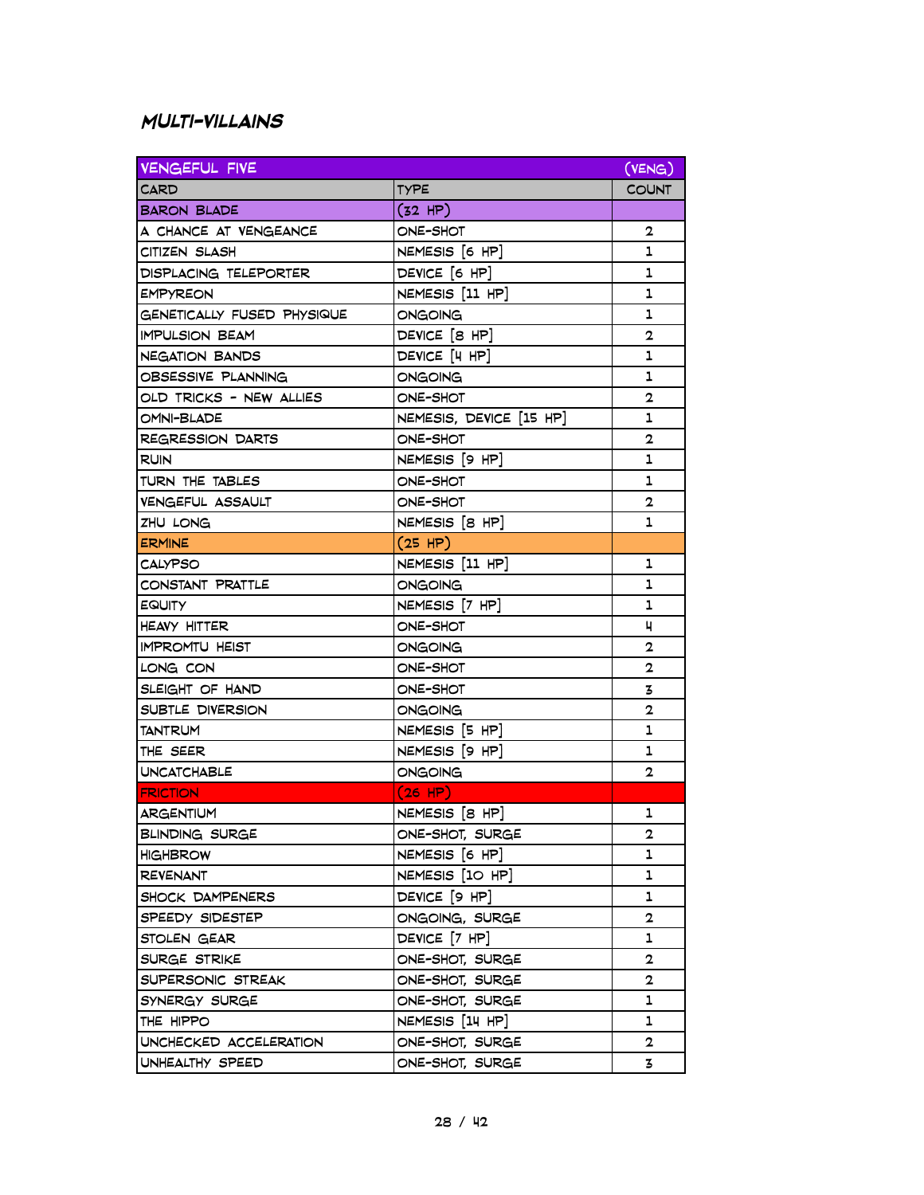## MULTI-VILLAINS

| VENGEFUL FIVE | | (VENG) |
|---|---|---|
| CARD | TYPE | COUNT |
| BARON BLADE | (32 HP) | |
| A CHANCE AT VENGEANCE | ONE-SHOT | 2 |
| CITIZEN SLASH | NEMESIS [6 HP] | 1 |
| DISPLACING TELEPORTER | DEVICE [6 HP] | 1 |
| EMPYREON | NEMESIS [11 HP] | 1 |
| GENETICALLY FUSED PHYSIQUE | ONGOING | 1 |
| IMPULSION BEAM | DEVICE [8 HP] | 2 |
| NEGATION BANDS | DEVICE [4 HP] | 1 |
| OBSESSIVE PLANNING | ONGOING | 1 |
| OLD TRICKS - NEW ALLIES | ONE-SHOT | 2 |
| OMNI-BLADE | NEMESIS, DEVICE [15 HP] | 1 |
| REGRESSION DARTS | ONE-SHOT | 2 |
| RUIN | NEMESIS [9 HP] | 1 |
| TURN THE TABLES | ONE-SHOT | 1 |
| VENGEFUL ASSAULT | ONE-SHOT | 2 |
| ZHU LONG | NEMESIS [8 HP] | 1 |
| ERMINE | (25 HP) | |
| CALYPSO | NEMESIS [11 HP] | 1 |
| CONSTANT PRATTLE | ONGOING | 1 |
| EQUITY | NEMESIS [7 HP] | 1 |
| HEAVY HITTER | ONE-SHOT | 4 |
| IMPROMTU HEIST | ONGOING | 2 |
| LONG CON | ONE-SHOT | 2 |
| SLEIGHT OF HAND | ONE-SHOT | 3 |
| SUBTLE DIVERSION | ONGOING | 2 |
| TANTRUM | NEMESIS [5 HP] | 1 |
| THE SEER | NEMESIS [9 HP] | 1 |
| UNCATCHABLE | ONGOING | 2 |
| FRICTION | (26 HP) | |
| ARGENTIUM | NEMESIS [8 HP] | 1 |
| BLINDING SURGE | ONE-SHOT, SURGE | 2 |
| HIGHBROW | NEMESIS [6 HP] | 1 |
| REVENANT | NEMESIS [10 HP] | 1 |
| SHOCK DAMPENERS | DEVICE [9 HP] | 1 |
| SPEEDY SIDESTEP | ONGOING, SURGE | 2 |
| STOLEN GEAR | DEVICE [7 HP] | 1 |
| SURGE STRIKE | ONE-SHOT, SURGE | 2 |
| SUPERSONIC STREAK | ONE-SHOT, SURGE | 2 |
| SYNERGY SURGE | ONE-SHOT, SURGE | 1 |
| THE HIPPO | NEMESIS [14 HP] | 1 |
| UNCHECKED ACCELERATION | ONE-SHOT, SURGE | 2 |
| UNHEALTHY SPEED | ONE-SHOT, SURGE | 3 |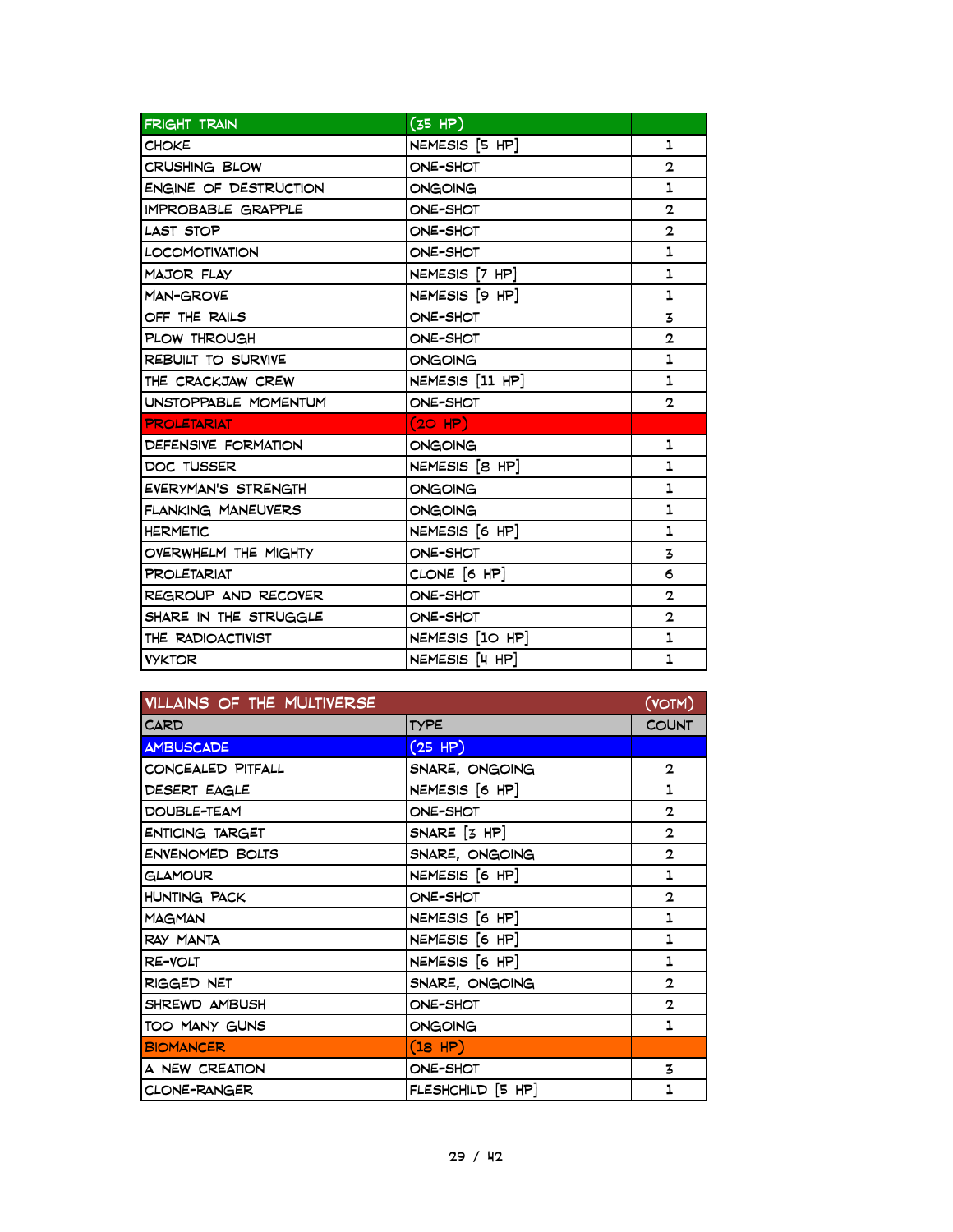| FRIGHT TRAIN | (35 HP) | |
|---|---|---|
| CHOKE | NEMESIS [5 HP] | 1 |
| CRUSHING BLOW | ONE-SHOT | 2 |
| ENGINE OF DESTRUCTION | ONGOING | 1 |
| IMPROBABLE GRAPPLE | ONE-SHOT | 2 |
| LAST STOP | ONE-SHOT | 2 |
| LOCOMOTIVATION | ONE-SHOT | 1 |
| MAJOR FLAY | NEMESIS [7 HP] | 1 |
| MAN-GROVE | NEMESIS [9 HP] | 1 |
| OFF THE RAILS | ONE-SHOT | 3 |
| PLOW THROUGH | ONE-SHOT | 2 |
| REBUILT TO SURVIVE | ONGOING | 1 |
| THE CRACKJAW CREW | NEMESIS [11 HP] | 1 |
| UNSTOPPABLE MOMENTUM | ONE-SHOT | 2 |
| PROLETARIAT | (20 HP) | |
| DEFENSIVE FORMATION | ONGOING | 1 |
| DOC TUSSER | NEMESIS [8 HP] | 1 |
| EVERYMAN'S STRENGTH | ONGOING | 1 |
| FLANKING MANEUVERS | ONGOING | 1 |
| HERMETIC | NEMESIS [6 HP] | 1 |
| OVERWHELM THE MIGHTY | ONE-SHOT | 3 |
| PROLETARIAT | CLONE [6 HP] | 6 |
| REGROUP AND RECOVER | ONE-SHOT | 2 |
| SHARE IN THE STRUGGLE | ONE-SHOT | 2 |
| THE RADIOACTIVIST | NEMESIS [10 HP] | 1 |
| VYKTOR | NEMESIS [4 HP] | 1 |

| VILLAINS OF THE MULTIVERSE | | (VOTM) |
|---|---|---|
| CARD | TYPE | COUNT |
| AMBUSCADE | (25 HP) | |
| CONCEALED PITFALL | SNARE, ONGOING | 2 |
| DESERT EAGLE | NEMESIS [6 HP] | 1 |
| DOUBLE-TEAM | ONE-SHOT | 2 |
| ENTICING TARGET | SNARE [3 HP] | 2 |
| ENVENOMED BOLTS | SNARE, ONGOING | 2 |
| GLAMOUR | NEMESIS [6 HP] | 1 |
| HUNTING PACK | ONE-SHOT | 2 |
| MAGMAN | NEMESIS [6 HP] | 1 |
| RAY MANTA | NEMESIS [6 HP] | 1 |
| RE-VOLT | NEMESIS [6 HP] | 1 |
| RIGGED NET | SNARE, ONGOING | 2 |
| SHREWD AMBUSH | ONE-SHOT | 2 |
| TOO MANY GUNS | ONGOING | 1 |
| BIOMANCER | (18 HP) | |
| A NEW CREATION | ONE-SHOT | 3 |
| CLONE-RANGER | FLESHCHILD [5 HP] | 1 |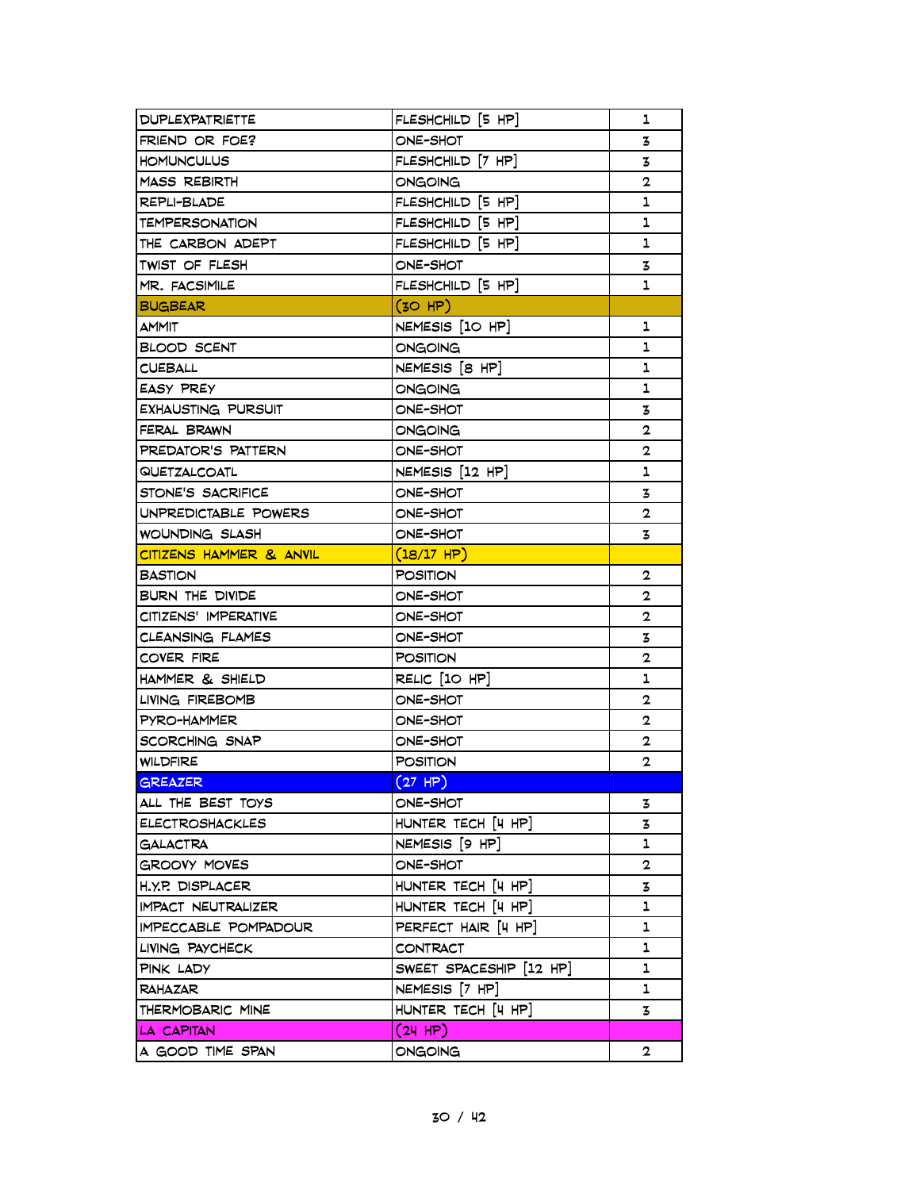| DUPLEXPATRIETTE | FLESHCHILD [5 HP] | 1 |
|---|---|---|
| FRIEND OR FOE? | ONE-SHOT | 3 |
| HOMUNCULUS | FLESHCHILD [7 HP] | 3 |
| MASS REBIRTH | ONGOING | 2 |
| REPLI-BLADE | FLESHCHILD [5 HP] | 1 |
| TEMPERSONATION | FLESHCHILD [5 HP] | 1 |
| THE CARBON ADEPT | FLESHCHILD [5 HP] | 1 |
| TWIST OF FLESH | ONE-SHOT | 3 |
| MR. FACSIMILE | FLESHCHILD [5 HP] | 1 |
| **BUGBEAR** | **(30 HP)** | |
| AMMIT | NEMESIS [10 HP] | 1 |
| BLOOD SCENT | ONGOING | 1 |
| CUEBALL | NEMESIS [8 HP] | 1 |
| EASY PREY | ONGOING | 1 |
| EXHAUSTING PURSUIT | ONE-SHOT | 3 |
| FERAL BRAWN | ONGOING | 2 |
| PREDATOR'S PATTERN | ONE-SHOT | 2 |
| QUETZALCOATL | NEMESIS [12 HP] | 1 |
| STONE'S SACRIFICE | ONE-SHOT | 3 |
| UNPREDICTABLE POWERS | ONE-SHOT | 2 |
| WOUNDING SLASH | ONE-SHOT | 3 |
| **CITIZENS HAMMER & ANVIL** | **(18/17 HP)** | |
| BASTION | POSITION | 2 |
| BURN THE DIVIDE | ONE-SHOT | 2 |
| CITIZENS' IMPERATIVE | ONE-SHOT | 2 |
| CLEANSING FLAMES | ONE-SHOT | 3 |
| COVER FIRE | POSITION | 2 |
| HAMMER & SHIELD | RELIC [10 HP] | 1 |
| LIVING FIREBOMB | ONE-SHOT | 2 |
| PYRO-HAMMER | ONE-SHOT | 2 |
| SCORCHING SNAP | ONE-SHOT | 2 |
| WILDFIRE | POSITION | 2 |
| **GREAZER** | **(27 HP)** | |
| ALL THE BEST TOYS | ONE-SHOT | 3 |
| ELECTROSHACKLES | HUNTER TECH [4 HP] | 3 |
| GALACTRA | NEMESIS [9 HP] | 1 |
| GROOVY MOVES | ONE-SHOT | 2 |
| H.Y.P. DISPLACER | HUNTER TECH [4 HP] | 3 |
| IMPACT NEUTRALIZER | HUNTER TECH [4 HP] | 1 |
| IMPECCABLE POMPADOUR | PERFECT HAIR [4 HP] | 1 |
| LIVING PAYCHECK | CONTRACT | 1 |
| PINK LADY | SWEET SPACESHIP [12 HP] | 1 |
| RAHAZAR | NEMESIS [7 HP] | 1 |
| THERMOBARIC MINE | HUNTER TECH [4 HP] | 3 |
| **LA CAPITAN** | **(24 HP)** | |
| A GOOD TIME SPAN | ONGOING | 2 |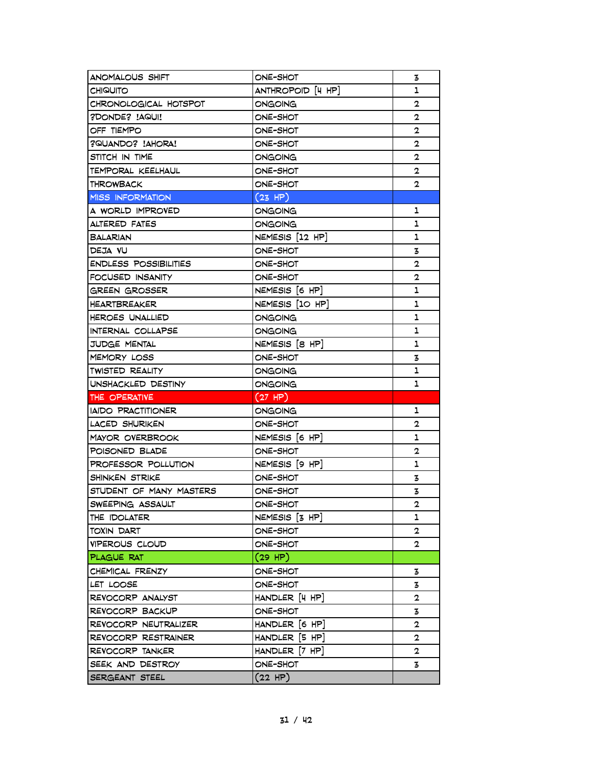| | | |
|---|---|---|
| ANOMALOUS SHIFT | ONE-SHOT | 3 |
| CHIQUITO | ANTHROPOID [4 HP] | 1 |
| CHRONOLOGICAL HOTSPOT | ONGOING | 2 |
| ?DONDE? !AQUI! | ONE-SHOT | 2 |
| OFF TIEMPO | ONE-SHOT | 2 |
| ?QUANDO? !AHORA! | ONE-SHOT | 2 |
| STITCH IN TIME | ONGOING | 2 |
| TEMPORAL KEELHAUL | ONE-SHOT | 2 |
| THROWBACK | ONE-SHOT | 2 |
| MISS INFORMATION | (23 HP) | |
| A WORLD IMPROVED | ONGOING | 1 |
| ALTERED FATES | ONGOING | 1 |
| BALARIAN | NEMESIS [12 HP] | 1 |
| DEJA VU | ONE-SHOT | 3 |
| ENDLESS POSSIBILITIES | ONE-SHOT | 2 |
| FOCUSED INSANITY | ONE-SHOT | 2 |
| GREEN GROSSER | NEMESIS [6 HP] | 1 |
| HEARTBREAKER | NEMESIS [10 HP] | 1 |
| HEROES UNALLIED | ONGOING | 1 |
| INTERNAL COLLAPSE | ONGOING | 1 |
| JUDGE MENTAL | NEMESIS [8 HP] | 1 |
| MEMORY LOSS | ONE-SHOT | 3 |
| TWISTED REALITY | ONGOING | 1 |
| UNSHACKLED DESTINY | ONGOING | 1 |
| THE OPERATIVE | (27 HP) | |
| IAIDO PRACTITIONER | ONGOING | 1 |
| LACED SHURIKEN | ONE-SHOT | 2 |
| MAYOR OVERBROOK | NEMESIS [6 HP] | 1 |
| POISONED BLADE | ONE-SHOT | 2 |
| PROFESSOR POLLUTION | NEMESIS [9 HP] | 1 |
| SHINKEN STRIKE | ONE-SHOT | 3 |
| STUDENT OF MANY MASTERS | ONE-SHOT | 3 |
| SWEEPING ASSAULT | ONE-SHOT | 2 |
| THE IDOLATER | NEMESIS [3 HP] | 1 |
| TOXIN DART | ONE-SHOT | 2 |
| VIPEROUS CLOUD | ONE-SHOT | 2 |
| PLAGUE RAT | (29 HP) | |
| CHEMICAL FRENZY | ONE-SHOT | 3 |
| LET LOOSE | ONE-SHOT | 3 |
| REVOCORP ANALYST | HANDLER [4 HP] | 2 |
| REVOCORP BACKUP | ONE-SHOT | 3 |
| REVOCORP NEUTRALIZER | HANDLER [6 HP] | 2 |
| REVOCORP RESTRAINER | HANDLER [5 HP] | 2 |
| REVOCORP TANKER | HANDLER [7 HP] | 2 |
| SEEK AND DESTROY | ONE-SHOT | 3 |
| SERGEANT STEEL | (22 HP) | |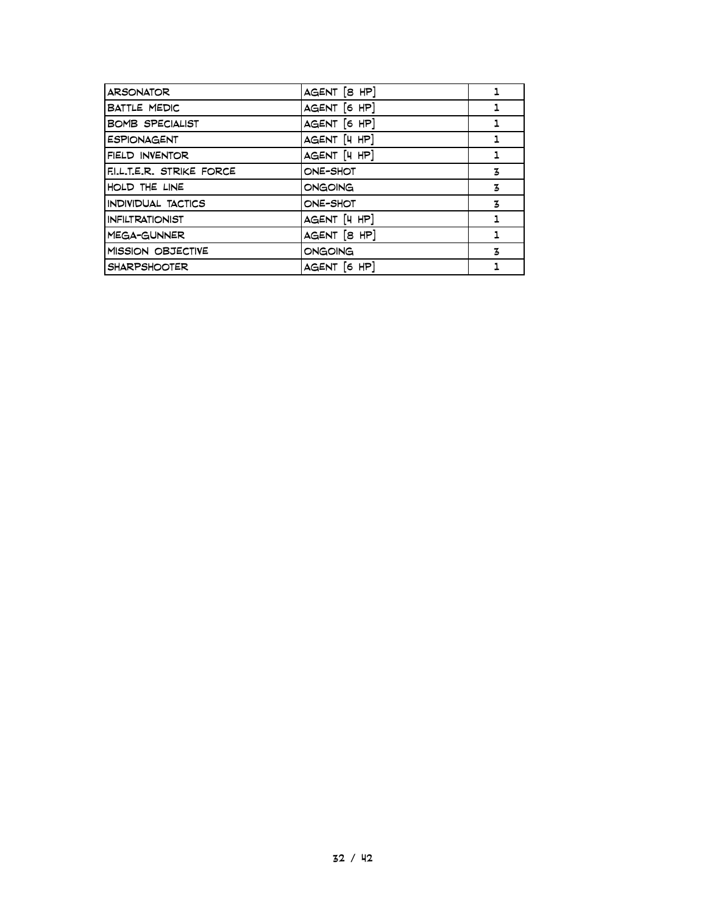| ARSONATOR | AGENT [8 HP] | 1 |
|---|---|---|
| BATTLE MEDIC | AGENT [6 HP] | 1 |
| BOMB SPECIALIST | AGENT [6 HP] | 1 |
| ESPIONAGENT | AGENT [4 HP] | 1 |
| FIELD INVENTOR | AGENT [4 HP] | 1 |
| F.I.L.T.E.R. STRIKE FORCE | ONE-SHOT | 3 |
| HOLD THE LINE | ONGOING | 3 |
| INDIVIDUAL TACTICS | ONE-SHOT | 3 |
| INFILTRATIONIST | AGENT [4 HP] | 1 |
| MEGA-GUNNER | AGENT [8 HP] | 1 |
| MISSION OBJECTIVE | ONGOING | 3 |
| SHARPSHOOTER | AGENT [6 HP] | 1 |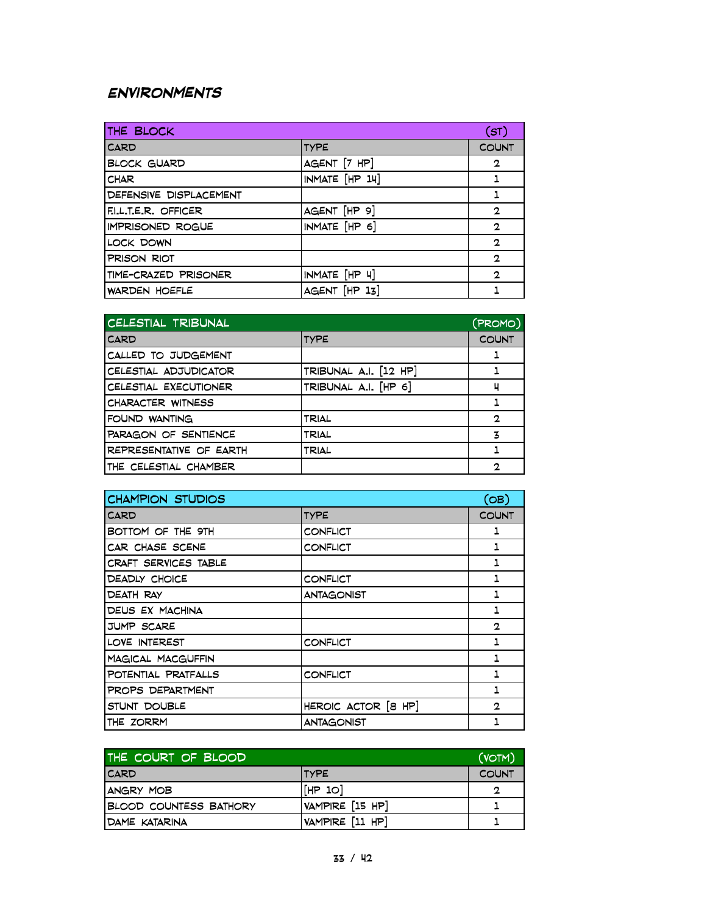## ENVIRONMENTS

| THE BLOCK | | (ST) |
|---|---|---|
| CARD | TYPE | COUNT |
| BLOCK GUARD | AGENT [7 HP] | 2 |
| CHAR | INMATE [HP 14] | 1 |
| DEFENSIVE DISPLACEMENT | | 1 |
| F.I.L.T.E.R. OFFICER | AGENT [HP 9] | 2 |
| IMPRISONED ROGUE | INMATE [HP 6] | 2 |
| LOCK DOWN | | 2 |
| PRISON RIOT | | 2 |
| TIME-CRAZED PRISONER | INMATE [HP 4] | 2 |
| WARDEN HOEFLE | AGENT [HP 13] | 1 |

| CELESTIAL TRIBUNAL | | (PROMO) |
|---|---|---|
| CARD | TYPE | COUNT |
| CALLED TO JUDGEMENT | | 1 |
| CELESTIAL ADJUDICATOR | TRIBUNAL A.I. [12 HP] | 1 |
| CELESTIAL EXECUTIONER | TRIBUNAL A.I. [HP 6] | 4 |
| CHARACTER WITNESS | | 1 |
| FOUND WANTING | TRIAL | 2 |
| PARAGON OF SENTIENCE | TRIAL | 3 |
| REPRESENTATIVE OF EARTH | TRIAL | 1 |
| THE CELESTIAL CHAMBER | | 2 |

| CHAMPION STUDIOS | | (OB) |
|---|---|---|
| CARD | TYPE | COUNT |
| BOTTOM OF THE 9TH | CONFLICT | 1 |
| CAR CHASE SCENE | CONFLICT | 1 |
| CRAFT SERVICES TABLE | | 1 |
| DEADLY CHOICE | CONFLICT | 1 |
| DEATH RAY | ANTAGONIST | 1 |
| DEUS EX MACHINA | | 1 |
| JUMP SCARE | | 2 |
| LOVE INTEREST | CONFLICT | 1 |
| MAGICAL MACGUFFIN | | 1 |
| POTENTIAL PRATFALLS | CONFLICT | 1 |
| PROPS DEPARTMENT | | 1 |
| STUNT DOUBLE | HEROIC ACTOR [8 HP] | 2 |
| THE ZORRM | ANTAGONIST | 1 |

| THE COURT OF BLOOD | | (VOTM) |
|---|---|---|
| CARD | TYPE | COUNT |
| ANGRY MOB | [HP 10] | 2 |
| BLOOD COUNTESS BATHORY | VAMPIRE [15 HP] | 1 |
| DAME KATARINA | VAMPIRE [11 HP] | 1 |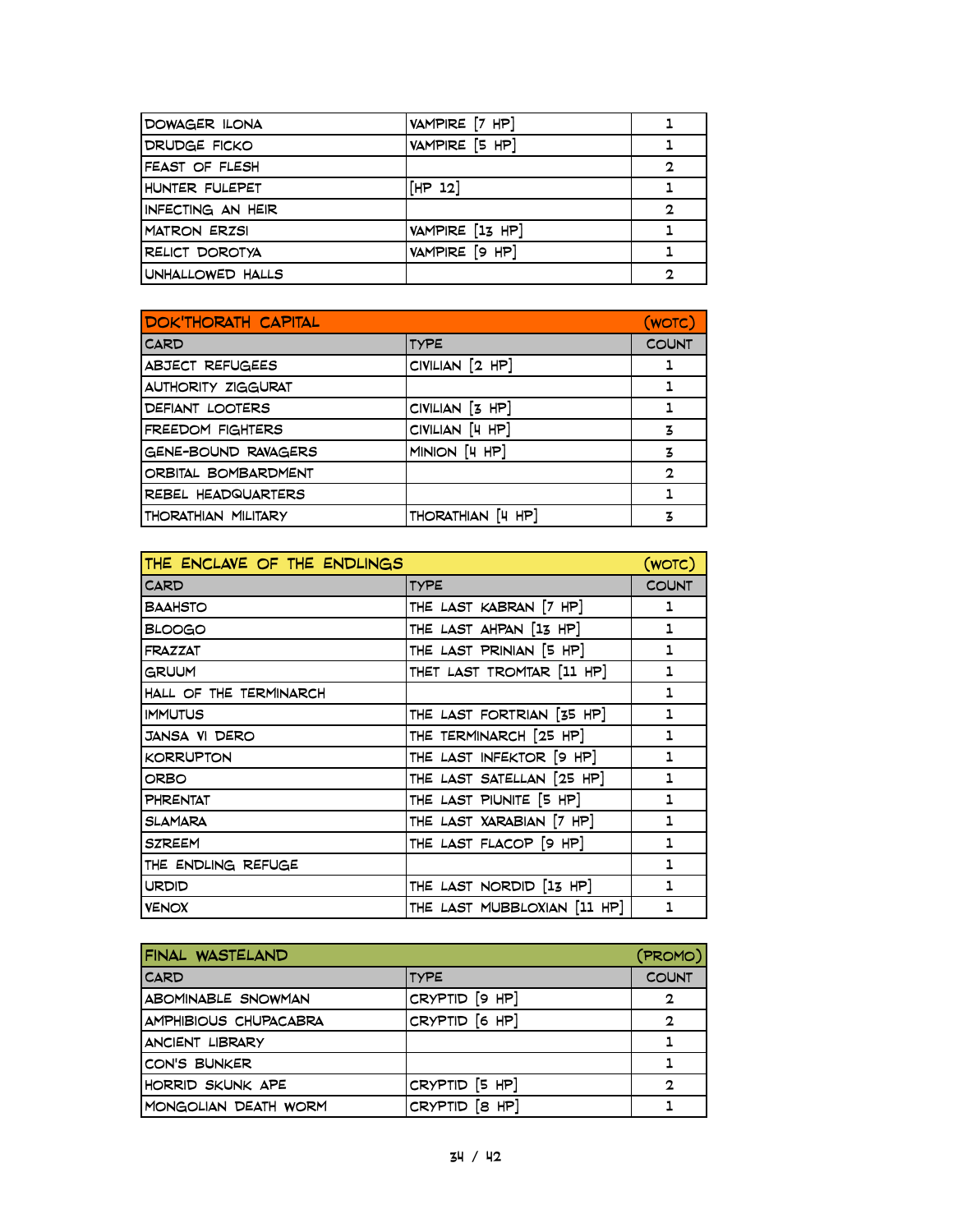| | | |
|---|---|---|
| DOWAGER ILONA | VAMPIRE [7 HP] | 1 |
| DRUDGE FICKO | VAMPIRE [5 HP] | 1 |
| FEAST OF FLESH | | 2 |
| HUNTER FULEPET | [HP 12] | 1 |
| INFECTING AN HEIR | | 2 |
| MATRON ERZSI | VAMPIRE [13 HP] | 1 |
| RELICT DOROTYA | VAMPIRE [9 HP] | 1 |
| UNHALLOWED HALLS | | 2 |

| DOK'THORATH CAPITAL | | (WOTC) |
|---|---|---|
| CARD | TYPE | COUNT |
| ABJECT REFUGEES | CIVILIAN [2 HP] | 1 |
| AUTHORITY ZIGGURAT | | 1 |
| DEFIANT LOOTERS | CIVILIAN [3 HP] | 1 |
| FREEDOM FIGHTERS | CIVILIAN [4 HP] | 3 |
| GENE-BOUND RAVAGERS | MINION [4 HP] | 3 |
| ORBITAL BOMBARDMENT | | 2 |
| REBEL HEADQUARTERS | | 1 |
| THORATHIAN MILITARY | THORATHIAN [4 HP] | 3 |

| THE ENCLAVE OF THE ENDLINGS | | (WOTC) |
|---|---|---|
| CARD | TYPE | COUNT |
| BAAHSTO | THE LAST KABRAN [7 HP] | 1 |
| BLOOGO | THE LAST AHPAN [13 HP] | 1 |
| FRAZZAT | THE LAST PRINIAN [5 HP] | 1 |
| GRUUM | THET LAST TROMTAR [11 HP] | 1 |
| HALL OF THE TERMINARCH | | 1 |
| IMMUTUS | THE LAST FORTRIAN [35 HP] | 1 |
| JANSA VI DERO | THE TERMINARCH [25 HP] | 1 |
| KORRUPTON | THE LAST INFEKTOR [9 HP] | 1 |
| ORBO | THE LAST SATELLAN [25 HP] | 1 |
| PHRENTAT | THE LAST PIUNITE [5 HP] | 1 |
| SLAMARA | THE LAST XARABIAN [7 HP] | 1 |
| SZREEM | THE LAST FLACOP [9 HP] | 1 |
| THE ENDLING REFUGE | | 1 |
| URDID | THE LAST NORDID [13 HP] | 1 |
| VENOX | THE LAST MUBBLOXIAN [11 HP] | 1 |

| FINAL WASTELAND | | (PROMO) |
|---|---|---|
| CARD | TYPE | COUNT |
| ABOMINABLE SNOWMAN | CRYPTID [9 HP] | 2 |
| AMPHIBIOUS CHUPACABRA | CRYPTID [6 HP] | 2 |
| ANCIENT LIBRARY | | 1 |
| CON'S BUNKER | | 1 |
| HORRID SKUNK APE | CRYPTID [5 HP] | 2 |
| MONGOLIAN DEATH WORM | CRYPTID [8 HP] | 1 |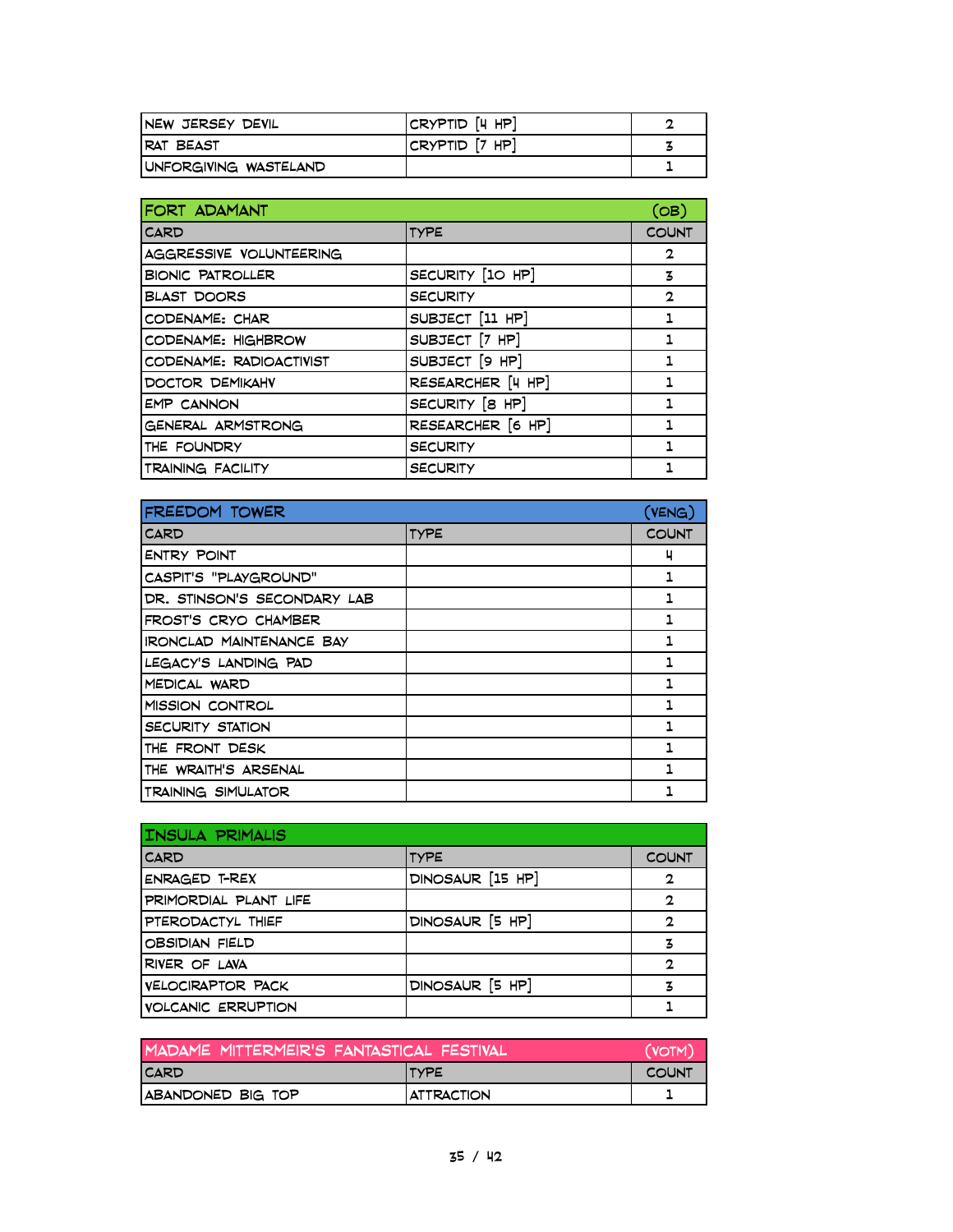| | | |
|---|---|---|
| NEW JERSEY DEVIL | CRYPTID [4 HP] | 2 |
| RAT BEAST | CRYPTID [7 HP] | 3 |
| UNFORGIVING WASTELAND | | 1 |

| FORT ADAMANT | | (OB) |
|---|---|---|
| CARD | TYPE | COUNT |
| AGGRESSIVE VOLUNTEERING | | 2 |
| BIONIC PATROLLER | SECURITY [10 HP] | 3 |
| BLAST DOORS | SECURITY | 2 |
| CODENAME: CHAR | SUBJECT [11 HP] | 1 |
| CODENAME: HIGHBROW | SUBJECT [7 HP] | 1 |
| CODENAME: RADIOACTIVIST | SUBJECT [9 HP] | 1 |
| DOCTOR DEMIKAHV | RESEARCHER [4 HP] | 1 |
| EMP CANNON | SECURITY [8 HP] | 1 |
| GENERAL ARMSTRONG | RESEARCHER [6 HP] | 1 |
| THE FOUNDRY | SECURITY | 1 |
| TRAINING FACILITY | SECURITY | 1 |

| FREEDOM TOWER | | (VENG) |
|---|---|---|
| CARD | TYPE | COUNT |
| ENTRY POINT | | 4 |
| CASPIT'S "PLAYGROUND" | | 1 |
| DR. STINSON'S SECONDARY LAB | | 1 |
| FROST'S CRYO CHAMBER | | 1 |
| IRONCLAD MAINTENANCE BAY | | 1 |
| LEGACY'S LANDING PAD | | 1 |
| MEDICAL WARD | | 1 |
| MISSION CONTROL | | 1 |
| SECURITY STATION | | 1 |
| THE FRONT DESK | | 1 |
| THE WRAITH'S ARSENAL | | 1 |
| TRAINING SIMULATOR | | 1 |

| INSULA PRIMALIS | | |
|---|---|---|
| CARD | TYPE | COUNT |
| ENRAGED T-REX | DINOSAUR [15 HP] | 2 |
| PRIMORDIAL PLANT LIFE | | 2 |
| PTERODACTYL THIEF | DINOSAUR [5 HP] | 2 |
| OBSIDIAN FIELD | | 3 |
| RIVER OF LAVA | | 2 |
| VELOCIRAPTOR PACK | DINOSAUR [5 HP] | 3 |
| VOLCANIC ERRUPTION | | 1 |

| MADAME MITTERMEIR'S FANTASTICAL FESTIVAL | | (VOTM) |
|---|---|---|
| CARD | TYPE | COUNT |
| ABANDONED BIG TOP | ATTRACTION | 1 |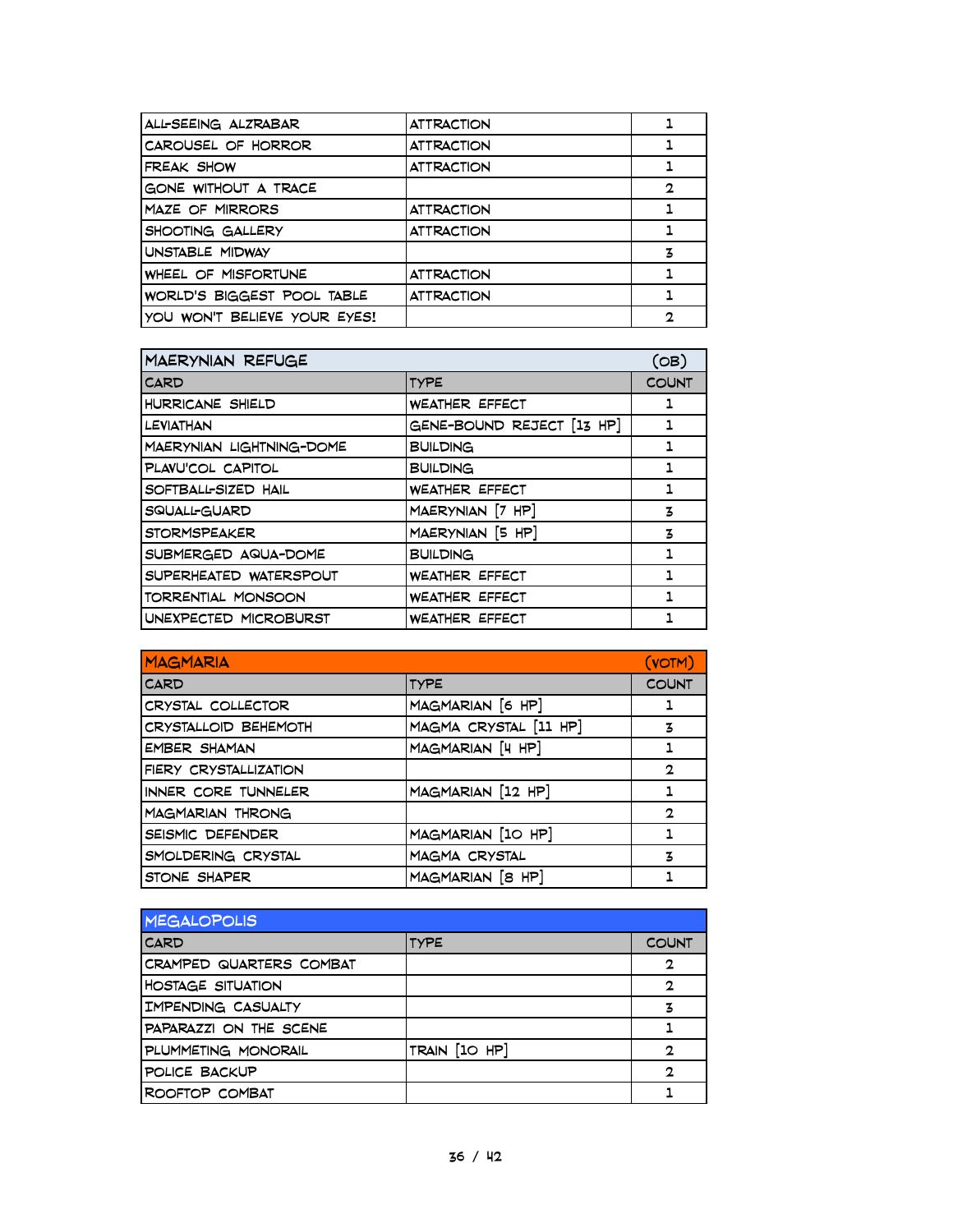| | | |
|---|---|---|
| ALL-SEEING ALZRABAR | ATTRACTION | 1 |
| CAROUSEL OF HORROR | ATTRACTION | 1 |
| FREAK SHOW | ATTRACTION | 1 |
| GONE WITHOUT A TRACE | | 2 |
| MAZE OF MIRRORS | ATTRACTION | 1 |
| SHOOTING GALLERY | ATTRACTION | 1 |
| UNSTABLE MIDWAY | | 3 |
| WHEEL OF MISFORTUNE | ATTRACTION | 1 |
| WORLD'S BIGGEST POOL TABLE | ATTRACTION | 1 |
| YOU WON'T BELIEVE YOUR EYES! | | 2 |

| MAERYNIAN REFUGE | | (OB) |
|---|---|---|
| CARD | TYPE | COUNT |
| HURRICANE SHIELD | WEATHER EFFECT | 1 |
| LEVIATHAN | GENE-BOUND REJECT [13 HP] | 1 |
| MAERYNIAN LIGHTNING-DOME | BUILDING | 1 |
| PLAVU'COL CAPITOL | BUILDING | 1 |
| SOFTBALL-SIZED HAIL | WEATHER EFFECT | 1 |
| SQUALL-GUARD | MAERYNIAN [7 HP] | 3 |
| STORMSPEAKER | MAERYNIAN [5 HP] | 3 |
| SUBMERGED AQUA-DOME | BUILDING | 1 |
| SUPERHEATED WATERSPOUT | WEATHER EFFECT | 1 |
| TORRENTIAL MONSOON | WEATHER EFFECT | 1 |
| UNEXPECTED MICROBURST | WEATHER EFFECT | 1 |

| MAGMARIA | | (VOTM) |
|---|---|---|
| CARD | TYPE | COUNT |
| CRYSTAL COLLECTOR | MAGMARIAN [6 HP] | 1 |
| CRYSTALLOID BEHEMOTH | MAGMA CRYSTAL [11 HP] | 3 |
| EMBER SHAMAN | MAGMARIAN [4 HP] | 1 |
| FIERY CRYSTALLIZATION | | 2 |
| INNER CORE TUNNELER | MAGMARIAN [12 HP] | 1 |
| MAGMARIAN THRONG | | 2 |
| SEISMIC DEFENDER | MAGMARIAN [10 HP] | 1 |
| SMOLDERING CRYSTAL | MAGMA CRYSTAL | 3 |
| STONE SHAPER | MAGMARIAN [8 HP] | 1 |

| MEGALOPOLIS | | |
|---|---|---|
| CARD | TYPE | COUNT |
| CRAMPED QUARTERS COMBAT | | 2 |
| HOSTAGE SITUATION | | 2 |
| IMPENDING CASUALTY | | 3 |
| PAPARAZZI ON THE SCENE | | 1 |
| PLUMMETING MONORAIL | TRAIN [10 HP] | 2 |
| POLICE BACKUP | | 2 |
| ROOFTOP COMBAT | | 1 |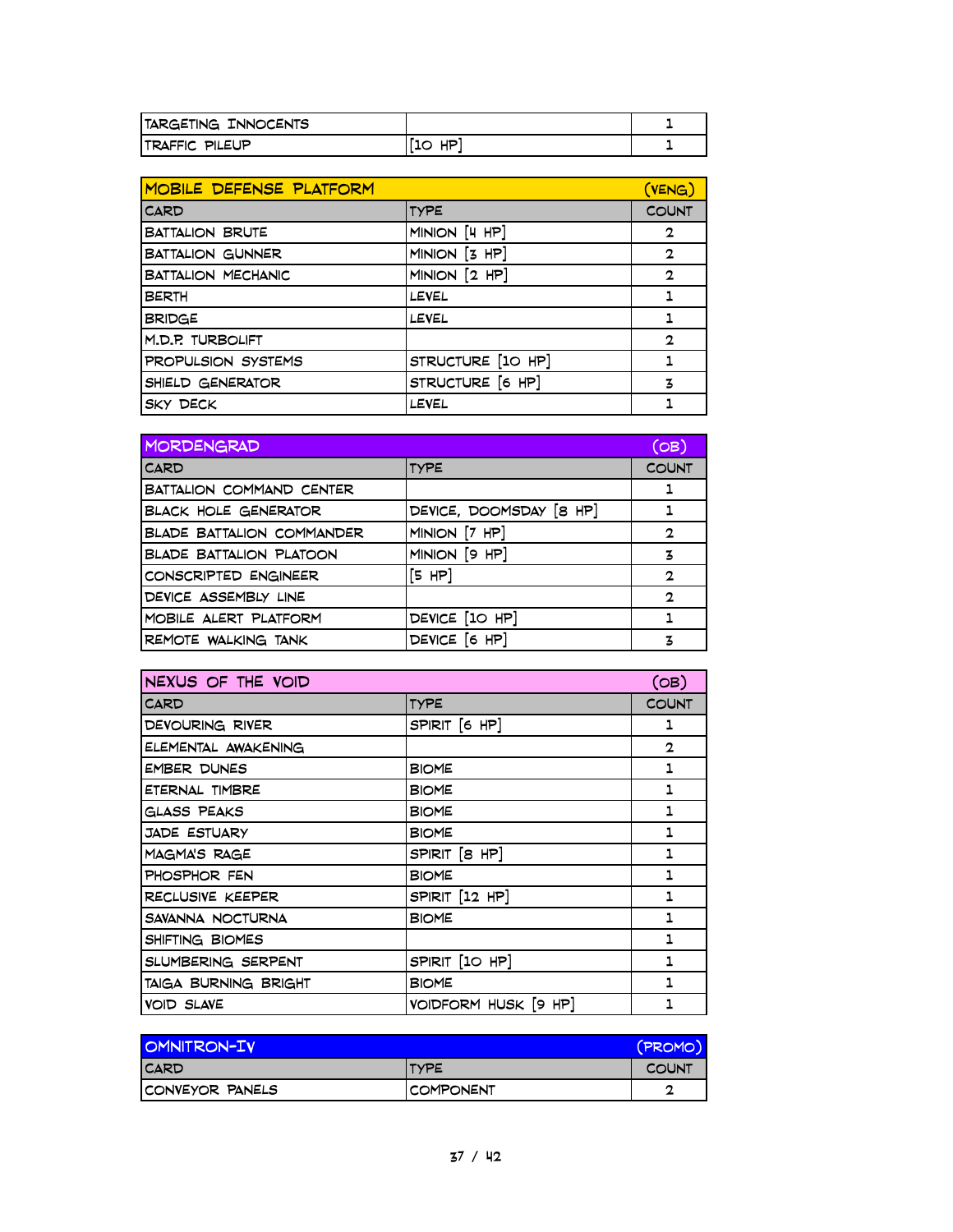| | | |
|---|---|---|
| TARGETING INNOCENTS | | 1 |
| TRAFFIC PILEUP | [10 HP] | 1 |

| MOBILE DEFENSE PLATFORM | | (VENG) |
|---|---|---|
| CARD | TYPE | COUNT |
| BATTALION BRUTE | MINION [4 HP] | 2 |
| BATTALION GUNNER | MINION [3 HP] | 2 |
| BATTALION MECHANIC | MINION [2 HP] | 2 |
| BERTH | LEVEL | 1 |
| BRIDGE | LEVEL | 1 |
| M.D.P. TURBOLIFT | | 2 |
| PROPULSION SYSTEMS | STRUCTURE [10 HP] | 1 |
| SHIELD GENERATOR | STRUCTURE [6 HP] | 3 |
| SKY DECK | LEVEL | 1 |

| MORDENGRAD | | (OB) |
|---|---|---|
| CARD | TYPE | COUNT |
| BATTALION COMMAND CENTER | | 1 |
| BLACK HOLE GENERATOR | DEVICE, DOOMSDAY [8 HP] | 1 |
| BLADE BATTALION COMMANDER | MINION [7 HP] | 2 |
| BLADE BATTALION PLATOON | MINION [9 HP] | 3 |
| CONSCRIPTED ENGINEER | [5 HP] | 2 |
| DEVICE ASSEMBLY LINE | | 2 |
| MOBILE ALERT PLATFORM | DEVICE [10 HP] | 1 |
| REMOTE WALKING TANK | DEVICE [6 HP] | 3 |

| NEXUS OF THE VOID | | (OB) |
|---|---|---|
| CARD | TYPE | COUNT |
| DEVOURING RIVER | SPIRIT [6 HP] | 1 |
| ELEMENTAL AWAKENING | | 2 |
| EMBER DUNES | BIOME | 1 |
| ETERNAL TIMBRE | BIOME | 1 |
| GLASS PEAKS | BIOME | 1 |
| JADE ESTUARY | BIOME | 1 |
| MAGMA'S RAGE | SPIRIT [8 HP] | 1 |
| PHOSPHOR FEN | BIOME | 1 |
| RECLUSIVE KEEPER | SPIRIT [12 HP] | 1 |
| SAVANNA NOCTURNA | BIOME | 1 |
| SHIFTING BIOMES | | 1 |
| SLUMBERING SERPENT | SPIRIT [10 HP] | 1 |
| TAIGA BURNING BRIGHT | BIOME | 1 |
| VOID SLAVE | VOIDFORM HUSK [9 HP] | 1 |

| OMNITRON-IV | | (PROMO) |
|---|---|---|
| CARD | TYPE | COUNT |
| CONVEYOR PANELS | COMPONENT | 2 |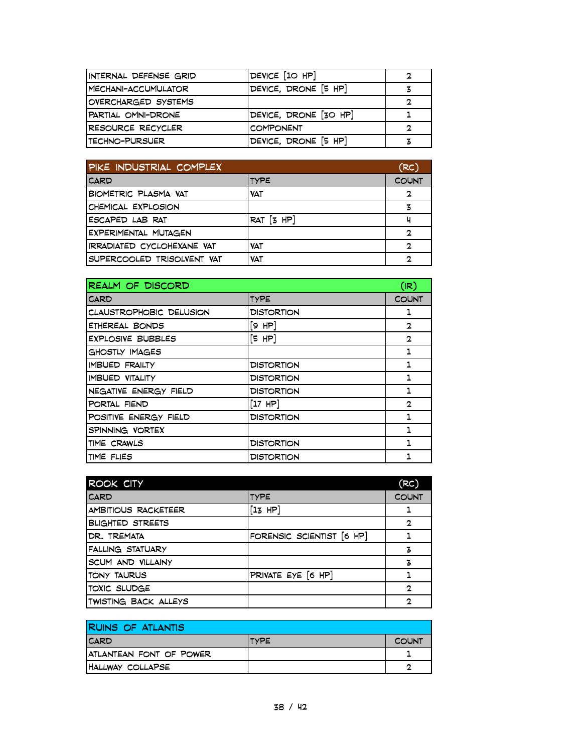| | | |
|---|---|---|
| INTERNAL DEFENSE GRID | DEVICE [10 HP] | 2 |
| MECHANI-ACCUMULATOR | DEVICE, DRONE [5 HP] | 3 |
| OVERCHARGED SYSTEMS | | 2 |
| PARTIAL OMNI-DRONE | DEVICE, DRONE [30 HP] | 1 |
| RESOURCE RECYCLER | COMPONENT | 2 |
| TECHNO-PURSUER | DEVICE, DRONE [5 HP] | 3 |

| PIKE INDUSTRIAL COMPLEX | | (RC) |
|---|---|---|
| CARD | TYPE | COUNT |
| BIOMETRIC PLASMA VAT | VAT | 2 |
| CHEMICAL EXPLOSION | | 3 |
| ESCAPED LAB RAT | RAT [3 HP] | 4 |
| EXPERIMENTAL MUTAGEN | | 2 |
| IRRADIATED CYCLOHEXANE VAT | VAT | 2 |
| SUPERCOOLED TRISOLVENT VAT | VAT | 2 |

| REALM OF DISCORD | | (IR) |
|---|---|---|
| CARD | TYPE | COUNT |
| CLAUSTROPHOBIC DELUSION | DISTORTION | 1 |
| ETHEREAL BONDS | [9 HP] | 2 |
| EXPLOSIVE BUBBLES | [5 HP] | 2 |
| GHOSTLY IMAGES | | 1 |
| IMBUED FRAILTY | DISTORTION | 1 |
| IMBUED VITALITY | DISTORTION | 1 |
| NEGATIVE ENERGY FIELD | DISTORTION | 1 |
| PORTAL FIEND | [17 HP] | 2 |
| POSITIVE ENERGY FIELD | DISTORTION | 1 |
| SPINNING VORTEX | | 1 |
| TIME CRAWLS | DISTORTION | 1 |
| TIME FLIES | DISTORTION | 1 |

| ROOK CITY | | (RC) |
|---|---|---|
| CARD | TYPE | COUNT |
| AMBITIOUS RACKETEER | [13 HP] | 1 |
| BLIGHTED STREETS | | 2 |
| DR. TREMATA | FORENSIC SCIENTIST [6 HP] | 1 |
| FALLING STATUARY | | 3 |
| SCUM AND VILLAINY | | 3 |
| TONY TAURUS | PRIVATE EYE [6 HP] | 1 |
| TOXIC SLUDGE | | 2 |
| TWISTING BACK ALLEYS | | 2 |

| RUINS OF ATLANTIS | | |
|---|---|---|
| CARD | TYPE | COUNT |
| ATLANTEAN FONT OF POWER | | 1 |
| HALLWAY COLLAPSE | | 2 |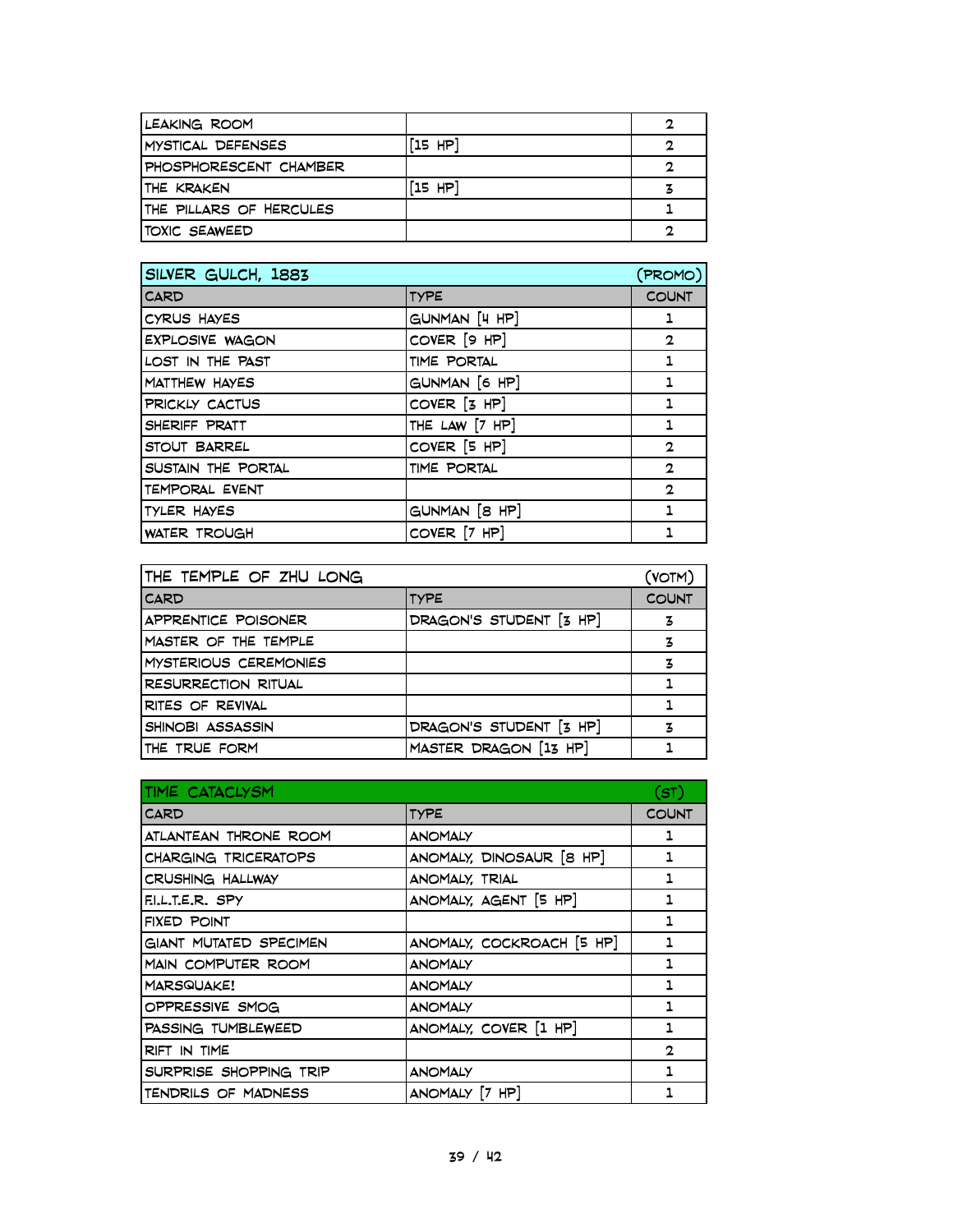| | | |
|---|---|---|
| LEAKING ROOM | | 2 |
| MYSTICAL DEFENSES | [15 HP] | 2 |
| PHOSPHORESCENT CHAMBER | | 2 |
| THE KRAKEN | [15 HP] | 3 |
| THE PILLARS OF HERCULES | | 1 |
| TOXIC SEAWEED | | 2 |

| SILVER GULCH, 1883 | | (PROMO) |
|---|---|---|
| CARD | TYPE | COUNT |
| CYRUS HAYES | GUNMAN [4 HP] | 1 |
| EXPLOSIVE WAGON | COVER [9 HP] | 2 |
| LOST IN THE PAST | TIME PORTAL | 1 |
| MATTHEW HAYES | GUNMAN [6 HP] | 1 |
| PRICKLY CACTUS | COVER [3 HP] | 1 |
| SHERIFF PRATT | THE LAW [7 HP] | 1 |
| STOUT BARREL | COVER [5 HP] | 2 |
| SUSTAIN THE PORTAL | TIME PORTAL | 2 |
| TEMPORAL EVENT | | 2 |
| TYLER HAYES | GUNMAN [8 HP] | 1 |
| WATER TROUGH | COVER [7 HP] | 1 |

| THE TEMPLE OF ZHU LONG | | (VOTM) |
|---|---|---|
| CARD | TYPE | COUNT |
| APPRENTICE POISONER | DRAGON'S STUDENT [3 HP] | 3 |
| MASTER OF THE TEMPLE | | 3 |
| MYSTERIOUS CEREMONIES | | 3 |
| RESURRECTION RITUAL | | 1 |
| RITES OF REVIVAL | | 1 |
| SHINOBI ASSASSIN | DRAGON'S STUDENT [3 HP] | 3 |
| THE TRUE FORM | MASTER DRAGON [13 HP] | 1 |

| TIME CATACLYSM | | (ST) |
|---|---|---|
| CARD | TYPE | COUNT |
| ATLANTEAN THRONE ROOM | ANOMALY | 1 |
| CHARGING TRICERATOPS | ANOMALY, DINOSAUR [8 HP] | 1 |
| CRUSHING HALLWAY | ANOMALY, TRIAL | 1 |
| F.I.L.T.E.R. SPY | ANOMALY, AGENT [5 HP] | 1 |
| FIXED POINT | | 1 |
| GIANT MUTATED SPECIMEN | ANOMALY, COCKROACH [5 HP] | 1 |
| MAIN COMPUTER ROOM | ANOMALY | 1 |
| MARSQUAKE! | ANOMALY | 1 |
| OPPRESSIVE SMOG | ANOMALY | 1 |
| PASSING TUMBLEWEED | ANOMALY, COVER [1 HP] | 1 |
| RIFT IN TIME | | 2 |
| SURPRISE SHOPPING TRIP | ANOMALY | 1 |
| TENDRILS OF MADNESS | ANOMALY [7 HP] | 1 |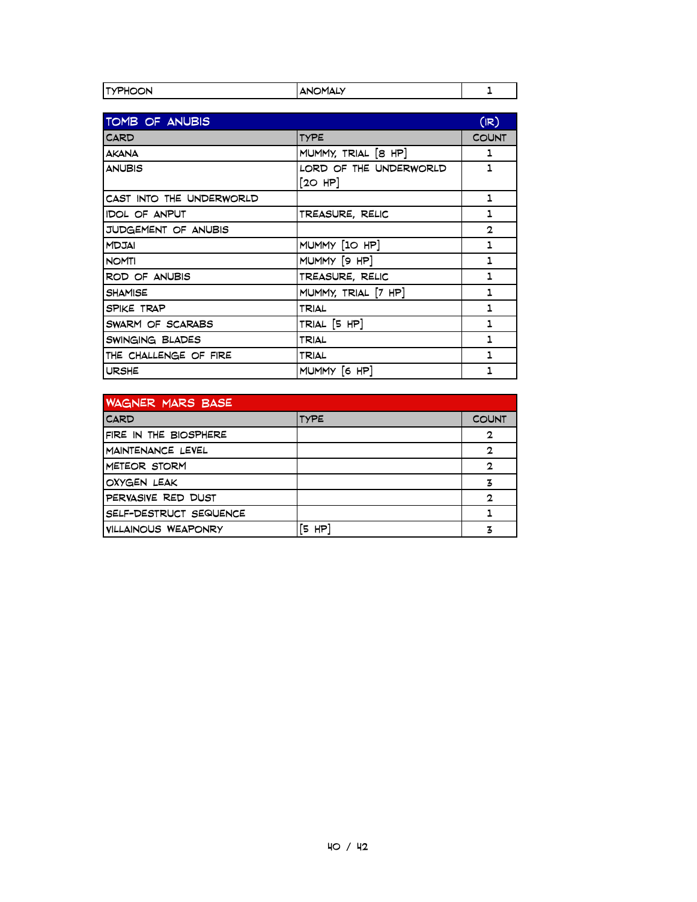| TYPHOON | ANOMALY | 1 |
|---|---|---|

| TOMB OF ANUBIS | | (IR) |
|---|---|---|
| CARD | TYPE | COUNT |
| AKANA | MUMMY, TRIAL [8 HP] | 1 |
| ANUBIS | LORD OF THE UNDERWORLD [20 HP] | 1 |
| CAST INTO THE UNDERWORLD | | 1 |
| IDOL OF ANPUT | TREASURE, RELIC | 1 |
| JUDGEMENT OF ANUBIS | | 2 |
| MDJAI | MUMMY [10 HP] | 1 |
| NOMTI | MUMMY [9 HP] | 1 |
| ROD OF ANUBIS | TREASURE, RELIC | 1 |
| SHAMISE | MUMMY, TRIAL [7 HP] | 1 |
| SPIKE TRAP | TRIAL | 1 |
| SWARM OF SCARABS | TRIAL [5 HP] | 1 |
| SWINGING BLADES | TRIAL | 1 |
| THE CHALLENGE OF FIRE | TRIAL | 1 |
| URSHE | MUMMY [6 HP] | 1 |

| WAGNER MARS BASE | | |
|---|---|---|
| CARD | TYPE | COUNT |
| FIRE IN THE BIOSPHERE | | 2 |
| MAINTENANCE LEVEL | | 2 |
| METEOR STORM | | 2 |
| OXYGEN LEAK | | 3 |
| PERVASIVE RED DUST | | 2 |
| SELF-DESTRUCT SEQUENCE | | 1 |
| VILLAINOUS WEAPONRY | [5 HP] | 3 |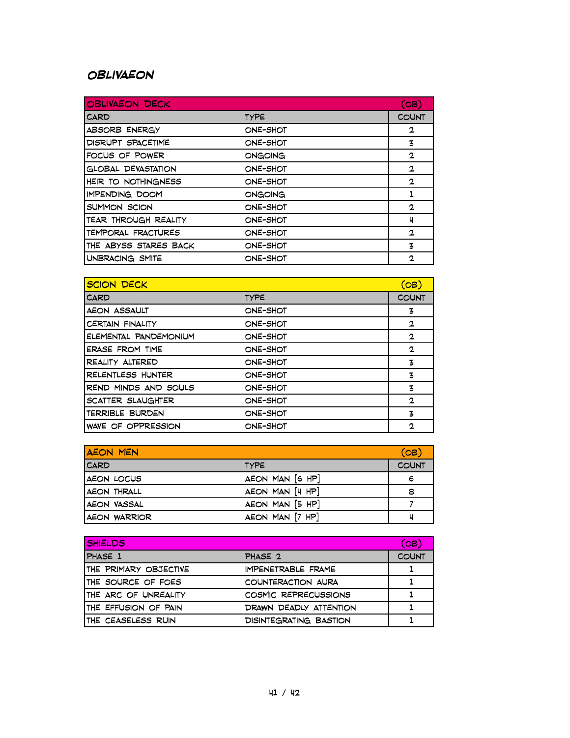## OBLIVAEON

| OBLIVAEON DECK | | (OB) |
|---|---|---|
| CARD | TYPE | COUNT |
| ABSORB ENERGY | ONE-SHOT | 2 |
| DISRUPT SPACETIME | ONE-SHOT | 3 |
| FOCUS OF POWER | ONGOING | 2 |
| GLOBAL DEVASTATION | ONE-SHOT | 2 |
| HEIR TO NOTHINGNESS | ONE-SHOT | 2 |
| IMPENDING DOOM | ONGOING | 1 |
| SUMMON SCION | ONE-SHOT | 2 |
| TEAR THROUGH REALITY | ONE-SHOT | 4 |
| TEMPORAL FRACTURES | ONE-SHOT | 2 |
| THE ABYSS STARES BACK | ONE-SHOT | 3 |
| UNBRACING SMITE | ONE-SHOT | 2 |

| SCION DECK | | (OB) |
|---|---|---|
| CARD | TYPE | COUNT |
| AEON ASSAULT | ONE-SHOT | 3 |
| CERTAIN FINALITY | ONE-SHOT | 2 |
| ELEMENTAL PANDEMONIUM | ONE-SHOT | 2 |
| ERASE FROM TIME | ONE-SHOT | 2 |
| REALITY ALTERED | ONE-SHOT | 3 |
| RELENTLESS HUNTER | ONE-SHOT | 3 |
| REND MINDS AND SOULS | ONE-SHOT | 3 |
| SCATTER SLAUGHTER | ONE-SHOT | 2 |
| TERRIBLE BURDEN | ONE-SHOT | 3 |
| WAVE OF OPPRESSION | ONE-SHOT | 2 |

| AEON MEN | | (OB) |
|---|---|---|
| CARD | TYPE | COUNT |
| AEON LOCUS | AEON MAN [6 HP] | 6 |
| AEON THRALL | AEON MAN [4 HP] | 8 |
| AEON VASSAL | AEON MAN [5 HP] | 7 |
| AEON WARRIOR | AEON MAN [7 HP] | 4 |

| SHIELDS | | (OB) |
|---|---|---|
| PHASE 1 | PHASE 2 | COUNT |
| THE PRIMARY OBJECTIVE | IMPENETRABLE FRAME | 1 |
| THE SOURCE OF FOES | COUNTERACTION AURA | 1 |
| THE ARC OF UNREALITY | COSMIC REPRECUSSIONS | 1 |
| THE EFFUSION OF PAIN | DRAWN DEADLY ATTENTION | 1 |
| THE CEASELESS RUIN | DISINTEGRATING BASTION | 1 |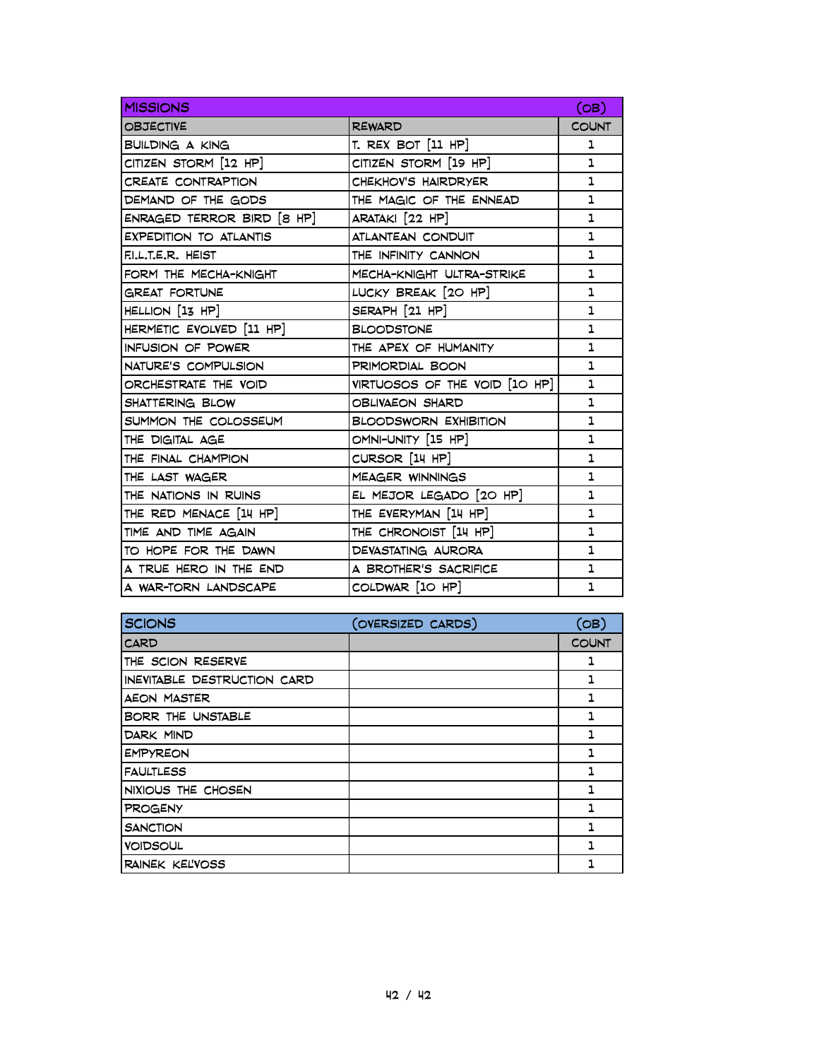| MISSIONS | | (OB) |
| --- | --- | --- |
| OBJECTIVE | REWARD | COUNT |
| BUILDING A KING | T. REX BOT [11 HP] | 1 |
| CITIZEN STORM [12 HP] | CITIZEN STORM [19 HP] | 1 |
| CREATE CONTRAPTION | CHEKHOV'S HAIRDRYER | 1 |
| DEMAND OF THE GODS | THE MAGIC OF THE ENNEAD | 1 |
| ENRAGED TERROR BIRD [8 HP] | ARATAKI [22 HP] | 1 |
| EXPEDITION TO ATLANTIS | ATLANTEAN CONDUIT | 1 |
| F.I.L.T.E.R. HEIST | THE INFINITY CANNON | 1 |
| FORM THE MECHA-KNIGHT | MECHA-KNIGHT ULTRA-STRIKE | 1 |
| GREAT FORTUNE | LUCKY BREAK [20 HP] | 1 |
| HELLION [13 HP] | SERAPH [21 HP] | 1 |
| HERMETIC EVOLVED [11 HP] | BLOODSTONE | 1 |
| INFUSION OF POWER | THE APEX OF HUMANITY | 1 |
| NATURE'S COMPULSION | PRIMORDIAL BOON | 1 |
| ORCHESTRATE THE VOID | VIRTUOSOS OF THE VOID [10 HP] | 1 |
| SHATTERING BLOW | OBLIVAEON SHARD | 1 |
| SUMMON THE COLOSSEUM | BLOODSWORN EXHIBITION | 1 |
| THE DIGITAL AGE | OMNI-UNITY [15 HP] | 1 |
| THE FINAL CHAMPION | CURSOR [14 HP] | 1 |
| THE LAST WAGER | MEAGER WINNINGS | 1 |
| THE NATIONS IN RUINS | EL MEJOR LEGADO [20 HP] | 1 |
| THE RED MENACE [14 HP] | THE EVERYMAN [14 HP] | 1 |
| TIME AND TIME AGAIN | THE CHRONOIST [14 HP] | 1 |
| TO HOPE FOR THE DAWN | DEVASTATING AURORA | 1 |
| A TRUE HERO IN THE END | A BROTHER'S SACRIFICE | 1 |
| A WAR-TORN LANDSCAPE | COLDWAR [10 HP] | 1 |

| SCIONS | (OVERSIZED CARDS) | (OB) |
| --- | --- | --- |
| CARD | | COUNT |
| THE SCION RESERVE | | 1 |
| INEVITABLE DESTRUCTION CARD | | 1 |
| AEON MASTER | | 1 |
| BORR THE UNSTABLE | | 1 |
| DARK MIND | | 1 |
| EMPYREON | | 1 |
| FAULTLESS | | 1 |
| NIXIOUS THE CHOSEN | | 1 |
| PROGENY | | 1 |
| SANCTION | | 1 |
| VOIDSOUL | | 1 |
| RAINEK KEL'VOSS | | 1 |